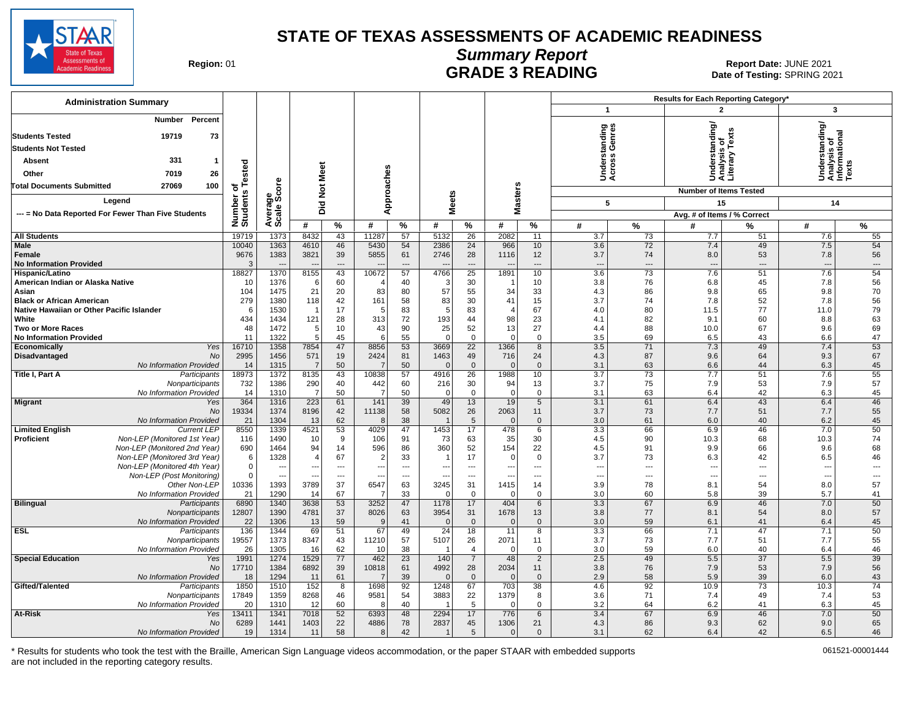# STATE OF TEXAS ASSESSMENTS OF ACADEMIC READINESS

## Summary Report

## GRADE 3 READING

**Region:** 01

**Report Date:** JUNE 2021

**Date of Testing:** SPRING 2021

### Administration Summary

| | Number | Percent |
|---|---|---|
| Students Tested | 19719 | 73 |
| Students Not Tested | | |
| Absent | 331 | 1 |
| Other | 7019 | 26 |
| Total Documents Submitted | 27069 | 100 |

Legend

--- = No Data Reported For Fewer Than Five Students

Results for Each Reporting Category*

| | | Number of Students Tested | Average Scale Score | Did Not Meet # | Did Not Meet % | Approaches # | Approaches % | Meets # | Meets % | Masters # | Masters % | 1: Understanding Across Genres (5 items) # | 1 % | 2: Understanding/Analysis of Literary Texts (15 items) # | 2 % | 3: Understanding/Analysis of Informational Texts (14 items) # | 3 % |
|---|---|---|---|---|---|---|---|---|---|---|---|---|---|---|---|---|---|
| All Students | | 19719 | 1373 | 8432 | 43 | 11287 | 57 | 5132 | 26 | 2082 | 11 | 3.7 | 73 | 7.7 | 51 | 7.6 | 55 |
| Male | | 10040 | 1363 | 4610 | 46 | 5430 | 54 | 2386 | 24 | 966 | 10 | 3.6 | 72 | 7.4 | 49 | 7.5 | 54 |
| Female | | 9676 | 1383 | 3821 | 39 | 5855 | 61 | 2746 | 28 | 1116 | 12 | 3.7 | 74 | 8.0 | 53 | 7.8 | 56 |
| No Information Provided | | 3 | --- | --- | --- | --- | --- | --- | --- | --- | --- | --- | --- | --- | --- | --- | --- |
| Hispanic/Latino | | 18827 | 1370 | 8155 | 43 | 10672 | 57 | 4766 | 25 | 1891 | 10 | 3.6 | 73 | 7.6 | 51 | 7.6 | 54 |
| American Indian or Alaska Native | | 10 | 1376 | 6 | 60 | 4 | 40 | 3 | 30 | 1 | 10 | 3.8 | 76 | 6.8 | 45 | 7.8 | 56 |
| Asian | | 104 | 1475 | 21 | 20 | 83 | 80 | 57 | 55 | 34 | 33 | 4.3 | 86 | 9.8 | 65 | 9.8 | 70 |
| Black or African American | | 279 | 1380 | 118 | 42 | 161 | 58 | 83 | 30 | 41 | 15 | 3.7 | 74 | 7.8 | 52 | 7.8 | 56 |
| Native Hawaiian or Other Pacific Islander | | 6 | 1530 | 1 | 17 | 5 | 83 | 5 | 83 | 4 | 67 | 4.0 | 80 | 11.5 | 77 | 11.0 | 79 |
| White | | 434 | 1434 | 121 | 28 | 313 | 72 | 193 | 44 | 98 | 23 | 4.1 | 82 | 9.1 | 60 | 8.8 | 63 |
| Two or More Races | | 48 | 1472 | 5 | 10 | 43 | 90 | 25 | 52 | 13 | 27 | 4.4 | 88 | 10.0 | 67 | 9.6 | 69 |
| No Information Provided | | 11 | 1322 | 5 | 45 | 6 | 55 | 0 | 0 | 0 | 0 | 3.5 | 69 | 6.5 | 43 | 6.6 | 47 |
| Economically Disadvantaged | Yes | 16710 | 1358 | 7854 | 47 | 8856 | 53 | 3669 | 22 | 1366 | 8 | 3.5 | 71 | 7.3 | 49 | 7.4 | 53 |
| | No | 2995 | 1456 | 571 | 19 | 2424 | 81 | 1463 | 49 | 716 | 24 | 4.3 | 87 | 9.6 | 64 | 9.3 | 67 |
| | No Information Provided | 14 | 1315 | 7 | 50 | 7 | 50 | 0 | 0 | 0 | 0 | 3.1 | 63 | 6.6 | 44 | 6.3 | 45 |
| Title I, Part A | Participants | 18973 | 1372 | 8135 | 43 | 10838 | 57 | 4916 | 26 | 1988 | 10 | 3.7 | 73 | 7.7 | 51 | 7.6 | 55 |
| | Nonparticipants | 732 | 1386 | 290 | 40 | 442 | 60 | 216 | 30 | 94 | 13 | 3.7 | 75 | 7.9 | 53 | 7.9 | 57 |
| | No Information Provided | 14 | 1310 | 7 | 50 | 7 | 50 | 0 | 0 | 0 | 0 | 3.1 | 63 | 6.4 | 42 | 6.3 | 45 |
| Migrant | Yes | 364 | 1316 | 223 | 61 | 141 | 39 | 49 | 13 | 19 | 5 | 3.1 | 61 | 6.4 | 43 | 6.4 | 46 |
| | No | 19334 | 1374 | 8196 | 42 | 11138 | 58 | 5082 | 26 | 2063 | 11 | 3.7 | 73 | 7.7 | 51 | 7.7 | 55 |
| | No Information Provided | 21 | 1304 | 13 | 62 | 8 | 38 | 1 | 5 | 0 | 0 | 3.0 | 61 | 6.0 | 40 | 6.2 | 45 |
| Limited English Proficient | Current LEP | 8550 | 1339 | 4521 | 53 | 4029 | 47 | 1453 | 17 | 478 | 6 | 3.3 | 66 | 6.9 | 46 | 7.0 | 50 |
| | Non-LEP (Monitored 1st Year) | 116 | 1490 | 10 | 9 | 106 | 91 | 73 | 63 | 35 | 30 | 4.5 | 90 | 10.3 | 68 | 10.3 | 74 |
| | Non-LEP (Monitored 2nd Year) | 690 | 1464 | 94 | 14 | 596 | 86 | 360 | 52 | 154 | 22 | 4.5 | 91 | 9.9 | 66 | 9.6 | 68 |
| | Non-LEP (Monitored 3rd Year) | 6 | 1328 | 4 | 67 | 2 | 33 | 1 | 17 | 0 | 0 | 3.7 | 73 | 6.3 | 42 | 6.5 | 46 |
| | Non-LEP (Monitored 4th Year) | 0 | --- | --- | --- | --- | --- | --- | --- | --- | --- | --- | --- | --- | --- | --- | --- |
| | Non-LEP (Post Monitoring) | 0 | --- | --- | --- | --- | --- | --- | --- | --- | --- | --- | --- | --- | --- | --- | --- |
| | Other Non-LEP | 10336 | 1393 | 3789 | 37 | 6547 | 63 | 3245 | 31 | 1415 | 14 | 3.9 | 78 | 8.1 | 54 | 8.0 | 57 |
| | No Information Provided | 21 | 1290 | 14 | 67 | 7 | 33 | 0 | 0 | 0 | 0 | 3.0 | 60 | 5.8 | 39 | 5.7 | 41 |
| Bilingual | Participants | 6890 | 1340 | 3638 | 53 | 3252 | 47 | 1178 | 17 | 404 | 6 | 3.3 | 67 | 6.9 | 46 | 7.0 | 50 |
| | Nonparticipants | 12807 | 1390 | 4781 | 37 | 8026 | 63 | 3954 | 31 | 1678 | 13 | 3.8 | 77 | 8.1 | 54 | 8.0 | 57 |
| | No Information Provided | 22 | 1306 | 13 | 59 | 9 | 41 | 0 | 0 | 0 | 0 | 3.0 | 59 | 6.1 | 41 | 6.4 | 45 |
| ESL | Participants | 136 | 1344 | 69 | 51 | 67 | 49 | 24 | 18 | 11 | 8 | 3.3 | 66 | 7.1 | 47 | 7.1 | 50 |
| | Nonparticipants | 19557 | 1373 | 8347 | 43 | 11210 | 57 | 5107 | 26 | 2071 | 11 | 3.7 | 73 | 7.7 | 51 | 7.7 | 55 |
| | No Information Provided | 26 | 1305 | 16 | 62 | 10 | 38 | 1 | 4 | 0 | 0 | 3.0 | 59 | 6.0 | 40 | 6.4 | 46 |
| Special Education | Yes | 1991 | 1274 | 1529 | 77 | 462 | 23 | 140 | 7 | 48 | 2 | 2.5 | 49 | 5.5 | 37 | 5.5 | 39 |
| | No | 17710 | 1384 | 6892 | 39 | 10818 | 61 | 4992 | 28 | 2034 | 11 | 3.8 | 76 | 7.9 | 53 | 7.9 | 56 |
| | No Information Provided | 18 | 1294 | 11 | 61 | 7 | 39 | 0 | 0 | 0 | 0 | 2.9 | 58 | 5.9 | 39 | 6.0 | 43 |
| Gifted/Talented | Participants | 1850 | 1510 | 152 | 8 | 1698 | 92 | 1248 | 67 | 703 | 38 | 4.6 | 92 | 10.9 | 73 | 10.3 | 74 |
| | Nonparticipants | 17849 | 1359 | 8268 | 46 | 9581 | 54 | 3883 | 22 | 1379 | 8 | 3.6 | 71 | 7.4 | 49 | 7.4 | 53 |
| | No Information Provided | 20 | 1310 | 12 | 60 | 8 | 40 | 1 | 5 | 0 | 0 | 3.2 | 64 | 6.2 | 41 | 6.3 | 45 |
| At-Risk | Yes | 13411 | 1341 | 7018 | 52 | 6393 | 48 | 2294 | 17 | 776 | 6 | 3.4 | 67 | 6.9 | 46 | 7.0 | 50 |
| | No | 6289 | 1441 | 1403 | 22 | 4886 | 78 | 2837 | 45 | 1306 | 21 | 4.3 | 86 | 9.3 | 62 | 9.0 | 65 |
| | No Information Provided | 19 | 1314 | 11 | 58 | 8 | 42 | 1 | 5 | 0 | 0 | 3.1 | 62 | 6.4 | 42 | 6.5 | 46 |

Reporting category columns show Avg. # of Items / % Correct.

\* Results for students who took the test with the Braille, American Sign Language videos accommodation, or the paper STAAR with embedded supports are not included in the reporting category results.

061521-00001444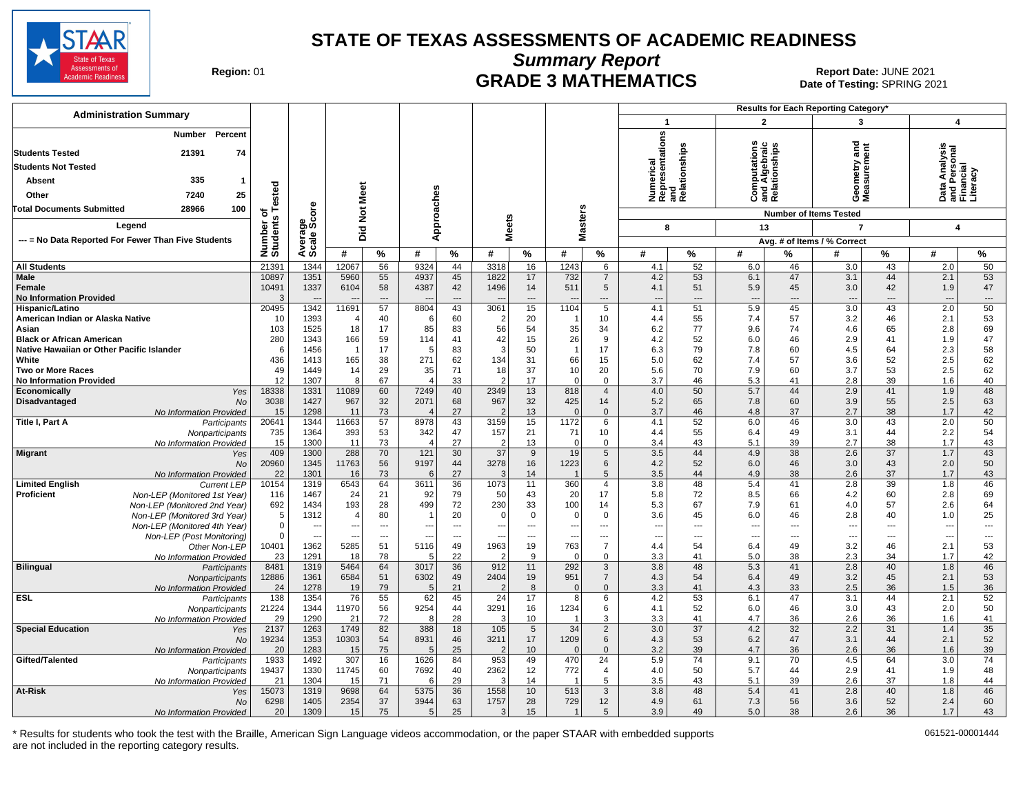# STATE OF TEXAS ASSESSMENTS OF ACADEMIC READINESS

## Summary Report

## GRADE 3 MATHEMATICS

Region: 01

Report Date: JUNE 2021

Date of Testing: SPRING 2021

### Administration Summary

| | Number | Percent |
|---|---|---|
| Students Tested | 21391 | 74 |
| Students Not Tested | | |
| Absent | 335 | 1 |
| Other | 7240 | 25 |
| Total Documents Submitted | 28966 | 100 |

Legend

--- = No Data Reported For Fewer Than Five Students

Results for Each Reporting Category*: 1 = Numerical Representations and Relationships (8 items); 2 = Computations and Algebraic Relationships (13 items); 3 = Geometry and Measurement (7 items); 4 = Data Analysis and Personal Financial Literacy (4 items). Reporting category values are Avg. # of Items / % Correct.

| Group | | Number of Students Tested | Average Scale Score | Did Not Meet # | Did Not Meet % | Approaches # | Approaches % | Meets # | Meets % | Masters # | Masters % | Cat 1 # | Cat 1 % | Cat 2 # | Cat 2 % | Cat 3 # | Cat 3 % | Cat 4 # | Cat 4 % |
|---|---|---|---|---|---|---|---|---|---|---|---|---|---|---|---|---|---|---|---|
| All Students | | 21391 | 1344 | 12067 | 56 | 9324 | 44 | 3318 | 16 | 1243 | 6 | 4.1 | 52 | 6.0 | 46 | 3.0 | 43 | 2.0 | 50 |
| Male | | 10897 | 1351 | 5960 | 55 | 4937 | 45 | 1822 | 17 | 732 | 7 | 4.2 | 53 | 6.1 | 47 | 3.1 | 44 | 2.1 | 53 |
| Female | | 10491 | 1337 | 6104 | 58 | 4387 | 42 | 1496 | 14 | 511 | 5 | 4.1 | 51 | 5.9 | 45 | 3.0 | 42 | 1.9 | 47 |
| No Information Provided | | 3 | --- | --- | --- | --- | --- | --- | --- | --- | --- | --- | --- | --- | --- | --- | --- | --- | --- |
| Hispanic/Latino | | 20495 | 1342 | 11691 | 57 | 8804 | 43 | 3061 | 15 | 1104 | 5 | 4.1 | 51 | 5.9 | 45 | 3.0 | 43 | 2.0 | 50 |
| American Indian or Alaska Native | | 10 | 1393 | 4 | 40 | 6 | 60 | 2 | 20 | 1 | 10 | 4.4 | 55 | 7.4 | 57 | 3.2 | 46 | 2.1 | 53 |
| Asian | | 103 | 1525 | 18 | 17 | 85 | 83 | 56 | 54 | 35 | 34 | 6.2 | 77 | 9.6 | 74 | 4.6 | 65 | 2.8 | 69 |
| Black or African American | | 280 | 1343 | 166 | 59 | 114 | 41 | 42 | 15 | 26 | 9 | 4.2 | 52 | 6.0 | 46 | 2.9 | 41 | 1.9 | 47 |
| Native Hawaiian or Other Pacific Islander | | 6 | 1456 | 1 | 17 | 5 | 83 | 3 | 50 | 1 | 17 | 6.3 | 79 | 7.8 | 60 | 4.5 | 64 | 2.3 | 58 |
| White | | 436 | 1413 | 165 | 38 | 271 | 62 | 134 | 31 | 66 | 15 | 5.0 | 62 | 7.4 | 57 | 3.6 | 52 | 2.5 | 62 |
| Two or More Races | | 49 | 1449 | 14 | 29 | 35 | 71 | 18 | 37 | 10 | 20 | 5.6 | 70 | 7.9 | 60 | 3.7 | 53 | 2.5 | 62 |
| No Information Provided | | 12 | 1307 | 8 | 67 | 4 | 33 | 2 | 17 | 0 | 0 | 3.7 | 46 | 5.3 | 41 | 2.8 | 39 | 1.6 | 40 |
| Economically Disadvantaged | Yes | 18338 | 1331 | 11089 | 60 | 7249 | 40 | 2349 | 13 | 818 | 4 | 4.0 | 50 | 5.7 | 44 | 2.9 | 41 | 1.9 | 48 |
| | No | 3038 | 1427 | 967 | 32 | 2071 | 68 | 967 | 32 | 425 | 14 | 5.2 | 65 | 7.8 | 60 | 3.9 | 55 | 2.5 | 63 |
| | No Information Provided | 15 | 1298 | 11 | 73 | 4 | 27 | 2 | 13 | 0 | 0 | 3.7 | 46 | 4.8 | 37 | 2.7 | 38 | 1.7 | 42 |
| Title I, Part A | Participants | 20641 | 1344 | 11663 | 57 | 8978 | 43 | 3159 | 15 | 1172 | 6 | 4.1 | 52 | 6.0 | 46 | 3.0 | 43 | 2.0 | 50 |
| | Nonparticipants | 735 | 1364 | 393 | 53 | 342 | 47 | 157 | 21 | 71 | 10 | 4.4 | 55 | 6.4 | 49 | 3.1 | 44 | 2.2 | 54 |
| | No Information Provided | 15 | 1300 | 11 | 73 | 4 | 27 | 2 | 13 | 0 | 0 | 3.4 | 43 | 5.1 | 39 | 2.7 | 38 | 1.7 | 43 |
| Migrant | Yes | 409 | 1300 | 288 | 70 | 121 | 30 | 37 | 9 | 19 | 5 | 3.5 | 44 | 4.9 | 38 | 2.6 | 37 | 1.7 | 43 |
| | No | 20960 | 1345 | 11763 | 56 | 9197 | 44 | 3278 | 16 | 1223 | 6 | 4.2 | 52 | 6.0 | 46 | 3.0 | 43 | 2.0 | 50 |
| | No Information Provided | 22 | 1301 | 16 | 73 | 6 | 27 | 3 | 14 | 1 | 5 | 3.5 | 44 | 4.9 | 38 | 2.6 | 37 | 1.7 | 43 |
| Limited English Proficient | Current LEP | 10154 | 1319 | 6543 | 64 | 3611 | 36 | 1073 | 11 | 360 | 4 | 3.8 | 48 | 5.4 | 41 | 2.8 | 39 | 1.8 | 46 |
| | Non-LEP (Monitored 1st Year) | 116 | 1467 | 24 | 21 | 92 | 79 | 50 | 43 | 20 | 17 | 5.8 | 72 | 8.5 | 66 | 4.2 | 60 | 2.8 | 69 |
| | Non-LEP (Monitored 2nd Year) | 692 | 1434 | 193 | 28 | 499 | 72 | 230 | 33 | 100 | 14 | 5.3 | 67 | 7.9 | 61 | 4.0 | 57 | 2.6 | 64 |
| | Non-LEP (Monitored 3rd Year) | 5 | 1312 | 4 | 80 | 1 | 20 | 0 | 0 | 0 | 0 | 3.6 | 45 | 6.0 | 46 | 2.8 | 40 | 1.0 | 25 |
| | Non-LEP (Monitored 4th Year) | 0 | --- | --- | --- | --- | --- | --- | --- | --- | --- | --- | --- | --- | --- | --- | --- | --- | --- |
| | Non-LEP (Post Monitoring) | 0 | --- | --- | --- | --- | --- | --- | --- | --- | --- | --- | --- | --- | --- | --- | --- | --- | --- |
| | Other Non-LEP | 10401 | 1362 | 5285 | 51 | 5116 | 49 | 1963 | 19 | 763 | 7 | 4.4 | 54 | 6.4 | 49 | 3.2 | 46 | 2.1 | 53 |
| | No Information Provided | 23 | 1291 | 18 | 78 | 5 | 22 | 2 | 9 | 0 | 0 | 3.3 | 41 | 5.0 | 38 | 2.3 | 34 | 1.7 | 42 |
| Bilingual | Participants | 8481 | 1319 | 5464 | 64 | 3017 | 36 | 912 | 11 | 292 | 3 | 3.8 | 48 | 5.3 | 41 | 2.8 | 40 | 1.8 | 46 |
| | Nonparticipants | 12886 | 1361 | 6584 | 51 | 6302 | 49 | 2404 | 19 | 951 | 7 | 4.3 | 54 | 6.4 | 49 | 3.2 | 45 | 2.1 | 53 |
| | No Information Provided | 24 | 1278 | 19 | 79 | 5 | 21 | 2 | 8 | 0 | 0 | 3.3 | 41 | 4.3 | 33 | 2.5 | 36 | 1.5 | 36 |
| ESL | Participants | 138 | 1354 | 76 | 55 | 62 | 45 | 24 | 17 | 8 | 6 | 4.2 | 53 | 6.1 | 47 | 3.1 | 44 | 2.1 | 52 |
| | Nonparticipants | 21224 | 1344 | 11970 | 56 | 9254 | 44 | 3291 | 16 | 1234 | 6 | 4.1 | 52 | 6.0 | 46 | 3.0 | 43 | 2.0 | 50 |
| | No Information Provided | 29 | 1290 | 21 | 72 | 8 | 28 | 3 | 10 | 1 | 3 | 3.3 | 41 | 4.7 | 36 | 2.6 | 36 | 1.6 | 41 |
| Special Education | Yes | 2137 | 1263 | 1749 | 82 | 388 | 18 | 105 | 5 | 34 | 2 | 3.0 | 37 | 4.2 | 32 | 2.2 | 31 | 1.4 | 35 |
| | No | 19234 | 1353 | 10303 | 54 | 8931 | 46 | 3211 | 17 | 1209 | 6 | 4.3 | 53 | 6.2 | 47 | 3.1 | 44 | 2.1 | 52 |
| | No Information Provided | 20 | 1283 | 15 | 75 | 5 | 25 | 2 | 10 | 0 | 0 | 3.2 | 39 | 4.7 | 36 | 2.6 | 36 | 1.6 | 39 |
| Gifted/Talented | Participants | 1933 | 1492 | 307 | 16 | 1626 | 84 | 953 | 49 | 470 | 24 | 5.9 | 74 | 9.1 | 70 | 4.5 | 64 | 3.0 | 74 |
| | Nonparticipants | 19437 | 1330 | 11745 | 60 | 7692 | 40 | 2362 | 12 | 772 | 4 | 4.0 | 50 | 5.7 | 44 | 2.9 | 41 | 1.9 | 48 |
| | No Information Provided | 21 | 1304 | 15 | 71 | 6 | 29 | 3 | 14 | 1 | 5 | 3.5 | 43 | 5.1 | 39 | 2.6 | 37 | 1.8 | 44 |
| At-Risk | Yes | 15073 | 1319 | 9698 | 64 | 5375 | 36 | 1558 | 10 | 513 | 3 | 3.8 | 48 | 5.4 | 41 | 2.8 | 40 | 1.8 | 46 |
| | No | 6298 | 1405 | 2354 | 37 | 3944 | 63 | 1757 | 28 | 729 | 12 | 4.9 | 61 | 7.3 | 56 | 3.6 | 52 | 2.4 | 60 |
| | No Information Provided | 20 | 1309 | 15 | 75 | 5 | 25 | 3 | 15 | 1 | 5 | 3.9 | 49 | 5.0 | 38 | 2.6 | 36 | 1.7 | 43 |

\* Results for students who took the test with the Braille, American Sign Language videos accommodation, or the paper STAAR with embedded supports are not included in the reporting category results.

061521-00001444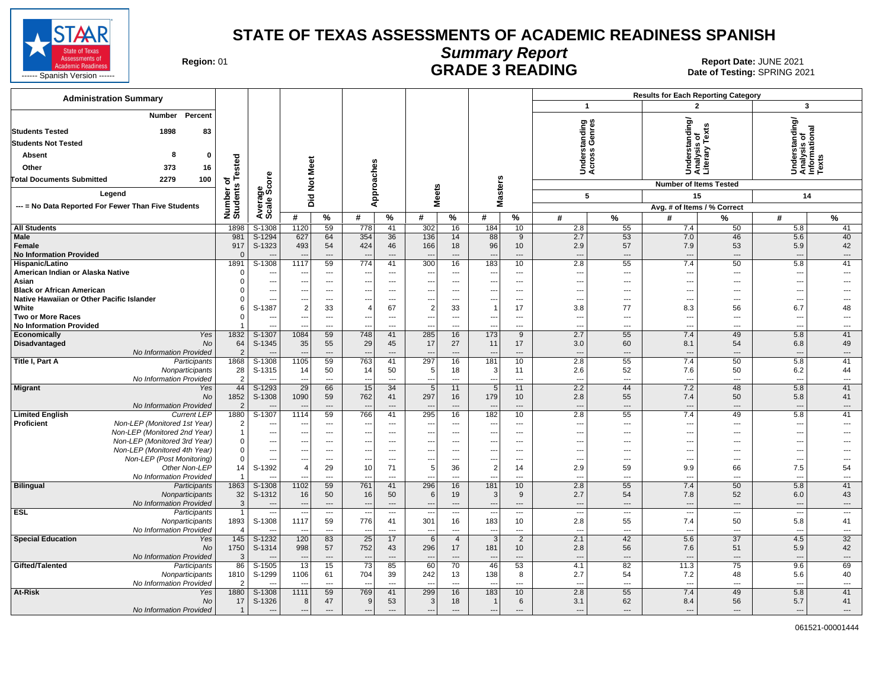# STATE OF TEXAS ASSESSMENTS OF ACADEMIC READINESS SPANISH

## Summary Report

## GRADE 3 READING

STAAR State of Texas Assessments of Academic Readiness ------ Spanish Version ------

**Region:** 01

**Report Date:** JUNE 2021
**Date of Testing:** SPRING 2021

### Administration Summary

| | Number | Percent |
|---|---|---|
| **Students Tested** | 1898 | 83 |
| **Students Not Tested** | | |
| **Absent** | 8 | 0 |
| **Other** | 373 | 16 |
| **Total Documents Submitted** | 2279 | 100 |

**Legend**

--- = No Data Reported For Fewer Than Five Students

Results for Each Reporting Category: 1 – Understanding Across Genres (Number of Items Tested: 5); 2 – Understanding/Analysis of Literary Texts (Number of Items Tested: 15); 3 – Understanding/Analysis of Informational Texts (Number of Items Tested: 14). Avg. # of Items / % Correct.

| Group | | Number of Students Tested | Average Scale Score | Did Not Meet # | Did Not Meet % | Approaches # | Approaches % | Meets # | Meets % | Masters # | Masters % | Cat. 1 # | Cat. 1 % | Cat. 2 # | Cat. 2 % | Cat. 3 # | Cat. 3 % |
|---|---|---|---|---|---|---|---|---|---|---|---|---|---|---|---|---|---|
| **All Students** | | 1898 | S-1308 | 1120 | 59 | 778 | 41 | 302 | 16 | 184 | 10 | 2.8 | 55 | 7.4 | 50 | 5.8 | 41 |
| **Male** | | 981 | S-1294 | 627 | 64 | 354 | 36 | 136 | 14 | 88 | 9 | 2.7 | 53 | 7.0 | 46 | 5.6 | 40 |
| **Female** | | 917 | S-1323 | 493 | 54 | 424 | 46 | 166 | 18 | 96 | 10 | 2.9 | 57 | 7.9 | 53 | 5.9 | 42 |
| **No Information Provided** | | 0 | --- | --- | --- | --- | --- | --- | --- | --- | --- | --- | --- | --- | --- | --- | --- |
| **Hispanic/Latino** | | 1891 | S-1308 | 1117 | 59 | 774 | 41 | 300 | 16 | 183 | 10 | 2.8 | 55 | 7.4 | 50 | 5.8 | 41 |
| **American Indian or Alaska Native** | | 0 | --- | --- | --- | --- | --- | --- | --- | --- | --- | --- | --- | --- | --- | --- | --- |
| **Asian** | | 0 | --- | --- | --- | --- | --- | --- | --- | --- | --- | --- | --- | --- | --- | --- | --- |
| **Black or African American** | | 0 | --- | --- | --- | --- | --- | --- | --- | --- | --- | --- | --- | --- | --- | --- | --- |
| **Native Hawaiian or Other Pacific Islander** | | 0 | --- | --- | --- | --- | --- | --- | --- | --- | --- | --- | --- | --- | --- | --- | --- |
| **White** | | 6 | S-1387 | 2 | 33 | 4 | 67 | 2 | 33 | 1 | 17 | 3.8 | 77 | 8.3 | 56 | 6.7 | 48 |
| **Two or More Races** | | 0 | --- | --- | --- | --- | --- | --- | --- | --- | --- | --- | --- | --- | --- | --- | --- |
| **No Information Provided** | | 1 | --- | --- | --- | --- | --- | --- | --- | --- | --- | --- | --- | --- | --- | --- | --- |
| **Economically Disadvantaged** | *Yes* | 1832 | S-1307 | 1084 | 59 | 748 | 41 | 285 | 16 | 173 | 9 | 2.7 | 55 | 7.4 | 49 | 5.8 | 41 |
| | *No* | 64 | S-1345 | 35 | 55 | 29 | 45 | 17 | 27 | 11 | 17 | 3.0 | 60 | 8.1 | 54 | 6.8 | 49 |
| | *No Information Provided* | 2 | --- | --- | --- | --- | --- | --- | --- | --- | --- | --- | --- | --- | --- | --- | --- |
| **Title I, Part A** | *Participants* | 1868 | S-1308 | 1105 | 59 | 763 | 41 | 297 | 16 | 181 | 10 | 2.8 | 55 | 7.4 | 50 | 5.8 | 41 |
| | *Nonparticipants* | 28 | S-1315 | 14 | 50 | 14 | 50 | 5 | 18 | 3 | 11 | 2.6 | 52 | 7.6 | 50 | 6.2 | 44 |
| | *No Information Provided* | 2 | --- | --- | --- | --- | --- | --- | --- | --- | --- | --- | --- | --- | --- | --- | --- |
| **Migrant** | *Yes* | 44 | S-1293 | 29 | 66 | 15 | 34 | 5 | 11 | 5 | 11 | 2.2 | 44 | 7.2 | 48 | 5.8 | 41 |
| | *No* | 1852 | S-1308 | 1090 | 59 | 762 | 41 | 297 | 16 | 179 | 10 | 2.8 | 55 | 7.4 | 50 | 5.8 | 41 |
| | *No Information Provided* | 2 | --- | --- | --- | --- | --- | --- | --- | --- | --- | --- | --- | --- | --- | --- | --- |
| **Limited English Proficient** | *Current LEP* | 1880 | S-1307 | 1114 | 59 | 766 | 41 | 295 | 16 | 182 | 10 | 2.8 | 55 | 7.4 | 49 | 5.8 | 41 |
| | *Non-LEP (Monitored 1st Year)* | 2 | --- | --- | --- | --- | --- | --- | --- | --- | --- | --- | --- | --- | --- | --- | --- |
| | *Non-LEP (Monitored 2nd Year)* | 1 | --- | --- | --- | --- | --- | --- | --- | --- | --- | --- | --- | --- | --- | --- | --- |
| | *Non-LEP (Monitored 3rd Year)* | 0 | --- | --- | --- | --- | --- | --- | --- | --- | --- | --- | --- | --- | --- | --- | --- |
| | *Non-LEP (Monitored 4th Year)* | 0 | --- | --- | --- | --- | --- | --- | --- | --- | --- | --- | --- | --- | --- | --- | --- |
| | *Non-LEP (Post Monitoring)* | 0 | --- | --- | --- | --- | --- | --- | --- | --- | --- | --- | --- | --- | --- | --- | --- |
| | *Other Non-LEP* | 14 | S-1392 | 4 | 29 | 10 | 71 | 5 | 36 | 2 | 14 | 2.9 | 59 | 9.9 | 66 | 7.5 | 54 |
| | *No Information Provided* | 1 | --- | --- | --- | --- | --- | --- | --- | --- | --- | --- | --- | --- | --- | --- | --- |
| **Bilingual** | *Participants* | 1863 | S-1308 | 1102 | 59 | 761 | 41 | 296 | 16 | 181 | 10 | 2.8 | 55 | 7.4 | 50 | 5.8 | 41 |
| | *Nonparticipants* | 32 | S-1312 | 16 | 50 | 16 | 50 | 6 | 19 | 3 | 9 | 2.7 | 54 | 7.8 | 52 | 6.0 | 43 |
| | *No Information Provided* | 3 | --- | --- | --- | --- | --- | --- | --- | --- | --- | --- | --- | --- | --- | --- | --- |
| **ESL** | *Participants* | 1 | --- | --- | --- | --- | --- | --- | --- | --- | --- | --- | --- | --- | --- | --- | --- |
| | *Nonparticipants* | 1893 | S-1308 | 1117 | 59 | 776 | 41 | 301 | 16 | 183 | 10 | 2.8 | 55 | 7.4 | 50 | 5.8 | 41 |
| | *No Information Provided* | 4 | --- | --- | --- | --- | --- | --- | --- | --- | --- | --- | --- | --- | --- | --- | --- |
| **Special Education** | *Yes* | 145 | S-1232 | 120 | 83 | 25 | 17 | 6 | 4 | 3 | 2 | 2.1 | 42 | 5.6 | 37 | 4.5 | 32 |
| | *No* | 1750 | S-1314 | 998 | 57 | 752 | 43 | 296 | 17 | 181 | 10 | 2.8 | 56 | 7.6 | 51 | 5.9 | 42 |
| | *No Information Provided* | 3 | --- | --- | --- | --- | --- | --- | --- | --- | --- | --- | --- | --- | --- | --- | --- |
| **Gifted/Talented** | *Participants* | 86 | S-1505 | 13 | 15 | 73 | 85 | 60 | 70 | 46 | 53 | 4.1 | 82 | 11.3 | 75 | 9.6 | 69 |
| | *Nonparticipants* | 1810 | S-1299 | 1106 | 61 | 704 | 39 | 242 | 13 | 138 | 8 | 2.7 | 54 | 7.2 | 48 | 5.6 | 40 |
| | *No Information Provided* | 2 | --- | --- | --- | --- | --- | --- | --- | --- | --- | --- | --- | --- | --- | --- | --- |
| **At-Risk** | *Yes* | 1880 | S-1308 | 1111 | 59 | 769 | 41 | 299 | 16 | 183 | 10 | 2.8 | 55 | 7.4 | 49 | 5.8 | 41 |
| | *No* | 17 | S-1326 | 8 | 47 | 9 | 53 | 3 | 18 | 1 | 6 | 3.1 | 62 | 8.4 | 56 | 5.7 | 41 |
| | *No Information Provided* | 1 | --- | --- | --- | --- | --- | --- | --- | --- | --- | --- | --- | --- | --- | --- | --- |

061521-00001444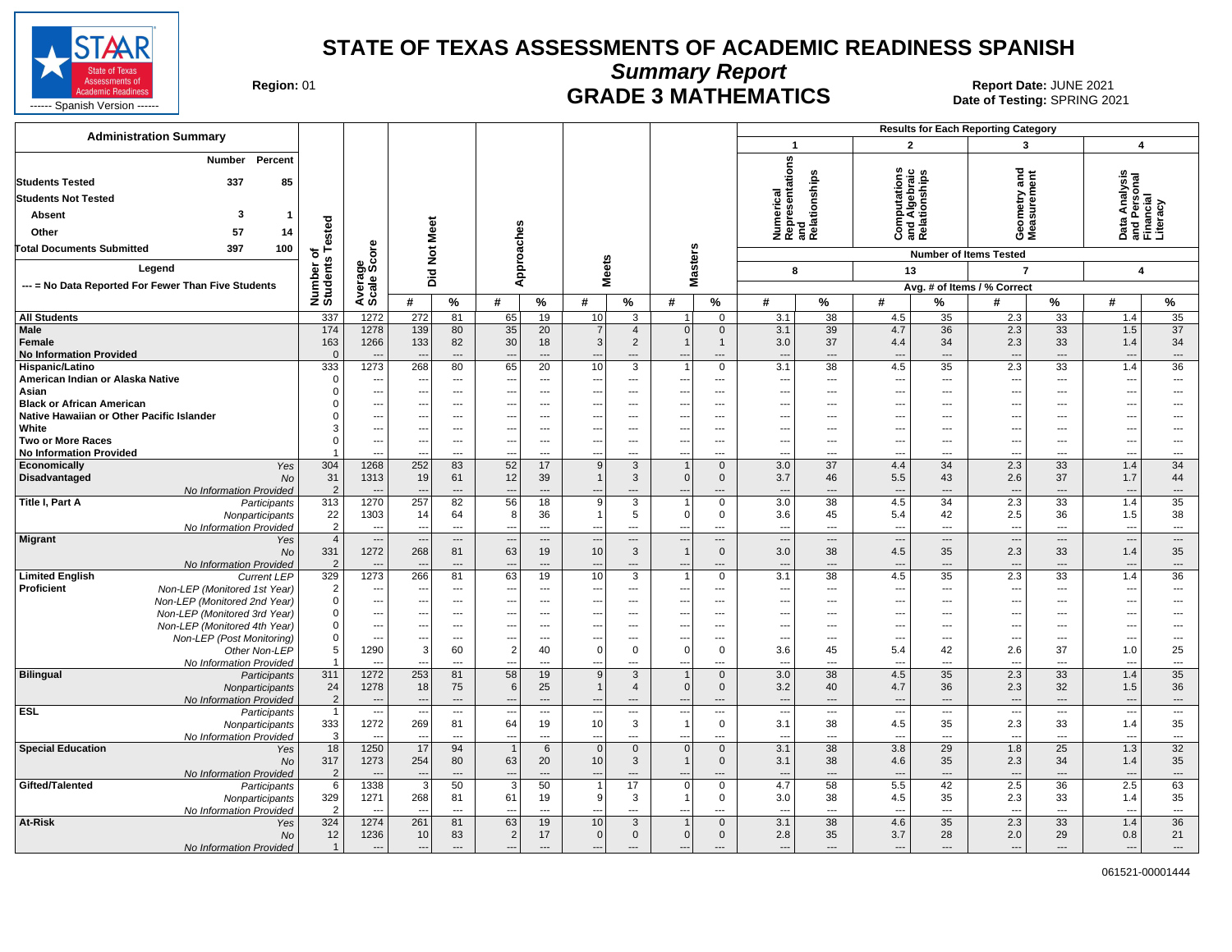# STATE OF TEXAS ASSESSMENTS OF ACADEMIC READINESS SPANISH

## Summary Report

## GRADE 3 MATHEMATICS

Region: 01

Report Date: JUNE 2021
Date of Testing: SPRING 2021

------ Spanish Version ------

**Administration Summary**

| | Number | Percent |
|---|---|---|
| Students Tested | 337 | 85 |
| Students Not Tested | | |
| Absent | 3 | 1 |
| Other | 57 | 14 |
| Total Documents Submitted | 397 | 100 |

Legend

--- = No Data Reported For Fewer Than Five Students

Results for Each Reporting Category: 1 = Numerical Representations and Relationships (Number of Items Tested: 8); 2 = Computations and Algebraic Relationships (13); 3 = Geometry and Measurement (7); 4 = Data Analysis and Personal Financial Literacy (4). Avg. # of Items / % Correct.

| Group | | Number of Students Tested | Average Scale Score | Did Not Meet # | Did Not Meet % | Approaches # | Approaches % | Meets # | Meets % | Masters # | Masters % | Cat 1 # | Cat 1 % | Cat 2 # | Cat 2 % | Cat 3 # | Cat 3 % | Cat 4 # | Cat 4 % |
|---|---|---|---|---|---|---|---|---|---|---|---|---|---|---|---|---|---|---|---|
| All Students | | 337 | 1272 | 272 | 81 | 65 | 19 | 10 | 3 | 1 | 0 | 3.1 | 38 | 4.5 | 35 | 2.3 | 33 | 1.4 | 35 |
| Male | | 174 | 1278 | 139 | 80 | 35 | 20 | 7 | 4 | 0 | 0 | 3.1 | 39 | 4.7 | 36 | 2.3 | 33 | 1.5 | 37 |
| Female | | 163 | 1266 | 133 | 82 | 30 | 18 | 3 | 2 | 1 | 1 | 3.0 | 37 | 4.4 | 34 | 2.3 | 33 | 1.4 | 34 |
| No Information Provided | | 0 | --- | --- | --- | --- | --- | --- | --- | --- | --- | --- | --- | --- | --- | --- | --- | --- | --- |
| Hispanic/Latino | | 333 | 1273 | 268 | 80 | 65 | 20 | 10 | 3 | 1 | 0 | 3.1 | 38 | 4.5 | 35 | 2.3 | 33 | 1.4 | 36 |
| American Indian or Alaska Native | | 0 | --- | --- | --- | --- | --- | --- | --- | --- | --- | --- | --- | --- | --- | --- | --- | --- | --- |
| Asian | | 0 | --- | --- | --- | --- | --- | --- | --- | --- | --- | --- | --- | --- | --- | --- | --- | --- | --- |
| Black or African American | | 0 | --- | --- | --- | --- | --- | --- | --- | --- | --- | --- | --- | --- | --- | --- | --- | --- | --- |
| Native Hawaiian or Other Pacific Islander | | 0 | --- | --- | --- | --- | --- | --- | --- | --- | --- | --- | --- | --- | --- | --- | --- | --- | --- |
| White | | 3 | --- | --- | --- | --- | --- | --- | --- | --- | --- | --- | --- | --- | --- | --- | --- | --- | --- |
| Two or More Races | | 0 | --- | --- | --- | --- | --- | --- | --- | --- | --- | --- | --- | --- | --- | --- | --- | --- | --- |
| No Information Provided | | 1 | --- | --- | --- | --- | --- | --- | --- | --- | --- | --- | --- | --- | --- | --- | --- | --- | --- |
| Economically Disadvantaged | Yes | 304 | 1268 | 252 | 83 | 52 | 17 | 9 | 3 | 1 | 0 | 3.0 | 37 | 4.4 | 34 | 2.3 | 33 | 1.4 | 34 |
| | No | 31 | 1313 | 19 | 61 | 12 | 39 | 1 | 3 | 0 | 0 | 3.7 | 46 | 5.5 | 43 | 2.6 | 37 | 1.7 | 44 |
| | No Information Provided | 2 | --- | --- | --- | --- | --- | --- | --- | --- | --- | --- | --- | --- | --- | --- | --- | --- | --- |
| Title I, Part A | Participants | 313 | 1270 | 257 | 82 | 56 | 18 | 9 | 3 | 1 | 0 | 3.0 | 38 | 4.5 | 34 | 2.3 | 33 | 1.4 | 35 |
| | Nonparticipants | 22 | 1303 | 14 | 64 | 8 | 36 | 1 | 5 | 0 | 0 | 3.6 | 45 | 5.4 | 42 | 2.5 | 36 | 1.5 | 38 |
| | No Information Provided | 2 | --- | --- | --- | --- | --- | --- | --- | --- | --- | --- | --- | --- | --- | --- | --- | --- | --- |
| Migrant | Yes | 4 | --- | --- | --- | --- | --- | --- | --- | --- | --- | --- | --- | --- | --- | --- | --- | --- | --- |
| | No | 331 | 1272 | 268 | 81 | 63 | 19 | 10 | 3 | 1 | 0 | 3.0 | 38 | 4.5 | 35 | 2.3 | 33 | 1.4 | 35 |
| | No Information Provided | 2 | --- | --- | --- | --- | --- | --- | --- | --- | --- | --- | --- | --- | --- | --- | --- | --- | --- |
| Limited English Proficient | Current LEP | 329 | 1273 | 266 | 81 | 63 | 19 | 10 | 3 | 1 | 0 | 3.1 | 38 | 4.5 | 35 | 2.3 | 33 | 1.4 | 36 |
| | Non-LEP (Monitored 1st Year) | 2 | --- | --- | --- | --- | --- | --- | --- | --- | --- | --- | --- | --- | --- | --- | --- | --- | --- |
| | Non-LEP (Monitored 2nd Year) | 0 | --- | --- | --- | --- | --- | --- | --- | --- | --- | --- | --- | --- | --- | --- | --- | --- | --- |
| | Non-LEP (Monitored 3rd Year) | 0 | --- | --- | --- | --- | --- | --- | --- | --- | --- | --- | --- | --- | --- | --- | --- | --- | --- |
| | Non-LEP (Monitored 4th Year) | 0 | --- | --- | --- | --- | --- | --- | --- | --- | --- | --- | --- | --- | --- | --- | --- | --- | --- |
| | Non-LEP (Post Monitoring) | 0 | --- | --- | --- | --- | --- | --- | --- | --- | --- | --- | --- | --- | --- | --- | --- | --- | --- |
| | Other Non-LEP | 5 | 1290 | 3 | 60 | 2 | 40 | 0 | 0 | 0 | 0 | 3.6 | 45 | 5.4 | 42 | 2.6 | 37 | 1.0 | 25 |
| | No Information Provided | 1 | --- | --- | --- | --- | --- | --- | --- | --- | --- | --- | --- | --- | --- | --- | --- | --- | --- |
| Bilingual | Participants | 311 | 1272 | 253 | 81 | 58 | 19 | 9 | 3 | 1 | 0 | 3.0 | 38 | 4.5 | 35 | 2.3 | 33 | 1.4 | 35 |
| | Nonparticipants | 24 | 1278 | 18 | 75 | 6 | 25 | 1 | 4 | 0 | 0 | 3.2 | 40 | 4.7 | 36 | 2.3 | 32 | 1.5 | 36 |
| | No Information Provided | 2 | --- | --- | --- | --- | --- | --- | --- | --- | --- | --- | --- | --- | --- | --- | --- | --- | --- |
| ESL | Participants | 1 | --- | --- | --- | --- | --- | --- | --- | --- | --- | --- | --- | --- | --- | --- | --- | --- | --- |
| | Nonparticipants | 333 | 1272 | 269 | 81 | 64 | 19 | 10 | 3 | 1 | 0 | 3.1 | 38 | 4.5 | 35 | 2.3 | 33 | 1.4 | 35 |
| | No Information Provided | 3 | --- | --- | --- | --- | --- | --- | --- | --- | --- | --- | --- | --- | --- | --- | --- | --- | --- |
| Special Education | Yes | 18 | 1250 | 17 | 94 | 1 | 6 | 0 | 0 | 0 | 0 | 3.1 | 38 | 3.8 | 29 | 1.8 | 25 | 1.3 | 32 |
| | No | 317 | 1273 | 254 | 80 | 63 | 20 | 10 | 3 | 1 | 0 | 3.1 | 38 | 4.6 | 35 | 2.3 | 34 | 1.4 | 35 |
| | No Information Provided | 2 | --- | --- | --- | --- | --- | --- | --- | --- | --- | --- | --- | --- | --- | --- | --- | --- | --- |
| Gifted/Talented | Participants | 6 | 1338 | 3 | 50 | 3 | 50 | 1 | 17 | 0 | 0 | 4.7 | 58 | 5.5 | 42 | 2.5 | 36 | 2.5 | 63 |
| | Nonparticipants | 329 | 1271 | 268 | 81 | 61 | 19 | 9 | 3 | 1 | 0 | 3.0 | 38 | 4.5 | 35 | 2.3 | 33 | 1.4 | 35 |
| | No Information Provided | 2 | --- | --- | --- | --- | --- | --- | --- | --- | --- | --- | --- | --- | --- | --- | --- | --- | --- |
| At-Risk | Yes | 324 | 1274 | 261 | 81 | 63 | 19 | 10 | 3 | 1 | 0 | 3.1 | 38 | 4.6 | 35 | 2.3 | 33 | 1.4 | 36 |
| | No | 12 | 1236 | 10 | 83 | 2 | 17 | 0 | 0 | 0 | 0 | 2.8 | 35 | 3.7 | 28 | 2.0 | 29 | 0.8 | 21 |
| | No Information Provided | 1 | --- | --- | --- | --- | --- | --- | --- | --- | --- | --- | --- | --- | --- | --- | --- | --- | --- |

061521-00001444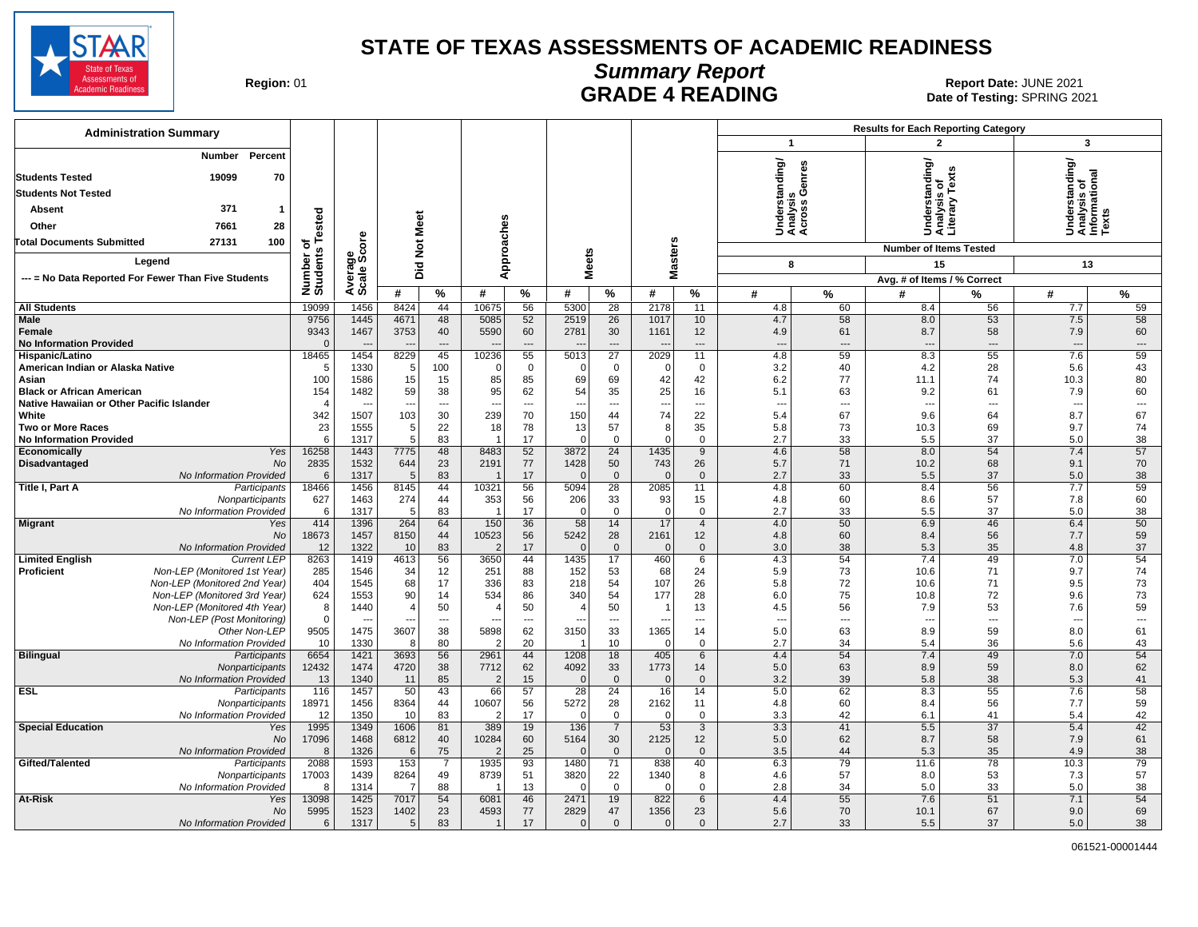# STATE OF TEXAS ASSESSMENTS OF ACADEMIC READINESS

## Summary Report

## GRADE 4 READING

**Region:** 01

**Report Date:** JUNE 2021

**Date of Testing:** SPRING 2021

### Administration Summary

| | Number | Percent |
|---|---|---|
| Students Tested | 19099 | 70 |
| Students Not Tested | | |
| Absent | 371 | 1 |
| Other | 7661 | 28 |
| Total Documents Submitted | 27131 | 100 |

Legend

--- = No Data Reported For Fewer Than Five Students

Results for Each Reporting Category:
- 1: Understanding/Analysis Across Genres — Number of Items Tested: 8
- 2: Understanding/Analysis of Literary Texts — Number of Items Tested: 15
- 3: Understanding/Analysis of Informational Texts — Number of Items Tested: 13

| Group | Subgroup | Number of Students Tested | Average Scale Score | Did Not Meet # | Did Not Meet % | Approaches # | Approaches % | Meets # | Meets % | Masters # | Masters % | Cat 1 Avg. # of Items | Cat 1 % Correct | Cat 2 Avg. # of Items | Cat 2 % Correct | Cat 3 Avg. # of Items | Cat 3 % Correct |
|---|---|---|---|---|---|---|---|---|---|---|---|---|---|---|---|---|---|
| All Students | | 19099 | 1456 | 8424 | 44 | 10675 | 56 | 5300 | 28 | 2178 | 11 | 4.8 | 60 | 8.4 | 56 | 7.7 | 59 |
| Male | | 9756 | 1445 | 4671 | 48 | 5085 | 52 | 2519 | 26 | 1017 | 10 | 4.7 | 58 | 8.0 | 53 | 7.5 | 58 |
| Female | | 9343 | 1467 | 3753 | 40 | 5590 | 60 | 2781 | 30 | 1161 | 12 | 4.9 | 61 | 8.7 | 58 | 7.9 | 60 |
| No Information Provided | | 0 | --- | --- | --- | --- | --- | --- | --- | --- | --- | --- | --- | --- | --- | --- | --- |
| Hispanic/Latino | | 18465 | 1454 | 8229 | 45 | 10236 | 55 | 5013 | 27 | 2029 | 11 | 4.8 | 59 | 8.3 | 55 | 7.6 | 59 |
| American Indian or Alaska Native | | 5 | 1330 | 5 | 100 | 0 | 0 | 0 | 0 | 0 | 0 | 3.2 | 40 | 4.2 | 28 | 5.6 | 43 |
| Asian | | 100 | 1586 | 15 | 15 | 85 | 85 | 69 | 69 | 42 | 42 | 6.2 | 77 | 11.1 | 74 | 10.3 | 80 |
| Black or African American | | 154 | 1482 | 59 | 38 | 95 | 62 | 54 | 35 | 25 | 16 | 5.1 | 63 | 9.2 | 61 | 7.9 | 60 |
| Native Hawaiian or Other Pacific Islander | | 4 | --- | --- | --- | --- | --- | --- | --- | --- | --- | --- | --- | --- | --- | --- | --- |
| White | | 342 | 1507 | 103 | 30 | 239 | 70 | 150 | 44 | 74 | 22 | 5.4 | 67 | 9.6 | 64 | 8.7 | 67 |
| Two or More Races | | 23 | 1555 | 5 | 22 | 18 | 78 | 13 | 57 | 8 | 35 | 5.8 | 73 | 10.3 | 69 | 9.7 | 74 |
| No Information Provided | | 6 | 1317 | 5 | 83 | 1 | 17 | 0 | 0 | 0 | 0 | 2.7 | 33 | 5.5 | 37 | 5.0 | 38 |
| Economically Disadvantaged | Yes | 16258 | 1443 | 7775 | 48 | 8483 | 52 | 3872 | 24 | 1435 | 9 | 4.6 | 58 | 8.0 | 54 | 7.4 | 57 |
| | No | 2835 | 1532 | 644 | 23 | 2191 | 77 | 1428 | 50 | 743 | 26 | 5.7 | 71 | 10.2 | 68 | 9.1 | 70 |
| | No Information Provided | 6 | 1317 | 5 | 83 | 1 | 17 | 0 | 0 | 0 | 0 | 2.7 | 33 | 5.5 | 37 | 5.0 | 38 |
| Title I, Part A | Participants | 18466 | 1456 | 8145 | 44 | 10321 | 56 | 5094 | 28 | 2085 | 11 | 4.8 | 60 | 8.4 | 56 | 7.7 | 59 |
| | Nonparticipants | 627 | 1463 | 274 | 44 | 353 | 56 | 206 | 33 | 93 | 15 | 4.8 | 60 | 8.6 | 57 | 7.8 | 60 |
| | No Information Provided | 6 | 1317 | 5 | 83 | 1 | 17 | 0 | 0 | 0 | 0 | 2.7 | 33 | 5.5 | 37 | 5.0 | 38 |
| Migrant | Yes | 414 | 1396 | 264 | 64 | 150 | 36 | 58 | 14 | 17 | 4 | 4.0 | 50 | 6.9 | 46 | 6.4 | 50 |
| | No | 18673 | 1457 | 8150 | 44 | 10523 | 56 | 5242 | 28 | 2161 | 12 | 4.8 | 60 | 8.4 | 56 | 7.7 | 59 |
| | No Information Provided | 12 | 1322 | 10 | 83 | 2 | 17 | 0 | 0 | 0 | 0 | 3.0 | 38 | 5.3 | 35 | 4.8 | 37 |
| Limited English Proficient | Current LEP | 8263 | 1419 | 4613 | 56 | 3650 | 44 | 1435 | 17 | 460 | 6 | 4.3 | 54 | 7.4 | 49 | 7.0 | 54 |
| | Non-LEP (Monitored 1st Year) | 285 | 1546 | 34 | 12 | 251 | 88 | 152 | 53 | 68 | 24 | 5.9 | 73 | 10.6 | 71 | 9.7 | 74 |
| | Non-LEP (Monitored 2nd Year) | 404 | 1545 | 68 | 17 | 336 | 83 | 218 | 54 | 107 | 26 | 5.8 | 72 | 10.6 | 71 | 9.5 | 73 |
| | Non-LEP (Monitored 3rd Year) | 624 | 1553 | 90 | 14 | 534 | 86 | 340 | 54 | 177 | 28 | 6.0 | 75 | 10.8 | 72 | 9.6 | 73 |
| | Non-LEP (Monitored 4th Year) | 8 | 1440 | 4 | 50 | 4 | 50 | 4 | 50 | 1 | 13 | 4.5 | 56 | 7.9 | 53 | 7.6 | 59 |
| | Non-LEP (Post Monitoring) | 0 | --- | --- | --- | --- | --- | --- | --- | --- | --- | --- | --- | --- | --- | --- | --- |
| | Other Non-LEP | 9505 | 1475 | 3607 | 38 | 5898 | 62 | 3150 | 33 | 1365 | 14 | 5.0 | 63 | 8.9 | 59 | 8.0 | 61 |
| | No Information Provided | 10 | 1330 | 8 | 80 | 2 | 20 | 1 | 10 | 0 | 0 | 2.7 | 34 | 5.4 | 36 | 5.6 | 43 |
| Bilingual | Participants | 6654 | 1421 | 3693 | 56 | 2961 | 44 | 1208 | 18 | 405 | 6 | 4.4 | 54 | 7.4 | 49 | 7.0 | 54 |
| | Nonparticipants | 12432 | 1474 | 4720 | 38 | 7712 | 62 | 4092 | 33 | 1773 | 14 | 5.0 | 63 | 8.9 | 59 | 8.0 | 62 |
| | No Information Provided | 13 | 1340 | 11 | 85 | 2 | 15 | 0 | 0 | 0 | 0 | 3.2 | 39 | 5.8 | 38 | 5.3 | 41 |
| ESL | Participants | 116 | 1457 | 50 | 43 | 66 | 57 | 28 | 24 | 16 | 14 | 5.0 | 62 | 8.3 | 55 | 7.6 | 58 |
| | Nonparticipants | 18971 | 1456 | 8364 | 44 | 10607 | 56 | 5272 | 28 | 2162 | 11 | 4.8 | 60 | 8.4 | 56 | 7.7 | 59 |
| | No Information Provided | 12 | 1350 | 10 | 83 | 2 | 17 | 0 | 0 | 0 | 0 | 3.3 | 42 | 6.1 | 41 | 5.4 | 42 |
| Special Education | Yes | 1995 | 1349 | 1606 | 81 | 389 | 19 | 136 | 7 | 53 | 3 | 3.3 | 41 | 5.5 | 37 | 5.4 | 42 |
| | No | 17096 | 1468 | 6812 | 40 | 10284 | 60 | 5164 | 30 | 2125 | 12 | 5.0 | 62 | 8.7 | 58 | 7.9 | 61 |
| | No Information Provided | 8 | 1326 | 6 | 75 | 2 | 25 | 0 | 0 | 0 | 0 | 3.5 | 44 | 5.3 | 35 | 4.9 | 38 |
| Gifted/Talented | Participants | 2088 | 1593 | 153 | 7 | 1935 | 93 | 1480 | 71 | 838 | 40 | 6.3 | 79 | 11.6 | 78 | 10.3 | 79 |
| | Nonparticipants | 17003 | 1439 | 8264 | 49 | 8739 | 51 | 3820 | 22 | 1340 | 8 | 4.6 | 57 | 8.0 | 53 | 7.3 | 57 |
| | No Information Provided | 8 | 1314 | 7 | 88 | 1 | 13 | 0 | 0 | 0 | 0 | 2.8 | 34 | 5.0 | 33 | 5.0 | 38 |
| At-Risk | Yes | 13098 | 1425 | 7017 | 54 | 6081 | 46 | 2471 | 19 | 822 | 6 | 4.4 | 55 | 7.6 | 51 | 7.1 | 54 |
| | No | 5995 | 1523 | 1402 | 23 | 4593 | 77 | 2829 | 47 | 1356 | 23 | 5.6 | 70 | 10.1 | 67 | 9.0 | 69 |
| | No Information Provided | 6 | 1317 | 5 | 83 | 1 | 17 | 0 | 0 | 0 | 0 | 2.7 | 33 | 5.5 | 37 | 5.0 | 38 |

061521-00001444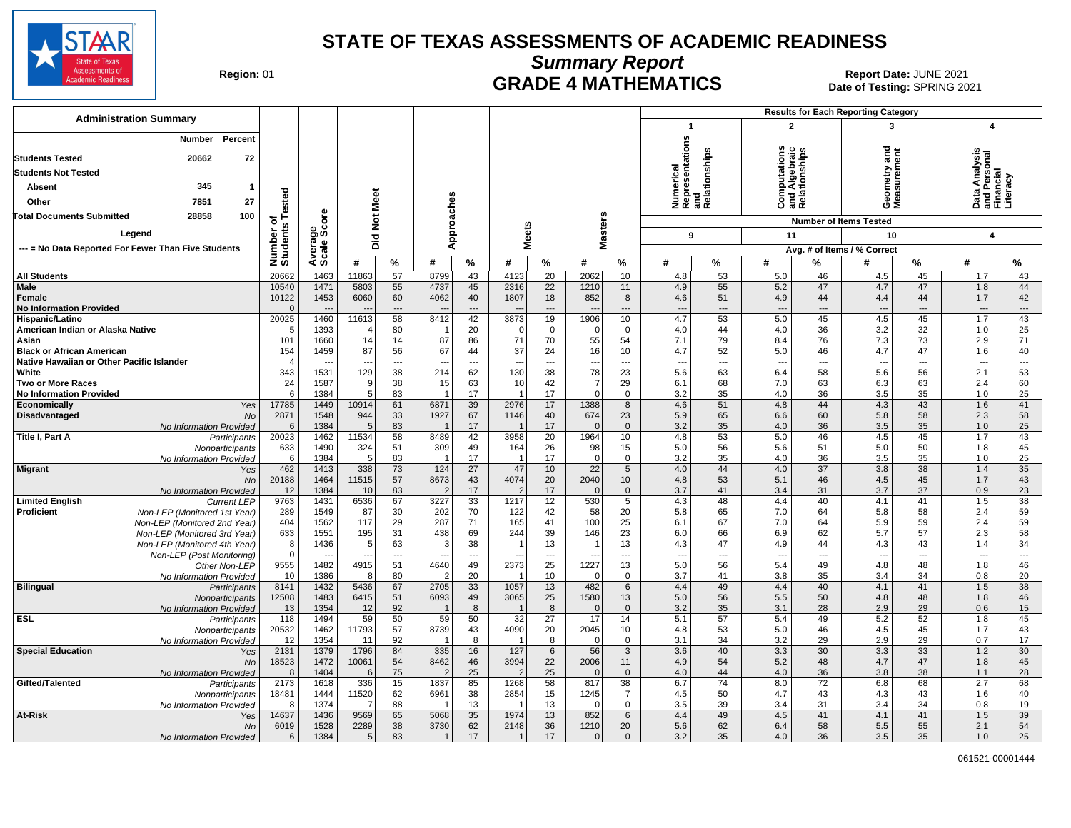# STATE OF TEXAS ASSESSMENTS OF ACADEMIC READINESS

## Summary Report

## GRADE 4 MATHEMATICS

Region: 01

Report Date: JUNE 2021

Date of Testing: SPRING 2021

### Administration Summary

| | Number | Percent |
|---|---|---|
| Students Tested | 20662 | 72 |
| Students Not Tested | | |
| Absent | 345 | 1 |
| Other | 7851 | 27 |
| Total Documents Submitted | 28858 | 100 |

Legend

--- = No Data Reported For Fewer Than Five Students

Results for Each Reporting Category: 1 = Numerical Representations and Relationships (Number of Items Tested: 9); 2 = Computations and Algebraic Relationships (11); 3 = Geometry and Measurement (10); 4 = Data Analysis and Personal Financial Literacy (4). Avg. # of Items / % Correct.

| Group | | Number of Students Tested | Average Scale Score | Did Not Meet # | Did Not Meet % | Approaches # | Approaches % | Meets # | Meets % | Masters # | Masters % | Cat 1 # | Cat 1 % | Cat 2 # | Cat 2 % | Cat 3 # | Cat 3 % | Cat 4 # | Cat 4 % |
|---|---|---|---|---|---|---|---|---|---|---|---|---|---|---|---|---|---|---|---|
| All Students | | 20662 | 1463 | 11863 | 57 | 8799 | 43 | 4123 | 20 | 2062 | 10 | 4.8 | 53 | 5.0 | 46 | 4.5 | 45 | 1.7 | 43 |
| Male | | 10540 | 1471 | 5803 | 55 | 4737 | 45 | 2316 | 22 | 1210 | 11 | 4.9 | 55 | 5.2 | 47 | 4.7 | 47 | 1.8 | 44 |
| Female | | 10122 | 1453 | 6060 | 60 | 4062 | 40 | 1807 | 18 | 852 | 8 | 4.6 | 51 | 4.9 | 44 | 4.4 | 44 | 1.7 | 42 |
| No Information Provided | | 0 | --- | --- | --- | --- | --- | --- | --- | --- | --- | --- | --- | --- | --- | --- | --- | --- | --- |
| Hispanic/Latino | | 20025 | 1460 | 11613 | 58 | 8412 | 42 | 3873 | 19 | 1906 | 10 | 4.7 | 53 | 5.0 | 45 | 4.5 | 45 | 1.7 | 43 |
| American Indian or Alaska Native | | 5 | 1393 | 4 | 80 | 1 | 20 | 0 | 0 | 0 | 0 | 4.0 | 44 | 4.0 | 36 | 3.2 | 32 | 1.0 | 25 |
| Asian | | 101 | 1660 | 14 | 14 | 87 | 86 | 71 | 70 | 55 | 54 | 7.1 | 79 | 8.4 | 76 | 7.3 | 73 | 2.9 | 71 |
| Black or African American | | 154 | 1459 | 87 | 56 | 67 | 44 | 37 | 24 | 16 | 10 | 4.7 | 52 | 5.0 | 46 | 4.7 | 47 | 1.6 | 40 |
| Native Hawaiian or Other Pacific Islander | | 4 | --- | --- | --- | --- | --- | --- | --- | --- | --- | --- | --- | --- | --- | --- | --- | --- | --- |
| White | | 343 | 1531 | 129 | 38 | 214 | 62 | 130 | 38 | 78 | 23 | 5.6 | 63 | 6.4 | 58 | 5.6 | 56 | 2.1 | 53 |
| Two or More Races | | 24 | 1587 | 9 | 38 | 15 | 63 | 10 | 42 | 7 | 29 | 6.1 | 68 | 7.0 | 63 | 6.3 | 63 | 2.4 | 60 |
| No Information Provided | | 6 | 1384 | 5 | 83 | 1 | 17 | 1 | 17 | 0 | 0 | 3.2 | 35 | 4.0 | 36 | 3.5 | 35 | 1.0 | 25 |
| Economically Disadvantaged | Yes | 17785 | 1449 | 10914 | 61 | 6871 | 39 | 2976 | 17 | 1388 | 8 | 4.6 | 51 | 4.8 | 44 | 4.3 | 43 | 1.6 | 41 |
| | No | 2871 | 1548 | 944 | 33 | 1927 | 67 | 1146 | 40 | 674 | 23 | 5.9 | 65 | 6.6 | 60 | 5.8 | 58 | 2.3 | 58 |
| | No Information Provided | 6 | 1384 | 5 | 83 | 1 | 17 | 1 | 17 | 0 | 0 | 3.2 | 35 | 4.0 | 36 | 3.5 | 35 | 1.0 | 25 |
| Title I, Part A | Participants | 20023 | 1462 | 11534 | 58 | 8489 | 42 | 3958 | 20 | 1964 | 10 | 4.8 | 53 | 5.0 | 46 | 4.5 | 45 | 1.7 | 43 |
| | Nonparticipants | 633 | 1490 | 324 | 51 | 309 | 49 | 164 | 26 | 98 | 15 | 5.0 | 56 | 5.6 | 51 | 5.0 | 50 | 1.8 | 45 |
| | No Information Provided | 6 | 1384 | 5 | 83 | 1 | 17 | 1 | 17 | 0 | 0 | 3.2 | 35 | 4.0 | 36 | 3.5 | 35 | 1.0 | 25 |
| Migrant | Yes | 462 | 1413 | 338 | 73 | 124 | 27 | 47 | 10 | 22 | 5 | 4.0 | 44 | 4.0 | 37 | 3.8 | 38 | 1.4 | 35 |
| | No | 20188 | 1464 | 11515 | 57 | 8673 | 43 | 4074 | 20 | 2040 | 10 | 4.8 | 53 | 5.1 | 46 | 4.5 | 45 | 1.7 | 43 |
| | No Information Provided | 12 | 1384 | 10 | 83 | 2 | 17 | 2 | 17 | 0 | 0 | 3.7 | 41 | 3.4 | 31 | 3.7 | 37 | 0.9 | 23 |
| Limited English Proficient | Current LEP | 9763 | 1431 | 6536 | 67 | 3227 | 33 | 1217 | 12 | 530 | 5 | 4.3 | 48 | 4.4 | 40 | 4.1 | 41 | 1.5 | 38 |
| | Non-LEP (Monitored 1st Year) | 289 | 1549 | 87 | 30 | 202 | 70 | 122 | 42 | 58 | 20 | 5.8 | 65 | 7.0 | 64 | 5.8 | 58 | 2.4 | 59 |
| | Non-LEP (Monitored 2nd Year) | 404 | 1562 | 117 | 29 | 287 | 71 | 165 | 41 | 100 | 25 | 6.1 | 67 | 7.0 | 64 | 5.9 | 59 | 2.4 | 59 |
| | Non-LEP (Monitored 3rd Year) | 633 | 1551 | 195 | 31 | 438 | 69 | 244 | 39 | 146 | 23 | 6.0 | 66 | 6.9 | 62 | 5.7 | 57 | 2.3 | 58 |
| | Non-LEP (Monitored 4th Year) | 8 | 1436 | 5 | 63 | 3 | 38 | 1 | 13 | 1 | 13 | 4.3 | 47 | 4.9 | 44 | 4.3 | 43 | 1.4 | 34 |
| | Non-LEP (Post Monitoring) | 0 | --- | --- | --- | --- | --- | --- | --- | --- | --- | --- | --- | --- | --- | --- | --- | --- | --- |
| | Other Non-LEP | 9555 | 1482 | 4915 | 51 | 4640 | 49 | 2373 | 25 | 1227 | 13 | 5.0 | 56 | 5.4 | 49 | 4.8 | 48 | 1.8 | 46 |
| | No Information Provided | 10 | 1386 | 8 | 80 | 2 | 20 | 1 | 10 | 0 | 0 | 3.7 | 41 | 3.8 | 35 | 3.4 | 34 | 0.8 | 20 |
| Bilingual | Participants | 8141 | 1432 | 5436 | 67 | 2705 | 33 | 1057 | 13 | 482 | 6 | 4.4 | 49 | 4.4 | 40 | 4.1 | 41 | 1.5 | 38 |
| | Nonparticipants | 12508 | 1483 | 6415 | 51 | 6093 | 49 | 3065 | 25 | 1580 | 13 | 5.0 | 56 | 5.5 | 50 | 4.8 | 48 | 1.8 | 46 |
| | No Information Provided | 13 | 1354 | 12 | 92 | 1 | 8 | 1 | 8 | 0 | 0 | 3.2 | 35 | 3.1 | 28 | 2.9 | 29 | 0.6 | 15 |
| ESL | Participants | 118 | 1494 | 59 | 50 | 59 | 50 | 32 | 27 | 17 | 14 | 5.1 | 57 | 5.4 | 49 | 5.2 | 52 | 1.8 | 45 |
| | Nonparticipants | 20532 | 1462 | 11793 | 57 | 8739 | 43 | 4090 | 20 | 2045 | 10 | 4.8 | 53 | 5.0 | 46 | 4.5 | 45 | 1.7 | 43 |
| | No Information Provided | 12 | 1354 | 11 | 92 | 1 | 8 | 1 | 8 | 0 | 0 | 3.1 | 34 | 3.2 | 29 | 2.9 | 29 | 0.7 | 17 |
| Special Education | Yes | 2131 | 1379 | 1796 | 84 | 335 | 16 | 127 | 6 | 56 | 3 | 3.6 | 40 | 3.3 | 30 | 3.3 | 33 | 1.2 | 30 |
| | No | 18523 | 1472 | 10061 | 54 | 8462 | 46 | 3994 | 22 | 2006 | 11 | 4.9 | 54 | 5.2 | 48 | 4.7 | 47 | 1.8 | 45 |
| | No Information Provided | 8 | 1404 | 6 | 75 | 2 | 25 | 2 | 25 | 0 | 0 | 4.0 | 44 | 4.0 | 36 | 3.8 | 38 | 1.1 | 28 |
| Gifted/Talented | Participants | 2173 | 1618 | 336 | 15 | 1837 | 85 | 1268 | 58 | 817 | 38 | 6.7 | 74 | 8.0 | 72 | 6.8 | 68 | 2.7 | 68 |
| | Nonparticipants | 18481 | 1444 | 11520 | 62 | 6961 | 38 | 2854 | 15 | 1245 | 7 | 4.5 | 50 | 4.7 | 43 | 4.3 | 43 | 1.6 | 40 |
| | No Information Provided | 8 | 1374 | 7 | 88 | 1 | 13 | 1 | 13 | 0 | 0 | 3.5 | 39 | 3.4 | 31 | 3.4 | 34 | 0.8 | 19 |
| At-Risk | Yes | 14637 | 1436 | 9569 | 65 | 5068 | 35 | 1974 | 13 | 852 | 6 | 4.4 | 49 | 4.5 | 41 | 4.1 | 41 | 1.5 | 39 |
| | No | 6019 | 1528 | 2289 | 38 | 3730 | 62 | 2148 | 36 | 1210 | 20 | 5.6 | 62 | 6.4 | 58 | 5.5 | 55 | 2.1 | 54 |
| | No Information Provided | 6 | 1384 | 5 | 83 | 1 | 17 | 1 | 17 | 0 | 0 | 3.2 | 35 | 4.0 | 36 | 3.5 | 35 | 1.0 | 25 |

061521-00001444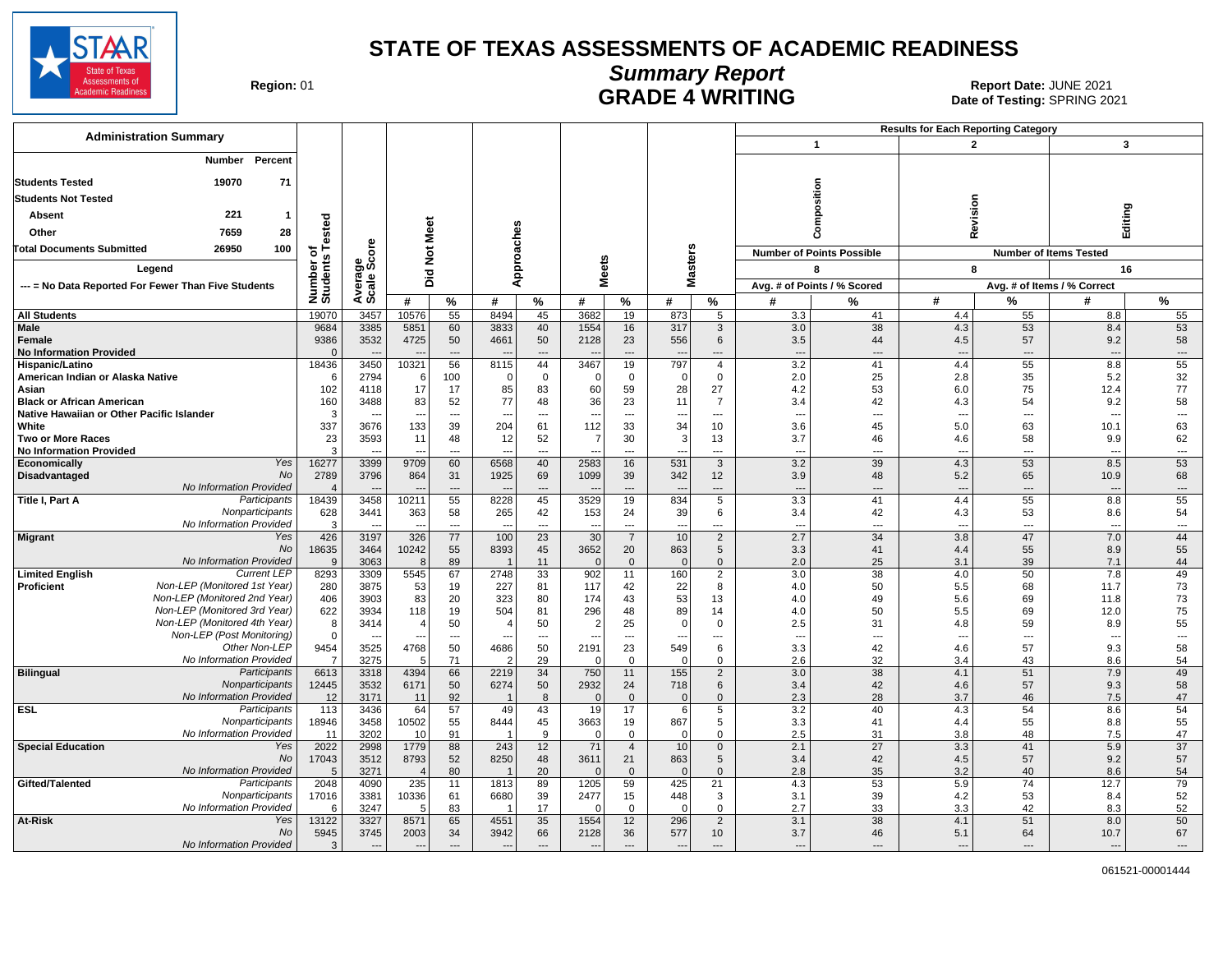# STATE OF TEXAS ASSESSMENTS OF ACADEMIC READINESS

## Summary Report

## GRADE 4 WRITING

**Region:** 01

**Report Date:** JUNE 2021
**Date of Testing:** SPRING 2021

### Administration Summary

| | Number | Percent |
|---|---|---|
| Students Tested | 19070 | 71 |
| Students Not Tested | | |
| Absent | 221 | 1 |
| Other | 7659 | 28 |
| Total Documents Submitted | 26950 | 100 |

Legend

--- = No Data Reported For Fewer Than Five Students

Results for Each Reporting Category: 1 = Composition (Number of Points Possible: 8; Avg. # of Points / % Scored); 2 = Revision (Number of Items Tested: 8; Avg. # of Items / % Correct); 3 = Editing (Number of Items Tested: 16; Avg. # of Items / % Correct)

| Group | | Number of Students Tested | Average Scale Score | Did Not Meet # | Did Not Meet % | Approaches # | Approaches % | Meets # | Meets % | Masters # | Masters % | 1 Composition # | 1 Composition % | 2 Revision # | 2 Revision % | 3 Editing # | 3 Editing % |
|---|---|---|---|---|---|---|---|---|---|---|---|---|---|---|---|---|---|
| All Students | | 19070 | 3457 | 10576 | 55 | 8494 | 45 | 3682 | 19 | 873 | 5 | 3.3 | 41 | 4.4 | 55 | 8.8 | 55 |
| Male | | 9684 | 3385 | 5851 | 60 | 3833 | 40 | 1554 | 16 | 317 | 3 | 3.0 | 38 | 4.3 | 53 | 8.4 | 53 |
| Female | | 9386 | 3532 | 4725 | 50 | 4661 | 50 | 2128 | 23 | 556 | 6 | 3.5 | 44 | 4.5 | 57 | 9.2 | 58 |
| No Information Provided | | 0 | --- | --- | --- | --- | --- | --- | --- | --- | --- | --- | --- | --- | --- | --- | --- |
| Hispanic/Latino | | 18436 | 3450 | 10321 | 56 | 8115 | 44 | 3467 | 19 | 797 | 4 | 3.2 | 41 | 4.4 | 55 | 8.8 | 55 |
| American Indian or Alaska Native | | 6 | 2794 | 6 | 100 | 0 | 0 | 0 | 0 | 0 | 0 | 2.0 | 25 | 2.8 | 35 | 5.2 | 32 |
| Asian | | 102 | 4118 | 17 | 17 | 85 | 83 | 60 | 59 | 28 | 27 | 4.2 | 53 | 6.0 | 75 | 12.4 | 77 |
| Black or African American | | 160 | 3488 | 83 | 52 | 77 | 48 | 36 | 23 | 11 | 7 | 3.4 | 42 | 4.3 | 54 | 9.2 | 58 |
| Native Hawaiian or Other Pacific Islander | | 3 | --- | --- | --- | --- | --- | --- | --- | --- | --- | --- | --- | --- | --- | --- | --- |
| White | | 337 | 3676 | 133 | 39 | 204 | 61 | 112 | 33 | 34 | 10 | 3.6 | 45 | 5.0 | 63 | 10.1 | 63 |
| Two or More Races | | 23 | 3593 | 11 | 48 | 12 | 52 | 7 | 30 | 3 | 13 | 3.7 | 46 | 4.6 | 58 | 9.9 | 62 |
| No Information Provided | | 3 | --- | --- | --- | --- | --- | --- | --- | --- | --- | --- | --- | --- | --- | --- | --- |
| Economically Disadvantaged | Yes | 16277 | 3399 | 9709 | 60 | 6568 | 40 | 2583 | 16 | 531 | 3 | 3.2 | 39 | 4.3 | 53 | 8.5 | 53 |
| | No | 2789 | 3796 | 864 | 31 | 1925 | 69 | 1099 | 39 | 342 | 12 | 3.9 | 48 | 5.2 | 65 | 10.9 | 68 |
| | No Information Provided | 4 | --- | --- | --- | --- | --- | --- | --- | --- | --- | --- | --- | --- | --- | --- | --- |
| Title I, Part A | Participants | 18439 | 3458 | 10211 | 55 | 8228 | 45 | 3529 | 19 | 834 | 5 | 3.3 | 41 | 4.4 | 55 | 8.8 | 55 |
| | Nonparticipants | 628 | 3441 | 363 | 58 | 265 | 42 | 153 | 24 | 39 | 6 | 3.4 | 42 | 4.3 | 53 | 8.6 | 54 |
| | No Information Provided | 3 | --- | --- | --- | --- | --- | --- | --- | --- | --- | --- | --- | --- | --- | --- | --- |
| Migrant | Yes | 426 | 3197 | 326 | 77 | 100 | 23 | 30 | 7 | 10 | 2 | 2.7 | 34 | 3.8 | 47 | 7.0 | 44 |
| | No | 18635 | 3464 | 10242 | 55 | 8393 | 45 | 3652 | 20 | 863 | 5 | 3.3 | 41 | 4.4 | 55 | 8.9 | 55 |
| | No Information Provided | 9 | 3063 | 8 | 89 | 1 | 11 | 0 | 0 | 0 | 0 | 2.0 | 25 | 3.1 | 39 | 7.1 | 44 |
| Limited English Proficient | Current LEP | 8293 | 3309 | 5545 | 67 | 2748 | 33 | 902 | 11 | 160 | 2 | 3.0 | 38 | 4.0 | 50 | 7.8 | 49 |
| | Non-LEP (Monitored 1st Year) | 280 | 3875 | 53 | 19 | 227 | 81 | 117 | 42 | 22 | 8 | 4.0 | 50 | 5.5 | 68 | 11.7 | 73 |
| | Non-LEP (Monitored 2nd Year) | 406 | 3903 | 83 | 20 | 323 | 80 | 174 | 43 | 53 | 13 | 4.0 | 49 | 5.6 | 69 | 11.8 | 73 |
| | Non-LEP (Monitored 3rd Year) | 622 | 3934 | 118 | 19 | 504 | 81 | 296 | 48 | 89 | 14 | 4.0 | 50 | 5.5 | 69 | 12.0 | 75 |
| | Non-LEP (Monitored 4th Year) | 8 | 3414 | 4 | 50 | 4 | 50 | 2 | 25 | 0 | 0 | 2.5 | 31 | 4.8 | 59 | 8.9 | 55 |
| | Non-LEP (Post Monitoring) | 0 | --- | --- | --- | --- | --- | --- | --- | --- | --- | --- | --- | --- | --- | --- | --- |
| | Other Non-LEP | 9454 | 3525 | 4768 | 50 | 4686 | 50 | 2191 | 23 | 549 | 6 | 3.3 | 42 | 4.6 | 57 | 9.3 | 58 |
| | No Information Provided | 7 | 3275 | 5 | 71 | 2 | 29 | 0 | 0 | 0 | 0 | 2.6 | 32 | 3.4 | 43 | 8.6 | 54 |
| Bilingual | Participants | 6613 | 3318 | 4394 | 66 | 2219 | 34 | 750 | 11 | 155 | 2 | 3.0 | 38 | 4.1 | 51 | 7.9 | 49 |
| | Nonparticipants | 12445 | 3532 | 6171 | 50 | 6274 | 50 | 2932 | 24 | 718 | 6 | 3.4 | 42 | 4.6 | 57 | 9.3 | 58 |
| | No Information Provided | 12 | 3171 | 11 | 92 | 1 | 8 | 0 | 0 | 0 | 0 | 2.3 | 28 | 3.7 | 46 | 7.5 | 47 |
| ESL | Participants | 113 | 3436 | 64 | 57 | 49 | 43 | 19 | 17 | 6 | 5 | 3.2 | 40 | 4.3 | 54 | 8.6 | 54 |
| | Nonparticipants | 18946 | 3458 | 10502 | 55 | 8444 | 45 | 3663 | 19 | 867 | 5 | 3.3 | 41 | 4.4 | 55 | 8.8 | 55 |
| | No Information Provided | 11 | 3202 | 10 | 91 | 1 | 9 | 0 | 0 | 0 | 0 | 2.5 | 31 | 3.8 | 48 | 7.5 | 47 |
| Special Education | Yes | 2022 | 2998 | 1779 | 88 | 243 | 12 | 71 | 4 | 10 | 0 | 2.1 | 27 | 3.3 | 41 | 5.9 | 37 |
| | No | 17043 | 3512 | 8793 | 52 | 8250 | 48 | 3611 | 21 | 863 | 5 | 3.4 | 42 | 4.5 | 57 | 9.2 | 57 |
| | No Information Provided | 5 | 3271 | 4 | 80 | 1 | 20 | 0 | 0 | 0 | 0 | 2.8 | 35 | 3.2 | 40 | 8.6 | 54 |
| Gifted/Talented | Participants | 2048 | 4090 | 235 | 11 | 1813 | 89 | 1205 | 59 | 425 | 21 | 4.3 | 53 | 5.9 | 74 | 12.7 | 79 |
| | Nonparticipants | 17016 | 3381 | 10336 | 61 | 6680 | 39 | 2477 | 15 | 448 | 3 | 3.1 | 39 | 4.2 | 53 | 8.4 | 52 |
| | No Information Provided | 6 | 3247 | 5 | 83 | 1 | 17 | 0 | 0 | 0 | 0 | 2.7 | 33 | 3.3 | 42 | 8.3 | 52 |
| At-Risk | Yes | 13122 | 3327 | 8571 | 65 | 4551 | 35 | 1554 | 12 | 296 | 2 | 3.1 | 38 | 4.1 | 51 | 8.0 | 50 |
| | No | 5945 | 3745 | 2003 | 34 | 3942 | 66 | 2128 | 36 | 577 | 10 | 3.7 | 46 | 5.1 | 64 | 10.7 | 67 |
| | No Information Provided | 3 | --- | --- | --- | --- | --- | --- | --- | --- | --- | --- | --- | --- | --- | --- | --- |

061521-00001444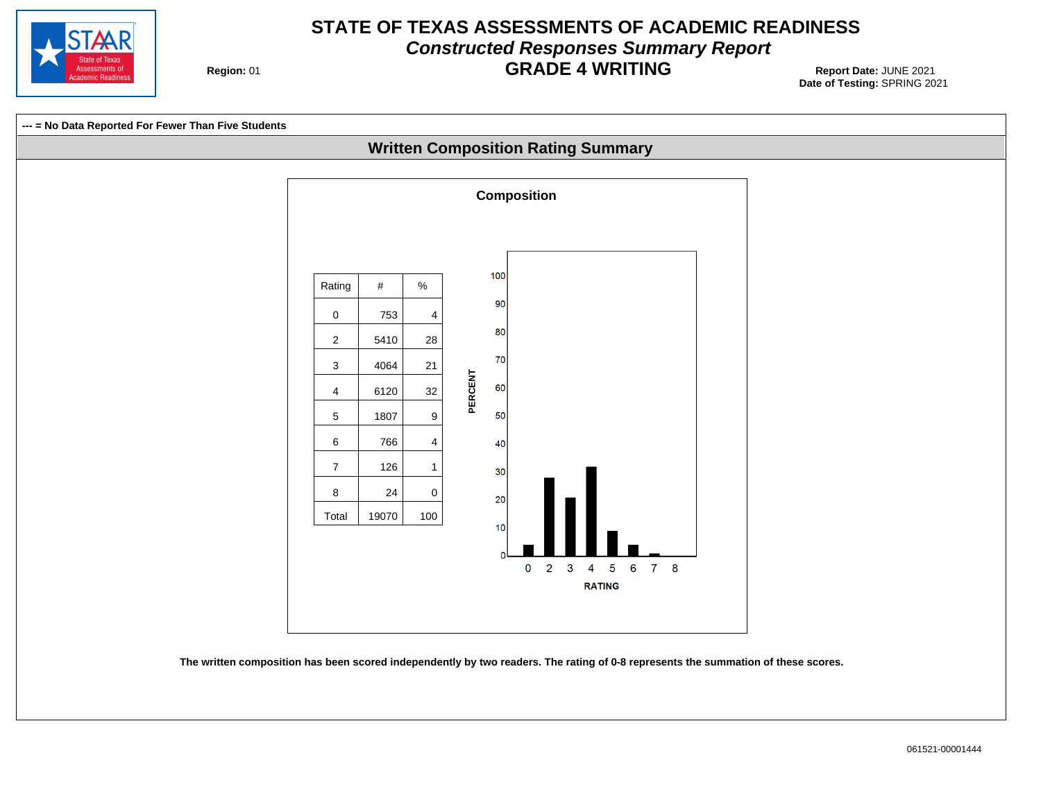# STATE OF TEXAS ASSESSMENTS OF ACADEMIC READINESS

## *Constructed Responses Summary Report*

## GRADE 4 WRITING

**Region:** 01

**Report Date:** JUNE 2021
**Date of Testing:** SPRING 2021

**--- = No Data Reported For Fewer Than Five Students**

### Written Composition Rating Summary

**Composition**

| Rating | # | % |
|---|---|---|
| 0 | 753 | 4 |
| 2 | 5410 | 28 |
| 3 | 4064 | 21 |
| 4 | 6120 | 32 |
| 5 | 1807 | 9 |
| 6 | 766 | 4 |
| 7 | 126 | 1 |
| 8 | 24 | 0 |
| Total | 19070 | 100 |

**The written composition has been scored independently by two readers. The rating of 0-8 represents the summation of these scores.**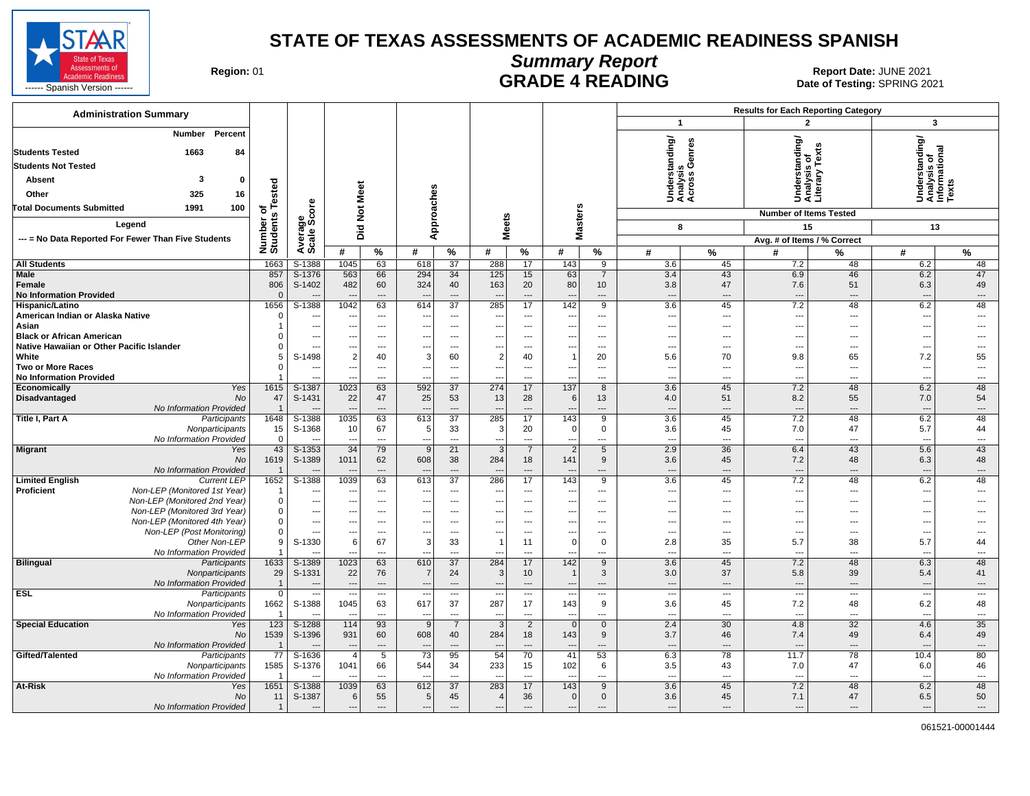# STATE OF TEXAS ASSESSMENTS OF ACADEMIC READINESS SPANISH

## Summary Report

## GRADE 4 READING

**Region:** 01

**Report Date:** JUNE 2021
**Date of Testing:** SPRING 2021

STAAR State of Texas Assessments of Academic Readiness ------ Spanish Version ------

**Administration Summary**

| | Number | Percent |
|---|---|---|
| Students Tested | 1663 | 84 |
| Students Not Tested | | |
| Absent | 3 | 0 |
| Other | 325 | 16 |
| Total Documents Submitted | 1991 | 100 |

**Legend**

--- = No Data Reported For Fewer Than Five Students

Results for Each Reporting Category: 1 = Understanding/Analysis Across Genres (Number of Items Tested: 8); 2 = Understanding/Analysis of Literary Texts (Number of Items Tested: 15); 3 = Understanding/Analysis of Informational Texts (Number of Items Tested: 13). Avg. # of Items / % Correct.

| Group | | Number of Students Tested | Average Scale Score | Did Not Meet # | Did Not Meet % | Approaches # | Approaches % | Meets # | Meets % | Masters # | Masters % | Cat. 1 # | Cat. 1 % | Cat. 2 # | Cat. 2 % | Cat. 3 # | Cat. 3 % |
|---|---|---|---|---|---|---|---|---|---|---|---|---|---|---|---|---|---|
| All Students | | 1663 | S-1388 | 1045 | 63 | 618 | 37 | 288 | 17 | 143 | 9 | 3.6 | 45 | 7.2 | 48 | 6.2 | 48 |
| Male | | 857 | S-1376 | 563 | 66 | 294 | 34 | 125 | 15 | 63 | 7 | 3.4 | 43 | 6.9 | 46 | 6.2 | 47 |
| Female | | 806 | S-1402 | 482 | 60 | 324 | 40 | 163 | 20 | 80 | 10 | 3.8 | 47 | 7.6 | 51 | 6.3 | 49 |
| No Information Provided | | 0 | --- | --- | --- | --- | --- | --- | --- | --- | --- | --- | --- | --- | --- | --- | --- |
| Hispanic/Latino | | 1656 | S-1388 | 1042 | 63 | 614 | 37 | 285 | 17 | 142 | 9 | 3.6 | 45 | 7.2 | 48 | 6.2 | 48 |
| American Indian or Alaska Native | | 0 | --- | --- | --- | --- | --- | --- | --- | --- | --- | --- | --- | --- | --- | --- | --- |
| Asian | | 1 | --- | --- | --- | --- | --- | --- | --- | --- | --- | --- | --- | --- | --- | --- | --- |
| Black or African American | | 0 | --- | --- | --- | --- | --- | --- | --- | --- | --- | --- | --- | --- | --- | --- | --- |
| Native Hawaiian or Other Pacific Islander | | 0 | --- | --- | --- | --- | --- | --- | --- | --- | --- | --- | --- | --- | --- | --- | --- |
| White | | 5 | S-1498 | 2 | 40 | 3 | 60 | 2 | 40 | 1 | 20 | 5.6 | 70 | 9.8 | 65 | 7.2 | 55 |
| Two or More Races | | 0 | --- | --- | --- | --- | --- | --- | --- | --- | --- | --- | --- | --- | --- | --- | --- |
| No Information Provided | | 1 | --- | --- | --- | --- | --- | --- | --- | --- | --- | --- | --- | --- | --- | --- | --- |
| Economically Disadvantaged | Yes | 1615 | S-1387 | 1023 | 63 | 592 | 37 | 274 | 17 | 137 | 8 | 3.6 | 45 | 7.2 | 48 | 6.2 | 48 |
| | No | 47 | S-1431 | 22 | 47 | 25 | 53 | 13 | 28 | 6 | 13 | 4.0 | 51 | 8.2 | 55 | 7.0 | 54 |
| | No Information Provided | 1 | --- | --- | --- | --- | --- | --- | --- | --- | --- | --- | --- | --- | --- | --- | --- |
| Title I, Part A | Participants | 1648 | S-1388 | 1035 | 63 | 613 | 37 | 285 | 17 | 143 | 9 | 3.6 | 45 | 7.2 | 48 | 6.2 | 48 |
| | Nonparticipants | 15 | S-1368 | 10 | 67 | 5 | 33 | 3 | 20 | 0 | 0 | 3.6 | 45 | 7.0 | 47 | 5.7 | 44 |
| | No Information Provided | 0 | --- | --- | --- | --- | --- | --- | --- | --- | --- | --- | --- | --- | --- | --- | --- |
| Migrant | Yes | 43 | S-1353 | 34 | 79 | 9 | 21 | 3 | 7 | 2 | 5 | 2.9 | 36 | 6.4 | 43 | 5.6 | 43 |
| | No | 1619 | S-1389 | 1011 | 62 | 608 | 38 | 284 | 18 | 141 | 9 | 3.6 | 45 | 7.2 | 48 | 6.3 | 48 |
| | No Information Provided | 1 | --- | --- | --- | --- | --- | --- | --- | --- | --- | --- | --- | --- | --- | --- | --- |
| Limited English Proficient | Current LEP | 1652 | S-1388 | 1039 | 63 | 613 | 37 | 286 | 17 | 143 | 9 | 3.6 | 45 | 7.2 | 48 | 6.2 | 48 |
| | Non-LEP (Monitored 1st Year) | 1 | --- | --- | --- | --- | --- | --- | --- | --- | --- | --- | --- | --- | --- | --- | --- |
| | Non-LEP (Monitored 2nd Year) | 0 | --- | --- | --- | --- | --- | --- | --- | --- | --- | --- | --- | --- | --- | --- | --- |
| | Non-LEP (Monitored 3rd Year) | 0 | --- | --- | --- | --- | --- | --- | --- | --- | --- | --- | --- | --- | --- | --- | --- |
| | Non-LEP (Monitored 4th Year) | 0 | --- | --- | --- | --- | --- | --- | --- | --- | --- | --- | --- | --- | --- | --- | --- |
| | Non-LEP (Post Monitoring) | 0 | --- | --- | --- | --- | --- | --- | --- | --- | --- | --- | --- | --- | --- | --- | --- |
| | Other Non-LEP | 9 | S-1330 | 6 | 67 | 3 | 33 | 1 | 11 | 0 | 0 | 2.8 | 35 | 5.7 | 38 | 5.7 | 44 |
| | No Information Provided | 1 | --- | --- | --- | --- | --- | --- | --- | --- | --- | --- | --- | --- | --- | --- | --- |
| Bilingual | Participants | 1633 | S-1389 | 1023 | 63 | 610 | 37 | 284 | 17 | 142 | 9 | 3.6 | 45 | 7.2 | 48 | 6.3 | 48 |
| | Nonparticipants | 29 | S-1331 | 22 | 76 | 7 | 24 | 3 | 10 | 1 | 3 | 3.0 | 37 | 5.8 | 39 | 5.4 | 41 |
| | No Information Provided | 1 | --- | --- | --- | --- | --- | --- | --- | --- | --- | --- | --- | --- | --- | --- | --- |
| ESL | Participants | 0 | --- | --- | --- | --- | --- | --- | --- | --- | --- | --- | --- | --- | --- | --- | --- |
| | Nonparticipants | 1662 | S-1388 | 1045 | 63 | 617 | 37 | 287 | 17 | 143 | 9 | 3.6 | 45 | 7.2 | 48 | 6.2 | 48 |
| | No Information Provided | 1 | --- | --- | --- | --- | --- | --- | --- | --- | --- | --- | --- | --- | --- | --- | --- |
| Special Education | Yes | 123 | S-1288 | 114 | 93 | 9 | 7 | 3 | 2 | 0 | 0 | 2.4 | 30 | 4.8 | 32 | 4.6 | 35 |
| | No | 1539 | S-1396 | 931 | 60 | 608 | 40 | 284 | 18 | 143 | 9 | 3.7 | 46 | 7.4 | 49 | 6.4 | 49 |
| | No Information Provided | 1 | --- | --- | --- | --- | --- | --- | --- | --- | --- | --- | --- | --- | --- | --- | --- |
| Gifted/Talented | Participants | 77 | S-1636 | 4 | 5 | 73 | 95 | 54 | 70 | 41 | 53 | 6.3 | 78 | 11.7 | 78 | 10.4 | 80 |
| | Nonparticipants | 1585 | S-1376 | 1041 | 66 | 544 | 34 | 233 | 15 | 102 | 6 | 3.5 | 43 | 7.0 | 47 | 6.0 | 46 |
| | No Information Provided | 1 | --- | --- | --- | --- | --- | --- | --- | --- | --- | --- | --- | --- | --- | --- | --- |
| At-Risk | Yes | 1651 | S-1388 | 1039 | 63 | 612 | 37 | 283 | 17 | 143 | 9 | 3.6 | 45 | 7.2 | 48 | 6.2 | 48 |
| | No | 11 | S-1387 | 6 | 55 | 5 | 45 | 4 | 36 | 0 | 0 | 3.6 | 45 | 7.1 | 47 | 6.5 | 50 |
| | No Information Provided | 1 | --- | --- | --- | --- | --- | --- | --- | --- | --- | --- | --- | --- | --- | --- | --- |

061521-00001444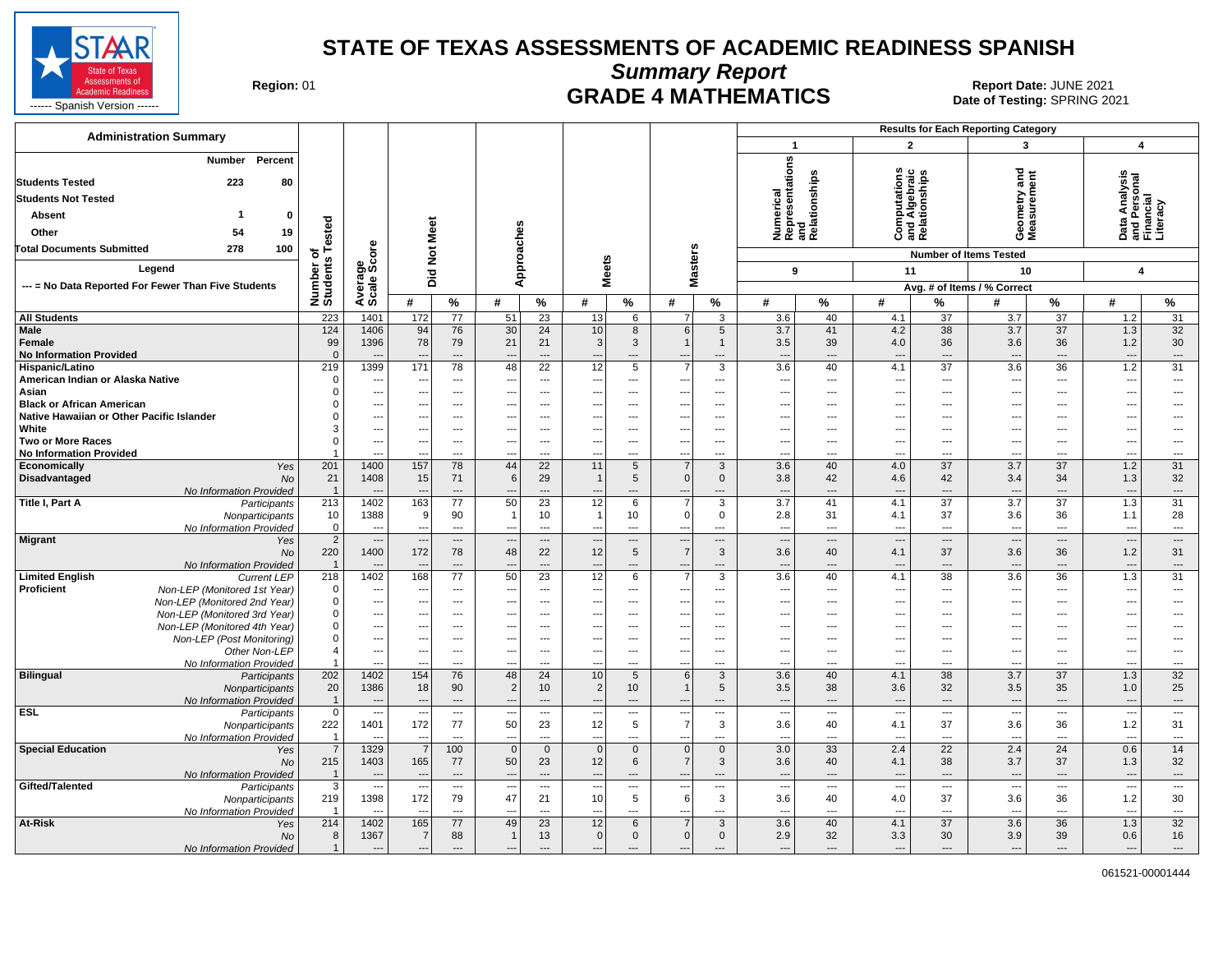# STATE OF TEXAS ASSESSMENTS OF ACADEMIC READINESS SPANISH

## Summary Report

## GRADE 4 MATHEMATICS

**Region:** 01

**Report Date:** JUNE 2021
**Date of Testing:** SPRING 2021

STAAR State of Texas Assessments of Academic Readiness ------ Spanish Version ------

### Administration Summary

| | Number | Percent |
|---|---|---|
| **Students Tested** | 223 | 80 |
| **Students Not Tested** | | |
| **Absent** | 1 | 0 |
| **Other** | 54 | 19 |
| **Total Documents Submitted** | 278 | 100 |

**Legend**

--- = No Data Reported For Fewer Than Five Students

### Results

Results for Each Reporting Category: 1 = Numerical Representations and Relationships (Number of Items Tested: 9); 2 = Computations and Algebraic Relationships (11); 3 = Geometry and Measurement (10); 4 = Data Analysis and Personal Financial Literacy (4). Category columns show Avg. # of Items / % Correct.

| Group | | Number of Students Tested | Average Scale Score | Did Not Meet # | Did Not Meet % | Approaches # | Approaches % | Meets # | Meets % | Masters # | Masters % | Cat 1 # | Cat 1 % | Cat 2 # | Cat 2 % | Cat 3 # | Cat 3 % | Cat 4 # | Cat 4 % |
|---|---|---|---|---|---|---|---|---|---|---|---|---|---|---|---|---|---|---|---|
| **All Students** | | 223 | 1401 | 172 | 77 | 51 | 23 | 13 | 6 | 7 | 3 | 3.6 | 40 | 4.1 | 37 | 3.7 | 37 | 1.2 | 31 |
| **Male** | | 124 | 1406 | 94 | 76 | 30 | 24 | 10 | 8 | 6 | 5 | 3.7 | 41 | 4.2 | 38 | 3.7 | 37 | 1.3 | 32 |
| **Female** | | 99 | 1396 | 78 | 79 | 21 | 21 | 3 | 3 | 1 | 1 | 3.5 | 39 | 4.0 | 36 | 3.6 | 36 | 1.2 | 30 |
| **No Information Provided** | | 0 | --- | --- | --- | --- | --- | --- | --- | --- | --- | --- | --- | --- | --- | --- | --- | --- | --- |
| **Hispanic/Latino** | | 219 | 1399 | 171 | 78 | 48 | 22 | 12 | 5 | 7 | 3 | 3.6 | 40 | 4.1 | 37 | 3.6 | 36 | 1.2 | 31 |
| **American Indian or Alaska Native** | | 0 | --- | --- | --- | --- | --- | --- | --- | --- | --- | --- | --- | --- | --- | --- | --- | --- | --- |
| **Asian** | | 0 | --- | --- | --- | --- | --- | --- | --- | --- | --- | --- | --- | --- | --- | --- | --- | --- | --- |
| **Black or African American** | | 0 | --- | --- | --- | --- | --- | --- | --- | --- | --- | --- | --- | --- | --- | --- | --- | --- | --- |
| **Native Hawaiian or Other Pacific Islander** | | 0 | --- | --- | --- | --- | --- | --- | --- | --- | --- | --- | --- | --- | --- | --- | --- | --- | --- |
| **White** | | 3 | --- | --- | --- | --- | --- | --- | --- | --- | --- | --- | --- | --- | --- | --- | --- | --- | --- |
| **Two or More Races** | | 0 | --- | --- | --- | --- | --- | --- | --- | --- | --- | --- | --- | --- | --- | --- | --- | --- | --- |
| **No Information Provided** | | 1 | --- | --- | --- | --- | --- | --- | --- | --- | --- | --- | --- | --- | --- | --- | --- | --- | --- |
| **Economically Disadvantaged** | *Yes* | 201 | 1400 | 157 | 78 | 44 | 22 | 11 | 5 | 7 | 3 | 3.6 | 40 | 4.0 | 37 | 3.7 | 37 | 1.2 | 31 |
| | *No* | 21 | 1408 | 15 | 71 | 6 | 29 | 1 | 5 | 0 | 0 | 3.8 | 42 | 4.6 | 42 | 3.4 | 34 | 1.3 | 32 |
| | *No Information Provided* | 1 | --- | --- | --- | --- | --- | --- | --- | --- | --- | --- | --- | --- | --- | --- | --- | --- | --- |
| **Title I, Part A** | *Participants* | 213 | 1402 | 163 | 77 | 50 | 23 | 12 | 6 | 7 | 3 | 3.7 | 41 | 4.1 | 37 | 3.7 | 37 | 1.3 | 31 |
| | *Nonparticipants* | 10 | 1388 | 9 | 90 | 1 | 10 | 1 | 10 | 0 | 0 | 2.8 | 31 | 4.1 | 37 | 3.6 | 36 | 1.1 | 28 |
| | *No Information Provided* | 0 | --- | --- | --- | --- | --- | --- | --- | --- | --- | --- | --- | --- | --- | --- | --- | --- | --- |
| **Migrant** | *Yes* | 2 | --- | --- | --- | --- | --- | --- | --- | --- | --- | --- | --- | --- | --- | --- | --- | --- | --- |
| | *No* | 220 | 1400 | 172 | 78 | 48 | 22 | 12 | 5 | 7 | 3 | 3.6 | 40 | 4.1 | 37 | 3.6 | 36 | 1.2 | 31 |
| | *No Information Provided* | 1 | --- | --- | --- | --- | --- | --- | --- | --- | --- | --- | --- | --- | --- | --- | --- | --- | --- |
| **Limited English Proficient** | *Current LEP* | 218 | 1402 | 168 | 77 | 50 | 23 | 12 | 6 | 7 | 3 | 3.6 | 40 | 4.1 | 38 | 3.6 | 36 | 1.3 | 31 |
| | *Non-LEP (Monitored 1st Year)* | 0 | --- | --- | --- | --- | --- | --- | --- | --- | --- | --- | --- | --- | --- | --- | --- | --- | --- |
| | *Non-LEP (Monitored 2nd Year)* | 0 | --- | --- | --- | --- | --- | --- | --- | --- | --- | --- | --- | --- | --- | --- | --- | --- | --- |
| | *Non-LEP (Monitored 3rd Year)* | 0 | --- | --- | --- | --- | --- | --- | --- | --- | --- | --- | --- | --- | --- | --- | --- | --- | --- |
| | *Non-LEP (Monitored 4th Year)* | 0 | --- | --- | --- | --- | --- | --- | --- | --- | --- | --- | --- | --- | --- | --- | --- | --- | --- |
| | *Non-LEP (Post Monitoring)* | 0 | --- | --- | --- | --- | --- | --- | --- | --- | --- | --- | --- | --- | --- | --- | --- | --- | --- |
| | *Other Non-LEP* | 4 | --- | --- | --- | --- | --- | --- | --- | --- | --- | --- | --- | --- | --- | --- | --- | --- | --- |
| | *No Information Provided* | 1 | --- | --- | --- | --- | --- | --- | --- | --- | --- | --- | --- | --- | --- | --- | --- | --- | --- |
| **Bilingual** | *Participants* | 202 | 1402 | 154 | 76 | 48 | 24 | 10 | 5 | 6 | 3 | 3.6 | 40 | 4.1 | 38 | 3.7 | 37 | 1.3 | 32 |
| | *Nonparticipants* | 20 | 1386 | 18 | 90 | 2 | 10 | 2 | 10 | 1 | 5 | 3.5 | 38 | 3.6 | 32 | 3.5 | 35 | 1.0 | 25 |
| | *No Information Provided* | 1 | --- | --- | --- | --- | --- | --- | --- | --- | --- | --- | --- | --- | --- | --- | --- | --- | --- |
| **ESL** | *Participants* | 0 | --- | --- | --- | --- | --- | --- | --- | --- | --- | --- | --- | --- | --- | --- | --- | --- | --- |
| | *Nonparticipants* | 222 | 1401 | 172 | 77 | 50 | 23 | 12 | 5 | 7 | 3 | 3.6 | 40 | 4.1 | 37 | 3.6 | 36 | 1.2 | 31 |
| | *No Information Provided* | 1 | --- | --- | --- | --- | --- | --- | --- | --- | --- | --- | --- | --- | --- | --- | --- | --- | --- |
| **Special Education** | *Yes* | 7 | 1329 | 7 | 100 | 0 | 0 | 0 | 0 | 0 | 0 | 3.0 | 33 | 2.4 | 22 | 2.4 | 24 | 0.6 | 14 |
| | *No* | 215 | 1403 | 165 | 77 | 50 | 23 | 12 | 6 | 7 | 3 | 3.6 | 40 | 4.1 | 38 | 3.7 | 37 | 1.3 | 32 |
| | *No Information Provided* | 1 | --- | --- | --- | --- | --- | --- | --- | --- | --- | --- | --- | --- | --- | --- | --- | --- | --- |
| **Gifted/Talented** | *Participants* | 3 | --- | --- | --- | --- | --- | --- | --- | --- | --- | --- | --- | --- | --- | --- | --- | --- | --- |
| | *Nonparticipants* | 219 | 1398 | 172 | 79 | 47 | 21 | 10 | 5 | 6 | 3 | 3.6 | 40 | 4.0 | 37 | 3.6 | 36 | 1.2 | 30 |
| | *No Information Provided* | 1 | --- | --- | --- | --- | --- | --- | --- | --- | --- | --- | --- | --- | --- | --- | --- | --- | --- |
| **At-Risk** | *Yes* | 214 | 1402 | 165 | 77 | 49 | 23 | 12 | 6 | 7 | 3 | 3.6 | 40 | 4.1 | 37 | 3.6 | 36 | 1.3 | 32 |
| | *No* | 8 | 1367 | 7 | 88 | 1 | 13 | 0 | 0 | 0 | 0 | 2.9 | 32 | 3.3 | 30 | 3.9 | 39 | 0.6 | 16 |
| | *No Information Provided* | 1 | --- | --- | --- | --- | --- | --- | --- | --- | --- | --- | --- | --- | --- | --- | --- | --- | --- |

061521-00001444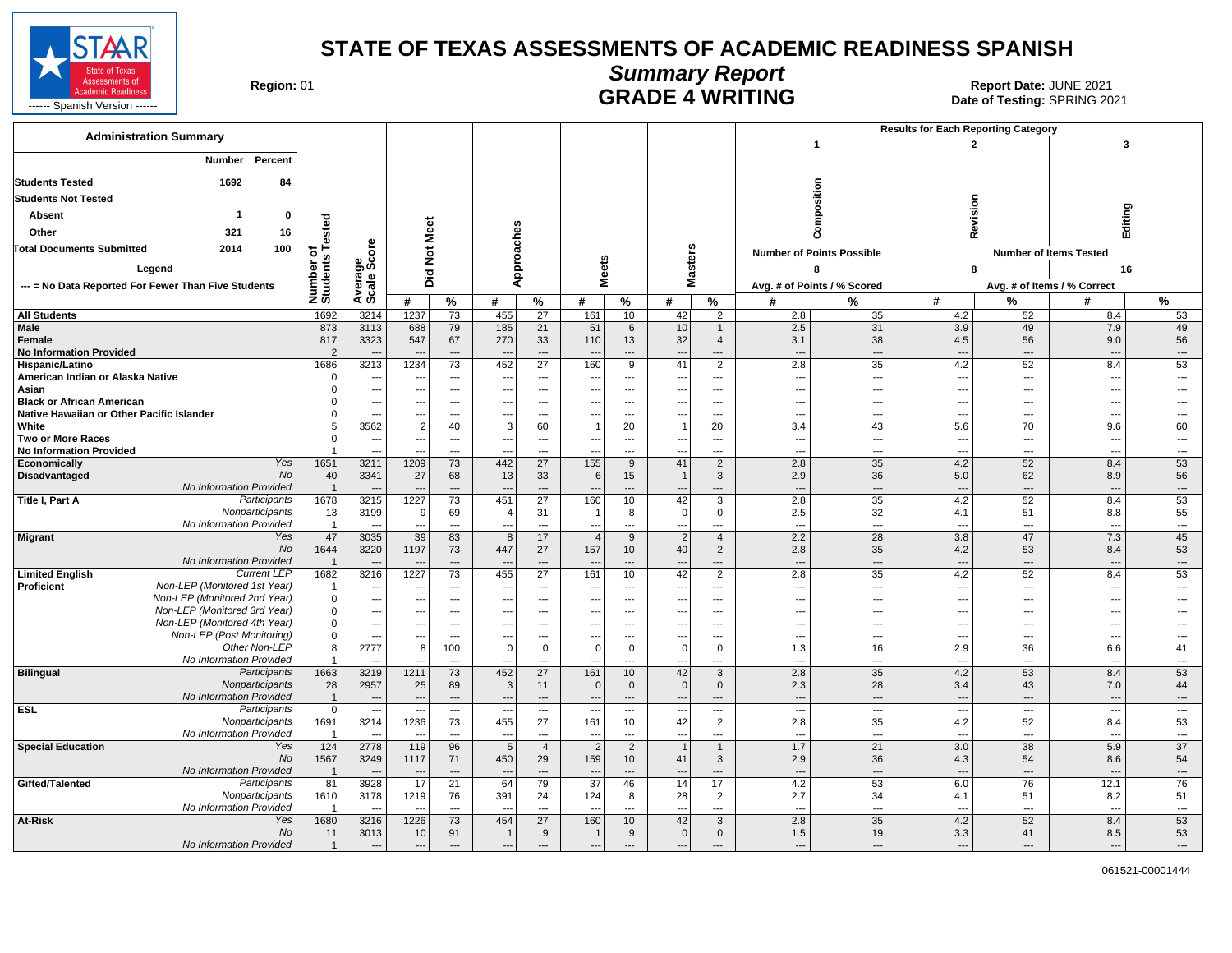# STATE OF TEXAS ASSESSMENTS OF ACADEMIC READINESS SPANISH

## Summary Report

## GRADE 4 WRITING

**Region:** 01

**Report Date:** JUNE 2021
**Date of Testing:** SPRING 2021

STAAR State of Texas Assessments of Academic Readiness ------ Spanish Version ------

| Administration Summary | Number | Percent |
|---|---|---|
| Students Tested | 1692 | 84 |
| Students Not Tested | | |
| Absent | 1 | 0 |
| Other | 321 | 16 |
| Total Documents Submitted | 2014 | 100 |

Legend

--- = No Data Reported For Fewer Than Five Students

| Group | | Number of Students Tested | Average Scale Score | Did Not Meet # | Did Not Meet % | Approaches # | Approaches % | Meets # | Meets % | Masters # | Masters % | 1 Composition (Number of Points Possible: 8) Avg. # of Points | 1 Composition % Scored | 2 Revision (Number of Items Tested: 8) Avg. # of Items | 2 Revision % Correct | 3 Editing (Number of Items Tested: 16) Avg. # of Items | 3 Editing % Correct |
|---|---|---|---|---|---|---|---|---|---|---|---|---|---|---|---|---|---|
| All Students | | 1692 | 3214 | 1237 | 73 | 455 | 27 | 161 | 10 | 42 | 2 | 2.8 | 35 | 4.2 | 52 | 8.4 | 53 |
| Male | | 873 | 3113 | 688 | 79 | 185 | 21 | 51 | 6 | 10 | 1 | 2.5 | 31 | 3.9 | 49 | 7.9 | 49 |
| Female | | 817 | 3323 | 547 | 67 | 270 | 33 | 110 | 13 | 32 | 4 | 3.1 | 38 | 4.5 | 56 | 9.0 | 56 |
| No Information Provided | | 2 | --- | --- | --- | --- | --- | --- | --- | --- | --- | --- | --- | --- | --- | --- | --- |
| Hispanic/Latino | | 1686 | 3213 | 1234 | 73 | 452 | 27 | 160 | 9 | 41 | 2 | 2.8 | 35 | 4.2 | 52 | 8.4 | 53 |
| American Indian or Alaska Native | | 0 | --- | --- | --- | --- | --- | --- | --- | --- | --- | --- | --- | --- | --- | --- | --- |
| Asian | | 0 | --- | --- | --- | --- | --- | --- | --- | --- | --- | --- | --- | --- | --- | --- | --- |
| Black or African American | | 0 | --- | --- | --- | --- | --- | --- | --- | --- | --- | --- | --- | --- | --- | --- | --- |
| Native Hawaiian or Other Pacific Islander | | 0 | --- | --- | --- | --- | --- | --- | --- | --- | --- | --- | --- | --- | --- | --- | --- |
| White | | 5 | 3562 | 2 | 40 | 3 | 60 | 1 | 20 | 1 | 20 | 3.4 | 43 | 5.6 | 70 | 9.6 | 60 |
| Two or More Races | | 0 | --- | --- | --- | --- | --- | --- | --- | --- | --- | --- | --- | --- | --- | --- | --- |
| No Information Provided | | 1 | --- | --- | --- | --- | --- | --- | --- | --- | --- | --- | --- | --- | --- | --- | --- |
| Economically Disadvantaged | Yes | 1651 | 3211 | 1209 | 73 | 442 | 27 | 155 | 9 | 41 | 2 | 2.8 | 35 | 4.2 | 52 | 8.4 | 53 |
| | No | 40 | 3341 | 27 | 68 | 13 | 33 | 6 | 15 | 1 | 3 | 2.9 | 36 | 5.0 | 62 | 8.9 | 56 |
| | No Information Provided | 1 | --- | --- | --- | --- | --- | --- | --- | --- | --- | --- | --- | --- | --- | --- | --- |
| Title I, Part A | Participants | 1678 | 3215 | 1227 | 73 | 451 | 27 | 160 | 10 | 42 | 3 | 2.8 | 35 | 4.2 | 52 | 8.4 | 53 |
| | Nonparticipants | 13 | 3199 | 9 | 69 | 4 | 31 | 1 | 8 | 0 | 0 | 2.5 | 32 | 4.1 | 51 | 8.8 | 55 |
| | No Information Provided | 1 | --- | --- | --- | --- | --- | --- | --- | --- | --- | --- | --- | --- | --- | --- | --- |
| Migrant | Yes | 47 | 3035 | 39 | 83 | 8 | 17 | 4 | 9 | 2 | 4 | 2.2 | 28 | 3.8 | 47 | 7.3 | 45 |
| | No | 1644 | 3220 | 1197 | 73 | 447 | 27 | 157 | 10 | 40 | 2 | 2.8 | 35 | 4.2 | 53 | 8.4 | 53 |
| | No Information Provided | 1 | --- | --- | --- | --- | --- | --- | --- | --- | --- | --- | --- | --- | --- | --- | --- |
| Limited English Proficient | Current LEP | 1682 | 3216 | 1227 | 73 | 455 | 27 | 161 | 10 | 42 | 2 | 2.8 | 35 | 4.2 | 52 | 8.4 | 53 |
| | Non-LEP (Monitored 1st Year) | 1 | --- | --- | --- | --- | --- | --- | --- | --- | --- | --- | --- | --- | --- | --- | --- |
| | Non-LEP (Monitored 2nd Year) | 0 | --- | --- | --- | --- | --- | --- | --- | --- | --- | --- | --- | --- | --- | --- | --- |
| | Non-LEP (Monitored 3rd Year) | 0 | --- | --- | --- | --- | --- | --- | --- | --- | --- | --- | --- | --- | --- | --- | --- |
| | Non-LEP (Monitored 4th Year) | 0 | --- | --- | --- | --- | --- | --- | --- | --- | --- | --- | --- | --- | --- | --- | --- |
| | Non-LEP (Post Monitoring) | 0 | --- | --- | --- | --- | --- | --- | --- | --- | --- | --- | --- | --- | --- | --- | --- |
| | Other Non-LEP | 8 | 2777 | 8 | 100 | 0 | 0 | 0 | 0 | 0 | 0 | 1.3 | 16 | 2.9 | 36 | 6.6 | 41 |
| | No Information Provided | 1 | --- | --- | --- | --- | --- | --- | --- | --- | --- | --- | --- | --- | --- | --- | --- |
| Bilingual | Participants | 1663 | 3219 | 1211 | 73 | 452 | 27 | 161 | 10 | 42 | 3 | 2.8 | 35 | 4.2 | 53 | 8.4 | 53 |
| | Nonparticipants | 28 | 2957 | 25 | 89 | 3 | 11 | 0 | 0 | 0 | 0 | 2.3 | 28 | 3.4 | 43 | 7.0 | 44 |
| | No Information Provided | 1 | --- | --- | --- | --- | --- | --- | --- | --- | --- | --- | --- | --- | --- | --- | --- |
| ESL | Participants | 0 | --- | --- | --- | --- | --- | --- | --- | --- | --- | --- | --- | --- | --- | --- | --- |
| | Nonparticipants | 1691 | 3214 | 1236 | 73 | 455 | 27 | 161 | 10 | 42 | 2 | 2.8 | 35 | 4.2 | 52 | 8.4 | 53 |
| | No Information Provided | 1 | --- | --- | --- | --- | --- | --- | --- | --- | --- | --- | --- | --- | --- | --- | --- |
| Special Education | Yes | 124 | 2778 | 119 | 96 | 5 | 4 | 2 | 2 | 1 | 1 | 1.7 | 21 | 3.0 | 38 | 5.9 | 37 |
| | No | 1567 | 3249 | 1117 | 71 | 450 | 29 | 159 | 10 | 41 | 3 | 2.9 | 36 | 4.3 | 54 | 8.6 | 54 |
| | No Information Provided | 1 | --- | --- | --- | --- | --- | --- | --- | --- | --- | --- | --- | --- | --- | --- | --- |
| Gifted/Talented | Participants | 81 | 3928 | 17 | 21 | 64 | 79 | 37 | 46 | 14 | 17 | 4.2 | 53 | 6.0 | 76 | 12.1 | 76 |
| | Nonparticipants | 1610 | 3178 | 1219 | 76 | 391 | 24 | 124 | 8 | 28 | 2 | 2.7 | 34 | 4.1 | 51 | 8.2 | 51 |
| | No Information Provided | 1 | --- | --- | --- | --- | --- | --- | --- | --- | --- | --- | --- | --- | --- | --- | --- |
| At-Risk | Yes | 1680 | 3216 | 1226 | 73 | 454 | 27 | 160 | 10 | 42 | 3 | 2.8 | 35 | 4.2 | 52 | 8.4 | 53 |
| | No | 11 | 3013 | 10 | 91 | 1 | 9 | 1 | 9 | 0 | 0 | 1.5 | 19 | 3.3 | 41 | 8.5 | 53 |
| | No Information Provided | 1 | --- | --- | --- | --- | --- | --- | --- | --- | --- | --- | --- | --- | --- | --- | --- |

061521-00001444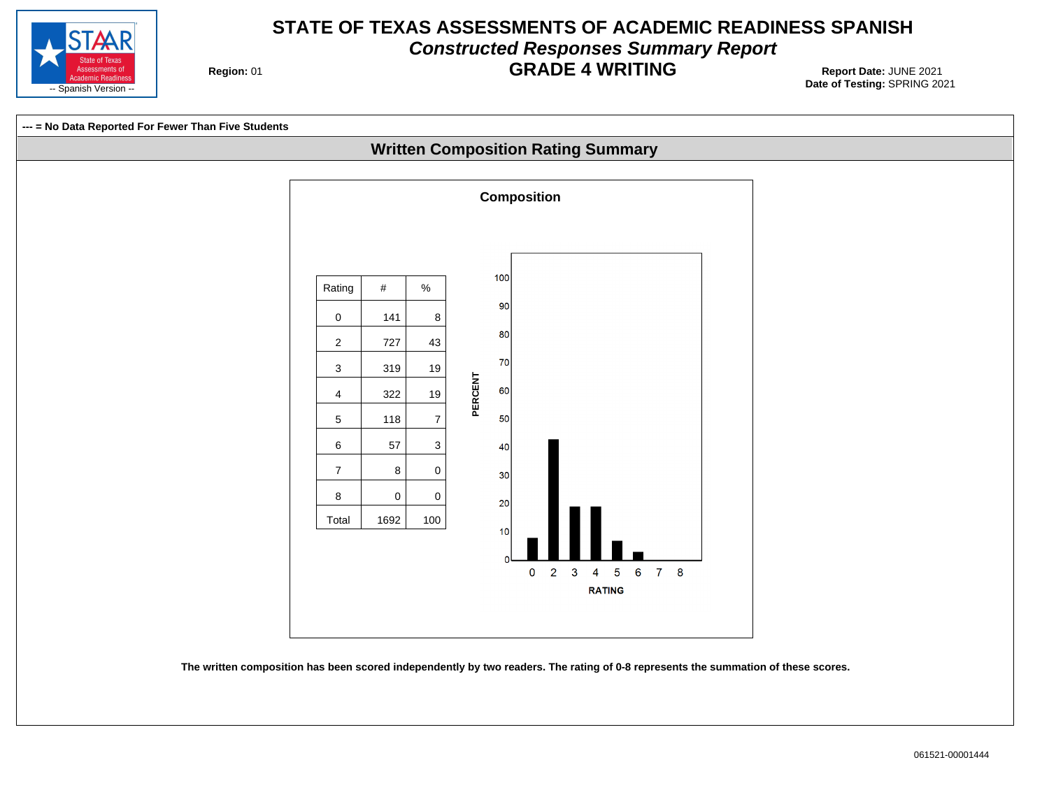# STATE OF TEXAS ASSESSMENTS OF ACADEMIC READINESS SPANISH

## *Constructed Responses Summary Report*

## GRADE 4 WRITING

STAAR State of Texas Assessments of Academic Readiness -- Spanish Version --

**Region:** 01

**Report Date:** JUNE 2021
**Date of Testing:** SPRING 2021

**--- = No Data Reported For Fewer Than Five Students**

### Written Composition Rating Summary

**Composition**

| Rating | # | % |
|---|---|---|
| 0 | 141 | 8 |
| 2 | 727 | 43 |
| 3 | 319 | 19 |
| 4 | 322 | 19 |
| 5 | 118 | 7 |
| 6 | 57 | 3 |
| 7 | 8 | 0 |
| 8 | 0 | 0 |
| Total | 1692 | 100 |

**The written composition has been scored independently by two readers. The rating of 0-8 represents the summation of these scores.**

061521-00001444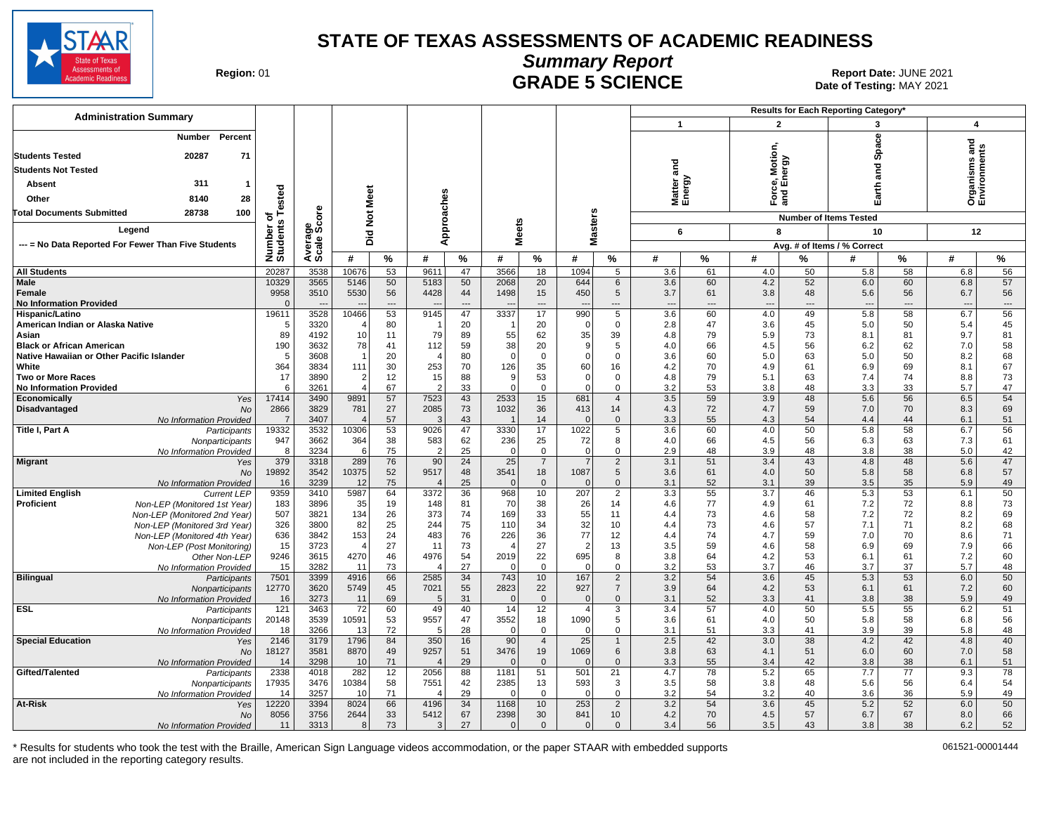# STATE OF TEXAS ASSESSMENTS OF ACADEMIC READINESS

## Summary Report

## GRADE 5 SCIENCE

Region: 01

Report Date: JUNE 2021

Date of Testing: MAY 2021

**Administration Summary**

| | Number | Percent |
|---|---|---|
| Students Tested | 20287 | 71 |
| Students Not Tested | | |
| Absent | 311 | 1 |
| Other | 8140 | 28 |
| Total Documents Submitted | 28738 | 100 |

Legend

--- = No Data Reported For Fewer Than Five Students

Results for Each Reporting Category*: 1 = Matter and Energy (6 items); 2 = Force, Motion, and Energy (8 items); 3 = Earth and Space (10 items); 4 = Organisms and Environments (12 items). Values are Avg. # of Items / % Correct.

| Group | | Number of Students Tested | Average Scale Score | Did Not Meet # | Did Not Meet % | Approaches # | Approaches % | Meets # | Meets % | Masters # | Masters % | 1 # | 1 % | 2 # | 2 % | 3 # | 3 % | 4 # | 4 % |
|---|---|---|---|---|---|---|---|---|---|---|---|---|---|---|---|---|---|---|---|
| All Students | | 20287 | 3538 | 10676 | 53 | 9611 | 47 | 3566 | 18 | 1094 | 5 | 3.6 | 61 | 4.0 | 50 | 5.8 | 58 | 6.8 | 56 |
| Male | | 10329 | 3565 | 5146 | 50 | 5183 | 50 | 2068 | 20 | 644 | 6 | 3.6 | 60 | 4.2 | 52 | 6.0 | 60 | 6.8 | 57 |
| Female | | 9958 | 3510 | 5530 | 56 | 4428 | 44 | 1498 | 15 | 450 | 5 | 3.7 | 61 | 3.8 | 48 | 5.6 | 56 | 6.7 | 56 |
| No Information Provided | | 0 | --- | --- | --- | --- | --- | --- | --- | --- | --- | --- | --- | --- | --- | --- | --- | --- | --- |
| Hispanic/Latino | | 19611 | 3528 | 10466 | 53 | 9145 | 47 | 3337 | 17 | 990 | 5 | 3.6 | 60 | 4.0 | 49 | 5.8 | 58 | 6.7 | 56 |
| American Indian or Alaska Native | | 5 | 3320 | 4 | 80 | 1 | 20 | 1 | 20 | 0 | 0 | 2.8 | 47 | 3.6 | 45 | 5.0 | 50 | 5.4 | 45 |
| Asian | | 89 | 4192 | 10 | 11 | 79 | 89 | 55 | 62 | 35 | 39 | 4.8 | 79 | 5.9 | 73 | 8.1 | 81 | 9.7 | 81 |
| Black or African American | | 190 | 3632 | 78 | 41 | 112 | 59 | 38 | 20 | 9 | 5 | 4.0 | 66 | 4.5 | 56 | 6.2 | 62 | 7.0 | 58 |
| Native Hawaiian or Other Pacific Islander | | 5 | 3608 | 1 | 20 | 4 | 80 | 0 | 0 | 0 | 0 | 3.6 | 60 | 5.0 | 63 | 5.0 | 50 | 8.2 | 68 |
| White | | 364 | 3834 | 111 | 30 | 253 | 70 | 126 | 35 | 60 | 16 | 4.2 | 70 | 4.9 | 61 | 6.9 | 69 | 8.1 | 67 |
| Two or More Races | | 17 | 3890 | 2 | 12 | 15 | 88 | 9 | 53 | 0 | 0 | 4.8 | 79 | 5.1 | 63 | 7.4 | 74 | 8.8 | 73 |
| No Information Provided | | 6 | 3261 | 4 | 67 | 2 | 33 | 0 | 0 | 0 | 0 | 3.2 | 53 | 3.8 | 48 | 3.3 | 33 | 5.7 | 47 |
| Economically Disadvantaged | Yes | 17414 | 3490 | 9891 | 57 | 7523 | 43 | 2533 | 15 | 681 | 4 | 3.5 | 59 | 3.9 | 48 | 5.6 | 56 | 6.5 | 54 |
| | No | 2866 | 3829 | 781 | 27 | 2085 | 73 | 1032 | 36 | 413 | 14 | 4.3 | 72 | 4.7 | 59 | 7.0 | 70 | 8.3 | 69 |
| | No Information Provided | 7 | 3407 | 4 | 57 | 3 | 43 | 1 | 14 | 0 | 0 | 3.3 | 55 | 4.3 | 54 | 4.4 | 44 | 6.1 | 51 |
| Title I, Part A | Participants | 19332 | 3532 | 10306 | 53 | 9026 | 47 | 3330 | 17 | 1022 | 5 | 3.6 | 60 | 4.0 | 50 | 5.8 | 58 | 6.7 | 56 |
| | Nonparticipants | 947 | 3662 | 364 | 38 | 583 | 62 | 236 | 25 | 72 | 8 | 4.0 | 66 | 4.5 | 56 | 6.3 | 63 | 7.3 | 61 |
| | No Information Provided | 8 | 3234 | 6 | 75 | 2 | 25 | 0 | 0 | 0 | 0 | 2.9 | 48 | 3.9 | 48 | 3.8 | 38 | 5.0 | 42 |
| Migrant | Yes | 379 | 3318 | 289 | 76 | 90 | 24 | 25 | 7 | 7 | 2 | 3.1 | 51 | 3.4 | 43 | 4.8 | 48 | 5.6 | 47 |
| | No | 19892 | 3542 | 10375 | 52 | 9517 | 48 | 3541 | 18 | 1087 | 5 | 3.6 | 61 | 4.0 | 50 | 5.8 | 58 | 6.8 | 57 |
| | No Information Provided | 16 | 3239 | 12 | 75 | 4 | 25 | 0 | 0 | 0 | 0 | 3.1 | 52 | 3.1 | 39 | 3.5 | 35 | 5.9 | 49 |
| Limited English Proficient | Current LEP | 9359 | 3410 | 5987 | 64 | 3372 | 36 | 968 | 10 | 207 | 2 | 3.3 | 55 | 3.7 | 46 | 5.3 | 53 | 6.1 | 50 |
| | Non-LEP (Monitored 1st Year) | 183 | 3896 | 35 | 19 | 148 | 81 | 70 | 38 | 26 | 14 | 4.6 | 77 | 4.9 | 61 | 7.2 | 72 | 8.8 | 73 |
| | Non-LEP (Monitored 2nd Year) | 507 | 3821 | 134 | 26 | 373 | 74 | 169 | 33 | 55 | 11 | 4.4 | 73 | 4.6 | 58 | 7.2 | 72 | 8.2 | 69 |
| | Non-LEP (Monitored 3rd Year) | 326 | 3800 | 82 | 25 | 244 | 75 | 110 | 34 | 32 | 10 | 4.4 | 73 | 4.6 | 57 | 7.1 | 71 | 8.2 | 68 |
| | Non-LEP (Monitored 4th Year) | 636 | 3842 | 153 | 24 | 483 | 76 | 226 | 36 | 77 | 12 | 4.4 | 74 | 4.7 | 59 | 7.0 | 70 | 8.6 | 71 |
| | Non-LEP (Post Monitoring) | 15 | 3723 | 4 | 27 | 11 | 73 | 4 | 27 | 2 | 13 | 3.5 | 59 | 4.6 | 58 | 6.9 | 69 | 7.9 | 66 |
| | Other Non-LEP | 9246 | 3615 | 4270 | 46 | 4976 | 54 | 2019 | 22 | 695 | 8 | 3.8 | 64 | 4.2 | 53 | 6.1 | 61 | 7.2 | 60 |
| | No Information Provided | 15 | 3282 | 11 | 73 | 4 | 27 | 0 | 0 | 0 | 0 | 3.2 | 53 | 3.7 | 46 | 3.7 | 37 | 5.7 | 48 |
| Bilingual | Participants | 7501 | 3399 | 4916 | 66 | 2585 | 34 | 743 | 10 | 167 | 2 | 3.2 | 54 | 3.6 | 45 | 5.3 | 53 | 6.0 | 50 |
| | Nonparticipants | 12770 | 3620 | 5749 | 45 | 7021 | 55 | 2823 | 22 | 927 | 7 | 3.9 | 64 | 4.2 | 53 | 6.1 | 61 | 7.2 | 60 |
| | No Information Provided | 16 | 3273 | 11 | 69 | 5 | 31 | 0 | 0 | 0 | 0 | 3.1 | 52 | 3.3 | 41 | 3.8 | 38 | 5.9 | 49 |
| ESL | Participants | 121 | 3463 | 72 | 60 | 49 | 40 | 14 | 12 | 4 | 3 | 3.4 | 57 | 4.0 | 50 | 5.5 | 55 | 6.2 | 51 |
| | Nonparticipants | 20148 | 3539 | 10591 | 53 | 9557 | 47 | 3552 | 18 | 1090 | 5 | 3.6 | 61 | 4.0 | 50 | 5.8 | 58 | 6.8 | 56 |
| | No Information Provided | 18 | 3266 | 13 | 72 | 5 | 28 | 0 | 0 | 0 | 0 | 3.1 | 51 | 3.3 | 41 | 3.9 | 39 | 5.8 | 48 |
| Special Education | Yes | 2146 | 3179 | 1796 | 84 | 350 | 16 | 90 | 4 | 25 | 1 | 2.5 | 42 | 3.0 | 38 | 4.2 | 42 | 4.8 | 40 |
| | No | 18127 | 3581 | 8870 | 49 | 9257 | 51 | 3476 | 19 | 1069 | 6 | 3.8 | 63 | 4.1 | 51 | 6.0 | 60 | 7.0 | 58 |
| | No Information Provided | 14 | 3298 | 10 | 71 | 4 | 29 | 0 | 0 | 0 | 0 | 3.3 | 55 | 3.4 | 42 | 3.8 | 38 | 6.1 | 51 |
| Gifted/Talented | Participants | 2338 | 4018 | 282 | 12 | 2056 | 88 | 1181 | 51 | 501 | 21 | 4.7 | 78 | 5.2 | 65 | 7.7 | 77 | 9.3 | 78 |
| | Nonparticipants | 17935 | 3476 | 10384 | 58 | 7551 | 42 | 2385 | 13 | 593 | 3 | 3.5 | 58 | 3.8 | 48 | 5.6 | 56 | 6.4 | 54 |
| | No Information Provided | 14 | 3257 | 10 | 71 | 4 | 29 | 0 | 0 | 0 | 0 | 3.2 | 54 | 3.2 | 40 | 3.6 | 36 | 5.9 | 49 |
| At-Risk | Yes | 12220 | 3394 | 8024 | 66 | 4196 | 34 | 1168 | 10 | 253 | 2 | 3.2 | 54 | 3.6 | 45 | 5.2 | 52 | 6.0 | 50 |
| | No | 8056 | 3756 | 2644 | 33 | 5412 | 67 | 2398 | 30 | 841 | 10 | 4.2 | 70 | 4.5 | 57 | 6.7 | 67 | 8.0 | 66 |
| | No Information Provided | 11 | 3313 | 8 | 73 | 3 | 27 | 0 | 0 | 0 | 0 | 3.4 | 56 | 3.5 | 43 | 3.8 | 38 | 6.2 | 52 |

\* Results for students who took the test with the Braille, American Sign Language videos accommodation, or the paper STAAR with embedded supports are not included in the reporting category results.

061521-00001444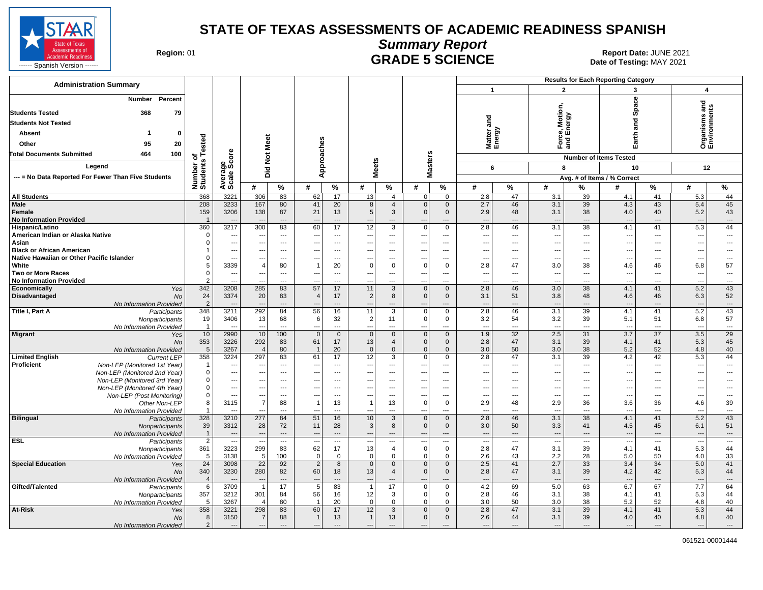# STATE OF TEXAS ASSESSMENTS OF ACADEMIC READINESS SPANISH

## Summary Report

## GRADE 5 SCIENCE

Region: 01

Report Date: JUNE 2021
Date of Testing: MAY 2021

STAAR State of Texas Assessments of Academic Readiness ------ Spanish Version ------

**Administration Summary**

| | Number | Percent |
|---|---|---|
| Students Tested | 368 | 79 |
| Students Not Tested | | |
| Absent | 1 | 0 |
| Other | 95 | 20 |
| Total Documents Submitted | 464 | 100 |

Legend

--- = No Data Reported For Fewer Than Five Students

Results for Each Reporting Category: 1 = Matter and Energy (Number of Items Tested: 6); 2 = Force, Motion, and Energy (8); 3 = Earth and Space (10); 4 = Organisms and Environments (12). Avg. # of Items / % Correct.

| Group | | Number of Students Tested | Average Scale Score | Did Not Meet # | Did Not Meet % | Approaches # | Approaches % | Meets # | Meets % | Masters # | Masters % | Cat 1 # | Cat 1 % | Cat 2 # | Cat 2 % | Cat 3 # | Cat 3 % | Cat 4 # | Cat 4 % |
|---|---|---|---|---|---|---|---|---|---|---|---|---|---|---|---|---|---|---|---|
| All Students | | 368 | 3221 | 306 | 83 | 62 | 17 | 13 | 4 | 0 | 0 | 2.8 | 47 | 3.1 | 39 | 4.1 | 41 | 5.3 | 44 |
| Male | | 208 | 3233 | 167 | 80 | 41 | 20 | 8 | 4 | 0 | 0 | 2.7 | 46 | 3.1 | 39 | 4.3 | 43 | 5.4 | 45 |
| Female | | 159 | 3206 | 138 | 87 | 21 | 13 | 5 | 3 | 0 | 0 | 2.9 | 48 | 3.1 | 38 | 4.0 | 40 | 5.2 | 43 |
| No Information Provided | | 1 | --- | --- | --- | --- | --- | --- | --- | --- | --- | --- | --- | --- | --- | --- | --- | --- | --- |
| Hispanic/Latino | | 360 | 3217 | 300 | 83 | 60 | 17 | 12 | 3 | 0 | 0 | 2.8 | 46 | 3.1 | 38 | 4.1 | 41 | 5.3 | 44 |
| American Indian or Alaska Native | | 0 | --- | --- | --- | --- | --- | --- | --- | --- | --- | --- | --- | --- | --- | --- | --- | --- | --- |
| Asian | | 0 | --- | --- | --- | --- | --- | --- | --- | --- | --- | --- | --- | --- | --- | --- | --- | --- | --- |
| Black or African American | | 1 | --- | --- | --- | --- | --- | --- | --- | --- | --- | --- | --- | --- | --- | --- | --- | --- | --- |
| Native Hawaiian or Other Pacific Islander | | 0 | --- | --- | --- | --- | --- | --- | --- | --- | --- | --- | --- | --- | --- | --- | --- | --- | --- |
| White | | 5 | 3339 | 4 | 80 | 1 | 20 | 0 | 0 | 0 | 0 | 2.8 | 47 | 3.0 | 38 | 4.6 | 46 | 6.8 | 57 |
| Two or More Races | | 0 | --- | --- | --- | --- | --- | --- | --- | --- | --- | --- | --- | --- | --- | --- | --- | --- | --- |
| No Information Provided | | 2 | --- | --- | --- | --- | --- | --- | --- | --- | --- | --- | --- | --- | --- | --- | --- | --- | --- |
| Economically Disadvantaged | Yes | 342 | 3208 | 285 | 83 | 57 | 17 | 11 | 3 | 0 | 0 | 2.8 | 46 | 3.0 | 38 | 4.1 | 41 | 5.2 | 43 |
| | No | 24 | 3374 | 20 | 83 | 4 | 17 | 2 | 8 | 0 | 0 | 3.1 | 51 | 3.8 | 48 | 4.6 | 46 | 6.3 | 52 |
| | No Information Provided | 2 | --- | --- | --- | --- | --- | --- | --- | --- | --- | --- | --- | --- | --- | --- | --- | --- | --- |
| Title I, Part A | Participants | 348 | 3211 | 292 | 84 | 56 | 16 | 11 | 3 | 0 | 0 | 2.8 | 46 | 3.1 | 39 | 4.1 | 41 | 5.2 | 43 |
| | Nonparticipants | 19 | 3406 | 13 | 68 | 6 | 32 | 2 | 11 | 0 | 0 | 3.2 | 54 | 3.2 | 39 | 5.1 | 51 | 6.8 | 57 |
| | No Information Provided | 1 | --- | --- | --- | --- | --- | --- | --- | --- | --- | --- | --- | --- | --- | --- | --- | --- | --- |
| Migrant | Yes | 10 | 2990 | 10 | 100 | 0 | 0 | 0 | 0 | 0 | 0 | 1.9 | 32 | 2.5 | 31 | 3.7 | 37 | 3.5 | 29 |
| | No | 353 | 3226 | 292 | 83 | 61 | 17 | 13 | 4 | 0 | 0 | 2.8 | 47 | 3.1 | 39 | 4.1 | 41 | 5.3 | 45 |
| | No Information Provided | 5 | 3267 | 4 | 80 | 1 | 20 | 0 | 0 | 0 | 0 | 3.0 | 50 | 3.0 | 38 | 5.2 | 52 | 4.8 | 40 |
| Limited English Proficient | Current LEP | 358 | 3224 | 297 | 83 | 61 | 17 | 12 | 3 | 0 | 0 | 2.8 | 47 | 3.1 | 39 | 4.2 | 42 | 5.3 | 44 |
| | Non-LEP (Monitored 1st Year) | 1 | --- | --- | --- | --- | --- | --- | --- | --- | --- | --- | --- | --- | --- | --- | --- | --- | --- |
| | Non-LEP (Monitored 2nd Year) | 0 | --- | --- | --- | --- | --- | --- | --- | --- | --- | --- | --- | --- | --- | --- | --- | --- | --- |
| | Non-LEP (Monitored 3rd Year) | 0 | --- | --- | --- | --- | --- | --- | --- | --- | --- | --- | --- | --- | --- | --- | --- | --- | --- |
| | Non-LEP (Monitored 4th Year) | 0 | --- | --- | --- | --- | --- | --- | --- | --- | --- | --- | --- | --- | --- | --- | --- | --- | --- |
| | Non-LEP (Post Monitoring) | 0 | --- | --- | --- | --- | --- | --- | --- | --- | --- | --- | --- | --- | --- | --- | --- | --- | --- |
| | Other Non-LEP | 8 | 3115 | 7 | 88 | 1 | 13 | 1 | 13 | 0 | 0 | 2.9 | 48 | 2.9 | 36 | 3.6 | 36 | 4.6 | 39 |
| | No Information Provided | 1 | --- | --- | --- | --- | --- | --- | --- | --- | --- | --- | --- | --- | --- | --- | --- | --- | --- |
| Bilingual | Participants | 328 | 3210 | 277 | 84 | 51 | 16 | 10 | 3 | 0 | 0 | 2.8 | 46 | 3.1 | 38 | 4.1 | 41 | 5.2 | 43 |
| | Nonparticipants | 39 | 3312 | 28 | 72 | 11 | 28 | 3 | 8 | 0 | 0 | 3.0 | 50 | 3.3 | 41 | 4.5 | 45 | 6.1 | 51 |
| | No Information Provided | 1 | --- | --- | --- | --- | --- | --- | --- | --- | --- | --- | --- | --- | --- | --- | --- | --- | --- |
| ESL | Participants | 2 | --- | --- | --- | --- | --- | --- | --- | --- | --- | --- | --- | --- | --- | --- | --- | --- | --- |
| | Nonparticipants | 361 | 3223 | 299 | 83 | 62 | 17 | 13 | 4 | 0 | 0 | 2.8 | 47 | 3.1 | 39 | 4.1 | 41 | 5.3 | 44 |
| | No Information Provided | 5 | 3138 | 5 | 100 | 0 | 0 | 0 | 0 | 0 | 0 | 2.6 | 43 | 2.2 | 28 | 5.0 | 50 | 4.0 | 33 |
| Special Education | Yes | 24 | 3098 | 22 | 92 | 2 | 8 | 0 | 0 | 0 | 0 | 2.5 | 41 | 2.7 | 33 | 3.4 | 34 | 5.0 | 41 |
| | No | 340 | 3230 | 280 | 82 | 60 | 18 | 13 | 4 | 0 | 0 | 2.8 | 47 | 3.1 | 39 | 4.2 | 42 | 5.3 | 44 |
| | No Information Provided | 4 | --- | --- | --- | --- | --- | --- | --- | --- | --- | --- | --- | --- | --- | --- | --- | --- | --- |
| Gifted/Talented | Participants | 6 | 3709 | 1 | 17 | 5 | 83 | 1 | 17 | 0 | 0 | 4.2 | 69 | 5.0 | 63 | 6.7 | 67 | 7.7 | 64 |
| | Nonparticipants | 357 | 3212 | 301 | 84 | 56 | 16 | 12 | 3 | 0 | 0 | 2.8 | 46 | 3.1 | 38 | 4.1 | 41 | 5.3 | 44 |
| | No Information Provided | 5 | 3267 | 4 | 80 | 1 | 20 | 0 | 0 | 0 | 0 | 3.0 | 50 | 3.0 | 38 | 5.2 | 52 | 4.8 | 40 |
| At-Risk | Yes | 358 | 3221 | 298 | 83 | 60 | 17 | 12 | 3 | 0 | 0 | 2.8 | 47 | 3.1 | 39 | 4.1 | 41 | 5.3 | 44 |
| | No | 8 | 3150 | 7 | 88 | 1 | 13 | 1 | 13 | 0 | 0 | 2.6 | 44 | 3.1 | 39 | 4.0 | 40 | 4.8 | 40 |
| | No Information Provided | 2 | --- | --- | --- | --- | --- | --- | --- | --- | --- | --- | --- | --- | --- | --- | --- | --- | --- |

061521-00001444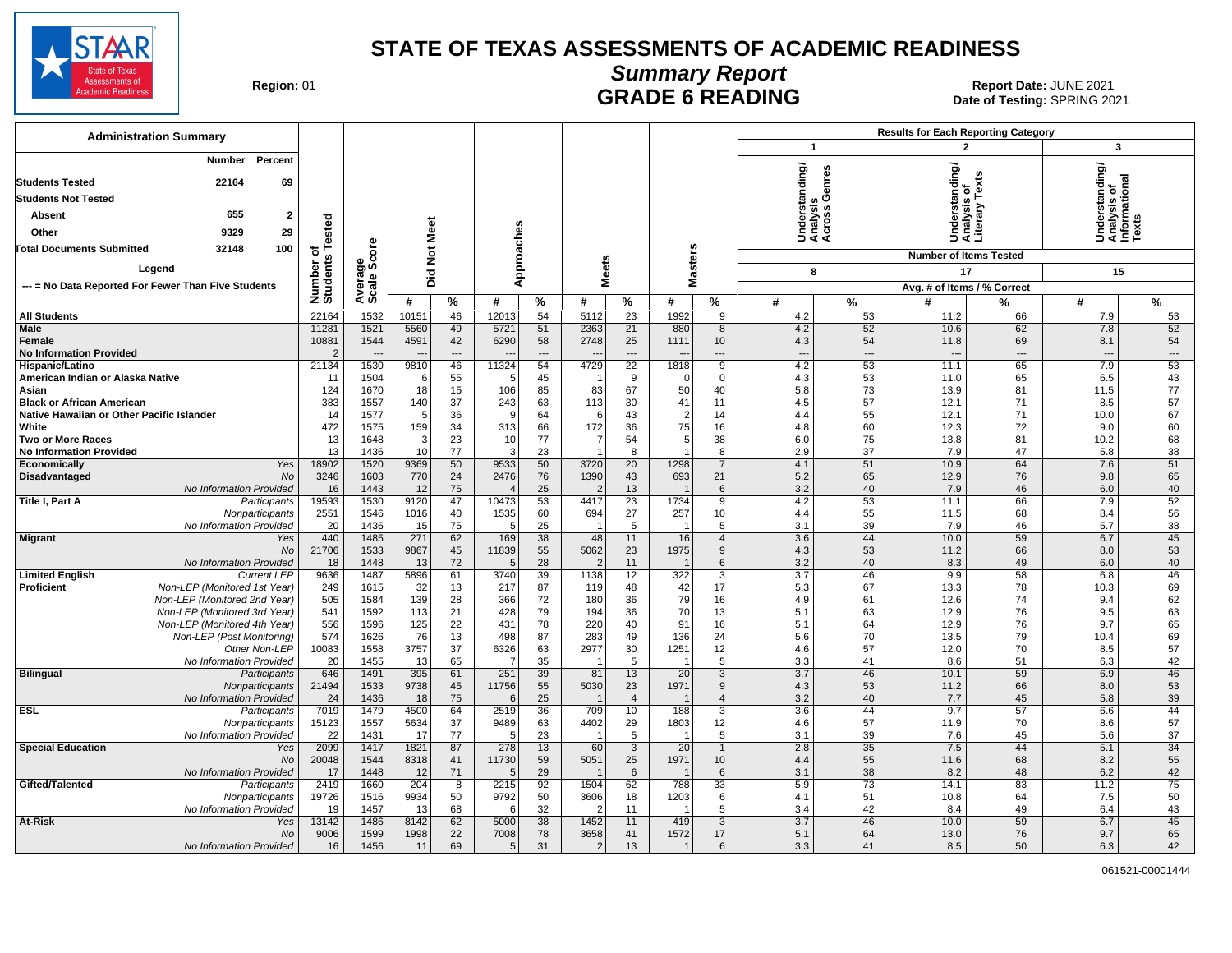# STATE OF TEXAS ASSESSMENTS OF ACADEMIC READINESS

## Summary Report

## GRADE 6 READING

**Region:** 01

**Report Date:** JUNE 2021
**Date of Testing:** SPRING 2021

### Administration Summary

| | Number | Percent |
|---|---|---|
| Students Tested | 22164 | 69 |
| Students Not Tested | | |
| Absent | 655 | 2 |
| Other | 9329 | 29 |
| Total Documents Submitted | 32148 | 100 |

Legend: --- = No Data Reported For Fewer Than Five Students

Results for Each Reporting Category:
- Category 1: Understanding/Analysis Across Genres — Number of Items Tested: 8
- Category 2: Understanding/Analysis of Literary Texts — Number of Items Tested: 17
- Category 3: Understanding/Analysis of Informational Texts — Number of Items Tested: 15

(Category columns: Avg. # of Items / % Correct)

| Group | | Number of Students Tested | Average Scale Score | Did Not Meet # | Did Not Meet % | Approaches # | Approaches % | Meets # | Meets % | Masters # | Masters % | Cat 1 # | Cat 1 % | Cat 2 # | Cat 2 % | Cat 3 # | Cat 3 % |
|---|---|---|---|---|---|---|---|---|---|---|---|---|---|---|---|---|---|
| All Students | | 22164 | 1532 | 10151 | 46 | 12013 | 54 | 5112 | 23 | 1992 | 9 | 4.2 | 53 | 11.2 | 66 | 7.9 | 53 |
| Male | | 11281 | 1521 | 5560 | 49 | 5721 | 51 | 2363 | 21 | 880 | 8 | 4.2 | 52 | 10.6 | 62 | 7.8 | 52 |
| Female | | 10881 | 1544 | 4591 | 42 | 6290 | 58 | 2748 | 25 | 1111 | 10 | 4.3 | 54 | 11.8 | 69 | 8.1 | 54 |
| No Information Provided | | 2 | --- | --- | --- | --- | --- | --- | --- | --- | --- | --- | --- | --- | --- | --- | --- |
| Hispanic/Latino | | 21134 | 1530 | 9810 | 46 | 11324 | 54 | 4729 | 22 | 1818 | 9 | 4.2 | 53 | 11.1 | 65 | 7.9 | 53 |
| American Indian or Alaska Native | | 11 | 1504 | 6 | 55 | 5 | 45 | 1 | 9 | 0 | 0 | 4.3 | 53 | 11.0 | 65 | 6.5 | 43 |
| Asian | | 124 | 1670 | 18 | 15 | 106 | 85 | 83 | 67 | 50 | 40 | 5.8 | 73 | 13.9 | 81 | 11.5 | 77 |
| Black or African American | | 383 | 1557 | 140 | 37 | 243 | 63 | 113 | 30 | 41 | 11 | 4.5 | 57 | 12.1 | 71 | 8.5 | 57 |
| Native Hawaiian or Other Pacific Islander | | 14 | 1577 | 5 | 36 | 9 | 64 | 6 | 43 | 2 | 14 | 4.4 | 55 | 12.1 | 71 | 10.0 | 67 |
| White | | 472 | 1575 | 159 | 34 | 313 | 66 | 172 | 36 | 75 | 16 | 4.8 | 60 | 12.3 | 72 | 9.0 | 60 |
| Two or More Races | | 13 | 1648 | 3 | 23 | 10 | 77 | 7 | 54 | 5 | 38 | 6.0 | 75 | 13.8 | 81 | 10.2 | 68 |
| No Information Provided | | 13 | 1436 | 10 | 77 | 3 | 23 | 1 | 8 | 1 | 8 | 2.9 | 37 | 7.9 | 47 | 5.8 | 38 |
| Economically Disadvantaged | Yes | 18902 | 1520 | 9369 | 50 | 9533 | 50 | 3720 | 20 | 1298 | 7 | 4.1 | 51 | 10.9 | 64 | 7.6 | 51 |
| | No | 3246 | 1603 | 770 | 24 | 2476 | 76 | 1390 | 43 | 693 | 21 | 5.2 | 65 | 12.9 | 76 | 9.8 | 65 |
| | No Information Provided | 16 | 1443 | 12 | 75 | 4 | 25 | 2 | 13 | 1 | 6 | 3.2 | 40 | 7.9 | 46 | 6.0 | 40 |
| Title I, Part A | Participants | 19593 | 1530 | 9120 | 47 | 10473 | 53 | 4417 | 23 | 1734 | 9 | 4.2 | 53 | 11.1 | 66 | 7.9 | 52 |
| | Nonparticipants | 2551 | 1546 | 1016 | 40 | 1535 | 60 | 694 | 27 | 257 | 10 | 4.4 | 55 | 11.5 | 68 | 8.4 | 56 |
| | No Information Provided | 20 | 1436 | 15 | 75 | 5 | 25 | 1 | 5 | 1 | 5 | 3.1 | 39 | 7.9 | 46 | 5.7 | 38 |
| Migrant | Yes | 440 | 1485 | 271 | 62 | 169 | 38 | 48 | 11 | 16 | 4 | 3.6 | 44 | 10.0 | 59 | 6.7 | 45 |
| | No | 21706 | 1533 | 9867 | 45 | 11839 | 55 | 5062 | 23 | 1975 | 9 | 4.3 | 53 | 11.2 | 66 | 8.0 | 53 |
| | No Information Provided | 18 | 1448 | 13 | 72 | 5 | 28 | 2 | 11 | 1 | 6 | 3.2 | 40 | 8.3 | 49 | 6.0 | 40 |
| Limited English Proficient | Current LEP | 9636 | 1487 | 5896 | 61 | 3740 | 39 | 1138 | 12 | 322 | 3 | 3.7 | 46 | 9.9 | 58 | 6.8 | 46 |
| | Non-LEP (Monitored 1st Year) | 249 | 1615 | 32 | 13 | 217 | 87 | 119 | 48 | 42 | 17 | 5.3 | 67 | 13.3 | 78 | 10.3 | 69 |
| | Non-LEP (Monitored 2nd Year) | 505 | 1584 | 139 | 28 | 366 | 72 | 180 | 36 | 79 | 16 | 4.9 | 61 | 12.6 | 74 | 9.4 | 62 |
| | Non-LEP (Monitored 3rd Year) | 541 | 1592 | 113 | 21 | 428 | 79 | 194 | 36 | 70 | 13 | 5.1 | 63 | 12.9 | 76 | 9.5 | 63 |
| | Non-LEP (Monitored 4th Year) | 556 | 1596 | 125 | 22 | 431 | 78 | 220 | 40 | 91 | 16 | 5.1 | 64 | 12.9 | 76 | 9.7 | 65 |
| | Non-LEP (Post Monitoring) | 574 | 1626 | 76 | 13 | 498 | 87 | 283 | 49 | 136 | 24 | 5.6 | 70 | 13.5 | 79 | 10.4 | 69 |
| | Other Non-LEP | 10083 | 1558 | 3757 | 37 | 6326 | 63 | 2977 | 30 | 1251 | 12 | 4.6 | 57 | 12.0 | 70 | 8.5 | 57 |
| | No Information Provided | 20 | 1455 | 13 | 65 | 7 | 35 | 1 | 5 | 1 | 5 | 3.3 | 41 | 8.6 | 51 | 6.3 | 42 |
| Bilingual | Participants | 646 | 1491 | 395 | 61 | 251 | 39 | 81 | 13 | 20 | 3 | 3.7 | 46 | 10.1 | 59 | 6.9 | 46 |
| | Nonparticipants | 21494 | 1533 | 9738 | 45 | 11756 | 55 | 5030 | 23 | 1971 | 9 | 4.3 | 53 | 11.2 | 66 | 8.0 | 53 |
| | No Information Provided | 24 | 1436 | 18 | 75 | 6 | 25 | 1 | 4 | 1 | 4 | 3.2 | 40 | 7.7 | 45 | 5.8 | 39 |
| ESL | Participants | 7019 | 1479 | 4500 | 64 | 2519 | 36 | 709 | 10 | 188 | 3 | 3.6 | 44 | 9.7 | 57 | 6.6 | 44 |
| | Nonparticipants | 15123 | 1557 | 5634 | 37 | 9489 | 63 | 4402 | 29 | 1803 | 12 | 4.6 | 57 | 11.9 | 70 | 8.6 | 57 |
| | No Information Provided | 22 | 1431 | 17 | 77 | 5 | 23 | 1 | 5 | 1 | 5 | 3.1 | 39 | 7.6 | 45 | 5.6 | 37 |
| Special Education | Yes | 2099 | 1417 | 1821 | 87 | 278 | 13 | 60 | 3 | 20 | 1 | 2.8 | 35 | 7.5 | 44 | 5.1 | 34 |
| | No | 20048 | 1544 | 8318 | 41 | 11730 | 59 | 5051 | 25 | 1971 | 10 | 4.4 | 55 | 11.6 | 68 | 8.2 | 55 |
| | No Information Provided | 17 | 1448 | 12 | 71 | 5 | 29 | 1 | 6 | 1 | 6 | 3.1 | 38 | 8.2 | 48 | 6.2 | 42 |
| Gifted/Talented | Participants | 2419 | 1660 | 204 | 8 | 2215 | 92 | 1504 | 62 | 788 | 33 | 5.9 | 73 | 14.1 | 83 | 11.2 | 75 |
| | Nonparticipants | 19726 | 1516 | 9934 | 50 | 9792 | 50 | 3606 | 18 | 1203 | 6 | 4.1 | 51 | 10.8 | 64 | 7.5 | 50 |
| | No Information Provided | 19 | 1457 | 13 | 68 | 6 | 32 | 2 | 11 | 1 | 5 | 3.4 | 42 | 8.4 | 49 | 6.4 | 43 |
| At-Risk | Yes | 13142 | 1486 | 8142 | 62 | 5000 | 38 | 1452 | 11 | 419 | 3 | 3.7 | 46 | 10.0 | 59 | 6.7 | 45 |
| | No | 9006 | 1599 | 1998 | 22 | 7008 | 78 | 3658 | 41 | 1572 | 17 | 5.1 | 64 | 13.0 | 76 | 9.7 | 65 |
| | No Information Provided | 16 | 1456 | 11 | 69 | 5 | 31 | 2 | 13 | 1 | 6 | 3.3 | 41 | 8.5 | 50 | 6.3 | 42 |

061521-00001444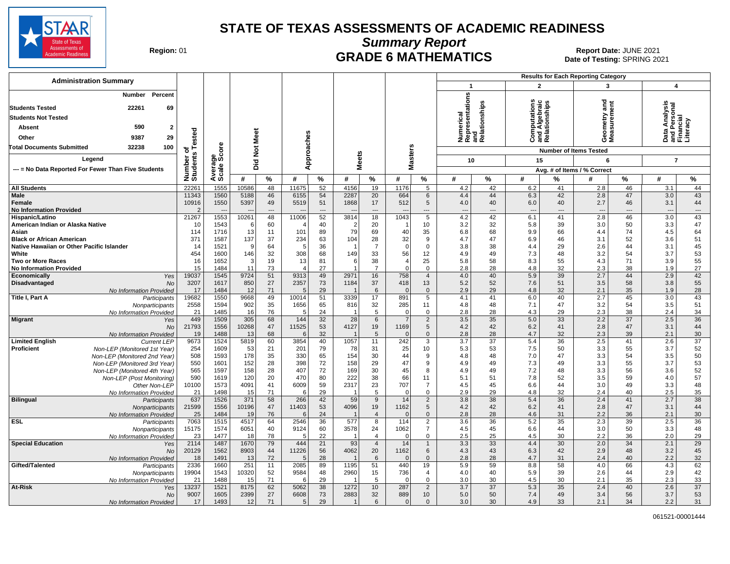# STATE OF TEXAS ASSESSMENTS OF ACADEMIC READINESS

## Summary Report

## GRADE 6 MATHEMATICS

Region: 01

Report Date: JUNE 2021

Date of Testing: SPRING 2021

**Administration Summary**

| | Number | Percent |
|---|---|---|
| Students Tested | 22261 | 69 |
| Students Not Tested | | |
| Absent | 590 | 2 |
| Other | 9387 | 29 |
| Total Documents Submitted | 32238 | 100 |

Legend

--- = No Data Reported For Fewer Than Five Students

Results for Each Reporting Category: 1 = Numerical Representations and Relationships (10 items); 2 = Computations and Algebraic Relationships (15 items); 3 = Geometry and Measurement (6 items); 4 = Data Analysis and Personal Financial Literacy (7 items). Avg. # of Items / % Correct.

| Group | | Number of Students Tested | Average Scale Score | Did Not Meet # | Did Not Meet % | Approaches # | Approaches % | Meets # | Meets % | Masters # | Masters % | Cat 1 # | Cat 1 % | Cat 2 # | Cat 2 % | Cat 3 # | Cat 3 % | Cat 4 # | Cat 4 % |
|---|---|---|---|---|---|---|---|---|---|---|---|---|---|---|---|---|---|---|---|
| All Students | | 22261 | 1555 | 10586 | 48 | 11675 | 52 | 4156 | 19 | 1176 | 5 | 4.2 | 42 | 6.2 | 41 | 2.8 | 46 | 3.1 | 44 |
| Male | | 11343 | 1560 | 5188 | 46 | 6155 | 54 | 2287 | 20 | 664 | 6 | 4.4 | 44 | 6.3 | 42 | 2.8 | 47 | 3.0 | 43 |
| Female | | 10916 | 1550 | 5397 | 49 | 5519 | 51 | 1868 | 17 | 512 | 5 | 4.0 | 40 | 6.0 | 40 | 2.7 | 46 | 3.1 | 44 |
| No Information Provided | | 2 | --- | --- | --- | --- | --- | --- | --- | --- | --- | --- | --- | --- | --- | --- | --- | --- | --- |
| Hispanic/Latino | | 21267 | 1553 | 10261 | 48 | 11006 | 52 | 3814 | 18 | 1043 | 5 | 4.2 | 42 | 6.1 | 41 | 2.8 | 46 | 3.0 | 43 |
| American Indian or Alaska Native | | 10 | 1543 | 6 | 60 | 4 | 40 | 2 | 20 | 1 | 10 | 3.2 | 32 | 5.8 | 39 | 3.0 | 50 | 3.3 | 47 |
| Asian | | 114 | 1716 | 13 | 11 | 101 | 89 | 79 | 69 | 40 | 35 | 6.8 | 68 | 9.9 | 66 | 4.4 | 74 | 4.5 | 64 |
| Black or African American | | 371 | 1587 | 137 | 37 | 234 | 63 | 104 | 28 | 32 | 9 | 4.7 | 47 | 6.9 | 46 | 3.1 | 52 | 3.6 | 51 |
| Native Hawaiian or Other Pacific Islander | | 14 | 1521 | 9 | 64 | 5 | 36 | 1 | 7 | 0 | 0 | 3.8 | 38 | 4.4 | 29 | 2.6 | 44 | 3.1 | 45 |
| White | | 454 | 1600 | 146 | 32 | 308 | 68 | 149 | 33 | 56 | 12 | 4.9 | 49 | 7.3 | 48 | 3.2 | 54 | 3.7 | 53 |
| Two or More Races | | 16 | 1652 | 3 | 19 | 13 | 81 | 6 | 38 | 4 | 25 | 5.8 | 58 | 8.3 | 55 | 4.3 | 71 | 3.9 | 55 |
| No Information Provided | | 15 | 1484 | 11 | 73 | 4 | 27 | 1 | 7 | 0 | 0 | 2.8 | 28 | 4.8 | 32 | 2.3 | 38 | 1.9 | 27 |
| Economically Disadvantaged | Yes | 19037 | 1545 | 9724 | 51 | 9313 | 49 | 2971 | 16 | 758 | 4 | 4.0 | 40 | 5.9 | 39 | 2.7 | 44 | 2.9 | 42 |
| | No | 3207 | 1617 | 850 | 27 | 2357 | 73 | 1184 | 37 | 418 | 13 | 5.2 | 52 | 7.6 | 51 | 3.5 | 58 | 3.8 | 55 |
| | No Information Provided | 17 | 1484 | 12 | 71 | 5 | 29 | 1 | 6 | 0 | 0 | 2.9 | 29 | 4.8 | 32 | 2.1 | 35 | 1.9 | 28 |
| Title I, Part A | Participants | 19682 | 1550 | 9668 | 49 | 10014 | 51 | 3339 | 17 | 891 | 5 | 4.1 | 41 | 6.0 | 40 | 2.7 | 45 | 3.0 | 43 |
| | Nonparticipants | 2558 | 1594 | 902 | 35 | 1656 | 65 | 816 | 32 | 285 | 11 | 4.8 | 48 | 7.1 | 47 | 3.2 | 54 | 3.5 | 51 |
| | No Information Provided | 21 | 1485 | 16 | 76 | 5 | 24 | 1 | 5 | 0 | 0 | 2.8 | 28 | 4.3 | 29 | 2.3 | 38 | 2.4 | 34 |
| Migrant | Yes | 449 | 1509 | 305 | 68 | 144 | 32 | 28 | 6 | 7 | 2 | 3.5 | 35 | 5.0 | 33 | 2.2 | 37 | 2.5 | 36 |
| | No | 21793 | 1556 | 10268 | 47 | 11525 | 53 | 4127 | 19 | 1169 | 5 | 4.2 | 42 | 6.2 | 41 | 2.8 | 47 | 3.1 | 44 |
| | No Information Provided | 19 | 1488 | 13 | 68 | 6 | 32 | 1 | 5 | 0 | 0 | 2.8 | 28 | 4.7 | 32 | 2.3 | 39 | 2.1 | 30 |
| Limited English Proficient | Current LEP | 9673 | 1524 | 5819 | 60 | 3854 | 40 | 1057 | 11 | 242 | 3 | 3.7 | 37 | 5.4 | 36 | 2.5 | 41 | 2.6 | 37 |
| | Non-LEP (Monitored 1st Year) | 254 | 1609 | 53 | 21 | 201 | 79 | 78 | 31 | 25 | 10 | 5.3 | 53 | 7.5 | 50 | 3.3 | 55 | 3.7 | 52 |
| | Non-LEP (Monitored 2nd Year) | 508 | 1593 | 178 | 35 | 330 | 65 | 154 | 30 | 44 | 9 | 4.8 | 48 | 7.0 | 47 | 3.3 | 54 | 3.5 | 50 |
| | Non-LEP (Monitored 3rd Year) | 550 | 1601 | 152 | 28 | 398 | 72 | 158 | 29 | 47 | 9 | 4.9 | 49 | 7.3 | 49 | 3.3 | 55 | 3.7 | 53 |
| | Non-LEP (Monitored 4th Year) | 565 | 1597 | 158 | 28 | 407 | 72 | 169 | 30 | 45 | 8 | 4.9 | 49 | 7.2 | 48 | 3.3 | 56 | 3.6 | 52 |
| | Non-LEP (Post Monitoring) | 590 | 1619 | 120 | 20 | 470 | 80 | 222 | 38 | 66 | 11 | 5.1 | 51 | 7.8 | 52 | 3.5 | 59 | 4.0 | 57 |
| | Other Non-LEP | 10100 | 1573 | 4091 | 41 | 6009 | 59 | 2317 | 23 | 707 | 7 | 4.5 | 45 | 6.6 | 44 | 3.0 | 49 | 3.3 | 48 |
| | No Information Provided | 21 | 1498 | 15 | 71 | 6 | 29 | 1 | 5 | 0 | 0 | 2.9 | 29 | 4.8 | 32 | 2.4 | 40 | 2.5 | 35 |
| Bilingual | Participants | 637 | 1526 | 371 | 58 | 266 | 42 | 59 | 9 | 14 | 2 | 3.8 | 38 | 5.4 | 36 | 2.4 | 41 | 2.7 | 38 |
| | Nonparticipants | 21599 | 1556 | 10196 | 47 | 11403 | 53 | 4096 | 19 | 1162 | 5 | 4.2 | 42 | 6.2 | 41 | 2.8 | 47 | 3.1 | 44 |
| | No Information Provided | 25 | 1484 | 19 | 76 | 6 | 24 | 1 | 4 | 0 | 0 | 2.8 | 28 | 4.6 | 31 | 2.2 | 36 | 2.1 | 30 |
| ESL | Participants | 7063 | 1515 | 4517 | 64 | 2546 | 36 | 577 | 8 | 114 | 2 | 3.6 | 36 | 5.2 | 35 | 2.3 | 39 | 2.5 | 36 |
| | Nonparticipants | 15175 | 1574 | 6051 | 40 | 9124 | 60 | 3578 | 24 | 1062 | 7 | 4.5 | 45 | 6.6 | 44 | 3.0 | 50 | 3.3 | 48 |
| | No Information Provided | 23 | 1477 | 18 | 78 | 5 | 22 | 1 | 4 | 0 | 0 | 2.5 | 25 | 4.5 | 30 | 2.2 | 36 | 2.0 | 29 |
| Special Education | Yes | 2114 | 1487 | 1670 | 79 | 444 | 21 | 93 | 4 | 14 | 1 | 3.3 | 33 | 4.4 | 30 | 2.0 | 34 | 2.1 | 29 |
| | No | 20129 | 1562 | 8903 | 44 | 11226 | 56 | 4062 | 20 | 1162 | 6 | 4.3 | 43 | 6.3 | 42 | 2.9 | 48 | 3.2 | 45 |
| | No Information Provided | 18 | 1491 | 13 | 72 | 5 | 28 | 1 | 6 | 0 | 0 | 2.8 | 28 | 4.7 | 31 | 2.4 | 40 | 2.2 | 32 |
| Gifted/Talented | Participants | 2336 | 1660 | 251 | 11 | 2085 | 89 | 1195 | 51 | 440 | 19 | 5.9 | 59 | 8.8 | 58 | 4.0 | 66 | 4.3 | 62 |
| | Nonparticipants | 19904 | 1543 | 10320 | 52 | 9584 | 48 | 2960 | 15 | 736 | 4 | 4.0 | 40 | 5.9 | 39 | 2.6 | 44 | 2.9 | 42 |
| | No Information Provided | 21 | 1488 | 15 | 71 | 6 | 29 | 1 | 5 | 0 | 0 | 3.0 | 30 | 4.5 | 30 | 2.1 | 35 | 2.3 | 33 |
| At-Risk | Yes | 13237 | 1521 | 8175 | 62 | 5062 | 38 | 1272 | 10 | 287 | 2 | 3.7 | 37 | 5.3 | 35 | 2.4 | 40 | 2.6 | 37 |
| | No | 9007 | 1605 | 2399 | 27 | 6608 | 73 | 2883 | 32 | 889 | 10 | 5.0 | 50 | 7.4 | 49 | 3.4 | 56 | 3.7 | 53 |
| | No Information Provided | 17 | 1493 | 12 | 71 | 5 | 29 | 1 | 6 | 0 | 0 | 3.0 | 30 | 4.9 | 33 | 2.1 | 34 | 2.2 | 31 |

061521-00001444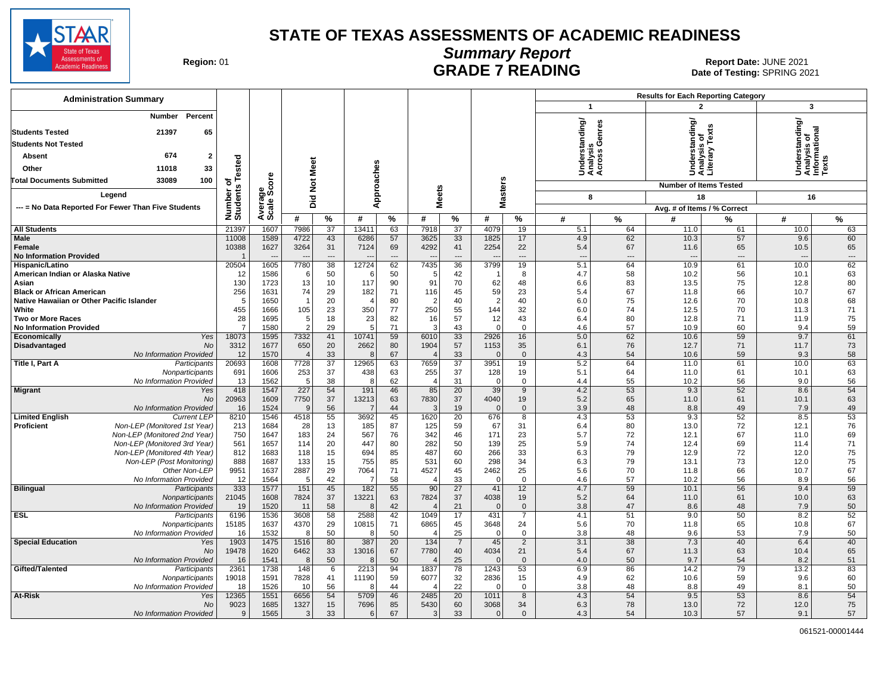# STATE OF TEXAS ASSESSMENTS OF ACADEMIC READINESS

## Summary Report

## GRADE 7 READING

Region: 01

Report Date: JUNE 2021
Date of Testing: SPRING 2021

### Administration Summary

| | Number | Percent |
|---|---|---|
| Students Tested | 21397 | 65 |
| Students Not Tested | | |
| Absent | 674 | 2 |
| Other | 11018 | 33 |
| Total Documents Submitted | 33089 | 100 |

Legend

--- = No Data Reported For Fewer Than Five Students

Results for Each Reporting Category:
1. Understanding/Analysis Across Genres — Number of Items Tested: 8
2. Understanding/Analysis of Literary Texts — Number of Items Tested: 18
3. Understanding/Analysis of Informational Texts — Number of Items Tested: 16

| Group | | Number of Students Tested | Average Scale Score | Did Not Meet # | Did Not Meet % | Approaches # | Approaches % | Meets # | Meets % | Masters # | Masters % | Cat 1 Avg. # | Cat 1 % | Cat 2 Avg. # | Cat 2 % | Cat 3 Avg. # | Cat 3 % |
|---|---|---|---|---|---|---|---|---|---|---|---|---|---|---|---|---|---|
| All Students | | 21397 | 1607 | 7986 | 37 | 13411 | 63 | 7918 | 37 | 4079 | 19 | 5.1 | 64 | 11.0 | 61 | 10.0 | 63 |
| Male | | 11008 | 1589 | 4722 | 43 | 6286 | 57 | 3625 | 33 | 1825 | 17 | 4.9 | 62 | 10.3 | 57 | 9.6 | 60 |
| Female | | 10388 | 1627 | 3264 | 31 | 7124 | 69 | 4292 | 41 | 2254 | 22 | 5.4 | 67 | 11.6 | 65 | 10.5 | 65 |
| No Information Provided | | 1 | --- | --- | --- | --- | --- | --- | --- | --- | --- | --- | --- | --- | --- | --- | --- |
| Hispanic/Latino | | 20504 | 1605 | 7780 | 38 | 12724 | 62 | 7435 | 36 | 3799 | 19 | 5.1 | 64 | 10.9 | 61 | 10.0 | 62 |
| American Indian or Alaska Native | | 12 | 1586 | 6 | 50 | 6 | 50 | 5 | 42 | 1 | 8 | 4.7 | 58 | 10.2 | 56 | 10.1 | 63 |
| Asian | | 130 | 1723 | 13 | 10 | 117 | 90 | 91 | 70 | 62 | 48 | 6.6 | 83 | 13.5 | 75 | 12.8 | 80 |
| Black or African American | | 256 | 1631 | 74 | 29 | 182 | 71 | 116 | 45 | 59 | 23 | 5.4 | 67 | 11.8 | 66 | 10.7 | 67 |
| Native Hawaiian or Other Pacific Islander | | 5 | 1650 | 1 | 20 | 4 | 80 | 2 | 40 | 2 | 40 | 6.0 | 75 | 12.6 | 70 | 10.8 | 68 |
| White | | 455 | 1666 | 105 | 23 | 350 | 77 | 250 | 55 | 144 | 32 | 6.0 | 74 | 12.5 | 70 | 11.3 | 71 |
| Two or More Races | | 28 | 1695 | 5 | 18 | 23 | 82 | 16 | 57 | 12 | 43 | 6.4 | 80 | 12.8 | 71 | 11.9 | 75 |
| No Information Provided | | 7 | 1580 | 2 | 29 | 5 | 71 | 3 | 43 | 0 | 0 | 4.6 | 57 | 10.9 | 60 | 9.4 | 59 |
| Economically Disadvantaged | Yes | 18073 | 1595 | 7332 | 41 | 10741 | 59 | 6010 | 33 | 2926 | 16 | 5.0 | 62 | 10.6 | 59 | 9.7 | 61 |
| | No | 3312 | 1677 | 650 | 20 | 2662 | 80 | 1904 | 57 | 1153 | 35 | 6.1 | 76 | 12.7 | 71 | 11.7 | 73 |
| | No Information Provided | 12 | 1570 | 4 | 33 | 8 | 67 | 4 | 33 | 0 | 0 | 4.3 | 54 | 10.6 | 59 | 9.3 | 58 |
| Title I, Part A | Participants | 20693 | 1608 | 7728 | 37 | 12965 | 63 | 7659 | 37 | 3951 | 19 | 5.2 | 64 | 11.0 | 61 | 10.0 | 63 |
| | Nonparticipants | 691 | 1606 | 253 | 37 | 438 | 63 | 255 | 37 | 128 | 19 | 5.1 | 64 | 11.0 | 61 | 10.1 | 63 |
| | No Information Provided | 13 | 1562 | 5 | 38 | 8 | 62 | 4 | 31 | 0 | 0 | 4.4 | 55 | 10.2 | 56 | 9.0 | 56 |
| Migrant | Yes | 418 | 1547 | 227 | 54 | 191 | 46 | 85 | 20 | 39 | 9 | 4.2 | 53 | 9.3 | 52 | 8.6 | 54 |
| | No | 20963 | 1609 | 7750 | 37 | 13213 | 63 | 7830 | 37 | 4040 | 19 | 5.2 | 65 | 11.0 | 61 | 10.1 | 63 |
| | No Information Provided | 16 | 1524 | 9 | 56 | 7 | 44 | 3 | 19 | 0 | 0 | 3.9 | 48 | 8.8 | 49 | 7.9 | 49 |
| Limited English Proficient | Current LEP | 8210 | 1546 | 4518 | 55 | 3692 | 45 | 1620 | 20 | 676 | 8 | 4.3 | 53 | 9.3 | 52 | 8.5 | 53 |
| | Non-LEP (Monitored 1st Year) | 213 | 1684 | 28 | 13 | 185 | 87 | 125 | 59 | 67 | 31 | 6.4 | 80 | 13.0 | 72 | 12.1 | 76 |
| | Non-LEP (Monitored 2nd Year) | 750 | 1647 | 183 | 24 | 567 | 76 | 342 | 46 | 171 | 23 | 5.7 | 72 | 12.1 | 67 | 11.0 | 69 |
| | Non-LEP (Monitored 3rd Year) | 561 | 1657 | 114 | 20 | 447 | 80 | 282 | 50 | 139 | 25 | 5.9 | 74 | 12.4 | 69 | 11.4 | 71 |
| | Non-LEP (Monitored 4th Year) | 812 | 1683 | 118 | 15 | 694 | 85 | 487 | 60 | 266 | 33 | 6.3 | 79 | 12.9 | 72 | 12.0 | 75 |
| | Non-LEP (Post Monitoring) | 888 | 1687 | 133 | 15 | 755 | 85 | 531 | 60 | 298 | 34 | 6.3 | 79 | 13.1 | 73 | 12.0 | 75 |
| | Other Non-LEP | 9951 | 1637 | 2887 | 29 | 7064 | 71 | 4527 | 45 | 2462 | 25 | 5.6 | 70 | 11.8 | 66 | 10.7 | 67 |
| | No Information Provided | 12 | 1564 | 5 | 42 | 7 | 58 | 4 | 33 | 0 | 0 | 4.6 | 57 | 10.2 | 56 | 8.9 | 56 |
| Bilingual | Participants | 333 | 1577 | 151 | 45 | 182 | 55 | 90 | 27 | 41 | 12 | 4.7 | 59 | 10.1 | 56 | 9.4 | 59 |
| | Nonparticipants | 21045 | 1608 | 7824 | 37 | 13221 | 63 | 7824 | 37 | 4038 | 19 | 5.2 | 64 | 11.0 | 61 | 10.0 | 63 |
| | No Information Provided | 19 | 1520 | 11 | 58 | 8 | 42 | 4 | 21 | 0 | 0 | 3.8 | 47 | 8.6 | 48 | 7.9 | 50 |
| ESL | Participants | 6196 | 1536 | 3608 | 58 | 2588 | 42 | 1049 | 17 | 431 | 7 | 4.1 | 51 | 9.0 | 50 | 8.2 | 52 |
| | Nonparticipants | 15185 | 1637 | 4370 | 29 | 10815 | 71 | 6865 | 45 | 3648 | 24 | 5.6 | 70 | 11.8 | 65 | 10.8 | 67 |
| | No Information Provided | 16 | 1532 | 8 | 50 | 8 | 50 | 4 | 25 | 0 | 0 | 3.8 | 48 | 9.6 | 53 | 7.9 | 50 |
| Special Education | Yes | 1903 | 1475 | 1516 | 80 | 387 | 20 | 134 | 7 | 45 | 2 | 3.1 | 38 | 7.3 | 40 | 6.4 | 40 |
| | No | 19478 | 1620 | 6462 | 33 | 13016 | 67 | 7780 | 40 | 4034 | 21 | 5.4 | 67 | 11.3 | 63 | 10.4 | 65 |
| | No Information Provided | 16 | 1541 | 8 | 50 | 8 | 50 | 4 | 25 | 0 | 0 | 4.0 | 50 | 9.7 | 54 | 8.2 | 51 |
| Gifted/Talented | Participants | 2361 | 1738 | 148 | 6 | 2213 | 94 | 1837 | 78 | 1243 | 53 | 6.9 | 86 | 14.2 | 79 | 13.2 | 83 |
| | Nonparticipants | 19018 | 1591 | 7828 | 41 | 11190 | 59 | 6077 | 32 | 2836 | 15 | 4.9 | 62 | 10.6 | 59 | 9.6 | 60 |
| | No Information Provided | 18 | 1526 | 10 | 56 | 8 | 44 | 4 | 22 | 0 | 0 | 3.8 | 48 | 8.8 | 49 | 8.1 | 50 |
| At-Risk | Yes | 12365 | 1551 | 6656 | 54 | 5709 | 46 | 2485 | 20 | 1011 | 8 | 4.3 | 54 | 9.5 | 53 | 8.6 | 54 |
| | No | 9023 | 1685 | 1327 | 15 | 7696 | 85 | 5430 | 60 | 3068 | 34 | 6.3 | 78 | 13.0 | 72 | 12.0 | 75 |
| | No Information Provided | 9 | 1565 | 3 | 33 | 6 | 67 | 3 | 33 | 0 | 0 | 4.3 | 54 | 10.3 | 57 | 9.1 | 57 |

061521-00001444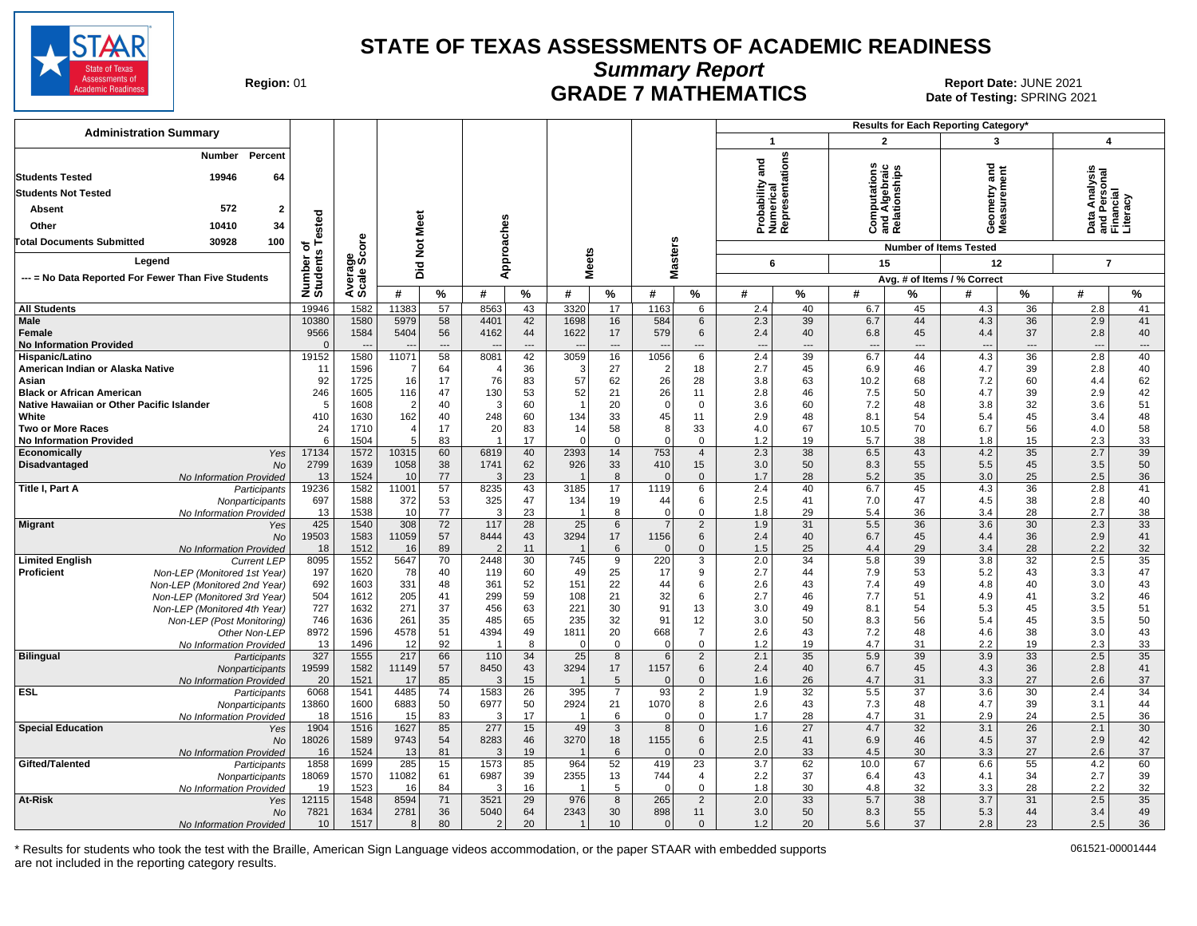# STATE OF TEXAS ASSESSMENTS OF ACADEMIC READINESS

## Summary Report

## GRADE 7 MATHEMATICS

Region: 01

Report Date: JUNE 2021

Date of Testing: SPRING 2021

**Administration Summary**

| | Number | Percent |
|---|---|---|
| Students Tested | 19946 | 64 |
| Students Not Tested | | |
| Absent | 572 | 2 |
| Other | 10410 | 34 |
| Total Documents Submitted | 30928 | 100 |

Legend

--- = No Data Reported For Fewer Than Five Students

Results for Each Reporting Category*: 1 = Probability and Numerical Representations (6 items); 2 = Computations and Algebraic Relationships (15 items); 3 = Geometry and Measurement (12 items); 4 = Data Analysis and Personal Financial Literacy (7 items). Values are Avg. # of Items / % Correct.

| Group | | Number of Students Tested | Average Scale Score | Did Not Meet # | Did Not Meet % | Approaches # | Approaches % | Meets # | Meets % | Masters # | Masters % | Cat 1 # | Cat 1 % | Cat 2 # | Cat 2 % | Cat 3 # | Cat 3 % | Cat 4 # | Cat 4 % |
|---|---|---|---|---|---|---|---|---|---|---|---|---|---|---|---|---|---|---|---|
| All Students | | 19946 | 1582 | 11383 | 57 | 8563 | 43 | 3320 | 17 | 1163 | 6 | 2.4 | 40 | 6.7 | 45 | 4.3 | 36 | 2.8 | 41 |
| Male | | 10380 | 1580 | 5979 | 58 | 4401 | 42 | 1698 | 16 | 584 | 6 | 2.3 | 39 | 6.7 | 44 | 4.3 | 36 | 2.9 | 41 |
| Female | | 9566 | 1584 | 5404 | 56 | 4162 | 44 | 1622 | 17 | 579 | 6 | 2.4 | 40 | 6.8 | 45 | 4.4 | 37 | 2.8 | 40 |
| No Information Provided | | 0 | --- | --- | --- | --- | --- | --- | --- | --- | --- | --- | --- | --- | --- | --- | --- | --- | --- |
| Hispanic/Latino | | 19152 | 1580 | 11071 | 58 | 8081 | 42 | 3059 | 16 | 1056 | 6 | 2.4 | 39 | 6.7 | 44 | 4.3 | 36 | 2.8 | 40 |
| American Indian or Alaska Native | | 11 | 1596 | 7 | 64 | 4 | 36 | 3 | 27 | 2 | 18 | 2.7 | 45 | 6.9 | 46 | 4.7 | 39 | 2.8 | 40 |
| Asian | | 92 | 1725 | 16 | 17 | 76 | 83 | 57 | 62 | 26 | 28 | 3.8 | 63 | 10.2 | 68 | 7.2 | 60 | 4.4 | 62 |
| Black or African American | | 246 | 1605 | 116 | 47 | 130 | 53 | 52 | 21 | 26 | 11 | 2.8 | 46 | 7.5 | 50 | 4.7 | 39 | 2.9 | 42 |
| Native Hawaiian or Other Pacific Islander | | 5 | 1608 | 2 | 40 | 3 | 60 | 1 | 20 | 0 | 0 | 3.6 | 60 | 7.2 | 48 | 3.8 | 32 | 3.6 | 51 |
| White | | 410 | 1630 | 162 | 40 | 248 | 60 | 134 | 33 | 45 | 11 | 2.9 | 48 | 8.1 | 54 | 5.4 | 45 | 3.4 | 48 |
| Two or More Races | | 24 | 1710 | 4 | 17 | 20 | 83 | 14 | 58 | 8 | 33 | 4.0 | 67 | 10.5 | 70 | 6.7 | 56 | 4.0 | 58 |
| No Information Provided | | 6 | 1504 | 5 | 83 | 1 | 17 | 0 | 0 | 0 | 0 | 1.2 | 19 | 5.7 | 38 | 1.8 | 15 | 2.3 | 33 |
| Economically Disadvantaged | Yes | 17134 | 1572 | 10315 | 60 | 6819 | 40 | 2393 | 14 | 753 | 4 | 2.3 | 38 | 6.5 | 43 | 4.2 | 35 | 2.7 | 39 |
| | No | 2799 | 1639 | 1058 | 38 | 1741 | 62 | 926 | 33 | 410 | 15 | 3.0 | 50 | 8.3 | 55 | 5.5 | 45 | 3.5 | 50 |
| | No Information Provided | 13 | 1524 | 10 | 77 | 3 | 23 | 1 | 8 | 0 | 0 | 1.7 | 28 | 5.2 | 35 | 3.0 | 25 | 2.5 | 36 |
| Title I, Part A | Participants | 19236 | 1582 | 11001 | 57 | 8235 | 43 | 3185 | 17 | 1119 | 6 | 2.4 | 40 | 6.7 | 45 | 4.3 | 36 | 2.8 | 41 |
| | Nonparticipants | 697 | 1588 | 372 | 53 | 325 | 47 | 134 | 19 | 44 | 6 | 2.5 | 41 | 7.0 | 47 | 4.5 | 38 | 2.8 | 40 |
| | No Information Provided | 13 | 1538 | 10 | 77 | 3 | 23 | 1 | 8 | 0 | 0 | 1.8 | 29 | 5.4 | 36 | 3.4 | 28 | 2.7 | 38 |
| Migrant | Yes | 425 | 1540 | 308 | 72 | 117 | 28 | 25 | 6 | 7 | 2 | 1.9 | 31 | 5.5 | 36 | 3.6 | 30 | 2.3 | 33 |
| | No | 19503 | 1583 | 11059 | 57 | 8444 | 43 | 3294 | 17 | 1156 | 6 | 2.4 | 40 | 6.7 | 45 | 4.4 | 36 | 2.9 | 41 |
| | No Information Provided | 18 | 1512 | 16 | 89 | 2 | 11 | 1 | 6 | 0 | 0 | 1.5 | 25 | 4.4 | 29 | 3.4 | 28 | 2.2 | 32 |
| Limited English Proficient | Current LEP | 8095 | 1552 | 5647 | 70 | 2448 | 30 | 745 | 9 | 220 | 3 | 2.0 | 34 | 5.8 | 39 | 3.8 | 32 | 2.5 | 35 |
| | Non-LEP (Monitored 1st Year) | 197 | 1620 | 78 | 40 | 119 | 60 | 49 | 25 | 17 | 9 | 2.7 | 44 | 7.9 | 53 | 5.2 | 43 | 3.3 | 47 |
| | Non-LEP (Monitored 2nd Year) | 692 | 1603 | 331 | 48 | 361 | 52 | 151 | 22 | 44 | 6 | 2.6 | 43 | 7.4 | 49 | 4.8 | 40 | 3.0 | 43 |
| | Non-LEP (Monitored 3rd Year) | 504 | 1612 | 205 | 41 | 299 | 59 | 108 | 21 | 32 | 6 | 2.7 | 46 | 7.7 | 51 | 4.9 | 41 | 3.2 | 46 |
| | Non-LEP (Monitored 4th Year) | 727 | 1632 | 271 | 37 | 456 | 63 | 221 | 30 | 91 | 13 | 3.0 | 49 | 8.1 | 54 | 5.3 | 45 | 3.5 | 51 |
| | Non-LEP (Post Monitoring) | 746 | 1636 | 261 | 35 | 485 | 65 | 235 | 32 | 91 | 12 | 3.0 | 50 | 8.3 | 56 | 5.4 | 45 | 3.5 | 50 |
| | Other Non-LEP | 8972 | 1596 | 4578 | 51 | 4394 | 49 | 1811 | 20 | 668 | 7 | 2.6 | 43 | 7.2 | 48 | 4.6 | 38 | 3.0 | 43 |
| | No Information Provided | 13 | 1496 | 12 | 92 | 1 | 8 | 0 | 0 | 0 | 0 | 1.2 | 19 | 4.7 | 31 | 2.2 | 19 | 2.3 | 33 |
| Bilingual | Participants | 327 | 1555 | 217 | 66 | 110 | 34 | 25 | 8 | 6 | 2 | 2.1 | 35 | 5.9 | 39 | 3.9 | 33 | 2.5 | 35 |
| | Nonparticipants | 19599 | 1582 | 11149 | 57 | 8450 | 43 | 3294 | 17 | 1157 | 6 | 2.4 | 40 | 6.7 | 45 | 4.3 | 36 | 2.8 | 41 |
| | No Information Provided | 20 | 1521 | 17 | 85 | 3 | 15 | 1 | 5 | 0 | 0 | 1.6 | 26 | 4.7 | 31 | 3.3 | 27 | 2.6 | 37 |
| ESL | Participants | 6068 | 1541 | 4485 | 74 | 1583 | 26 | 395 | 7 | 93 | 2 | 1.9 | 32 | 5.5 | 37 | 3.6 | 30 | 2.4 | 34 |
| | Nonparticipants | 13860 | 1600 | 6883 | 50 | 6977 | 50 | 2924 | 21 | 1070 | 8 | 2.6 | 43 | 7.3 | 48 | 4.7 | 39 | 3.1 | 44 |
| | No Information Provided | 18 | 1516 | 15 | 83 | 3 | 17 | 1 | 6 | 0 | 0 | 1.7 | 28 | 4.7 | 31 | 2.9 | 24 | 2.5 | 36 |
| Special Education | Yes | 1904 | 1516 | 1627 | 85 | 277 | 15 | 49 | 3 | 8 | 0 | 1.6 | 27 | 4.7 | 32 | 3.1 | 26 | 2.1 | 30 |
| | No | 18026 | 1589 | 9743 | 54 | 8283 | 46 | 3270 | 18 | 1155 | 6 | 2.5 | 41 | 6.9 | 46 | 4.5 | 37 | 2.9 | 42 |
| | No Information Provided | 16 | 1524 | 13 | 81 | 3 | 19 | 1 | 6 | 0 | 0 | 2.0 | 33 | 4.5 | 30 | 3.3 | 27 | 2.6 | 37 |
| Gifted/Talented | Participants | 1858 | 1699 | 285 | 15 | 1573 | 85 | 964 | 52 | 419 | 23 | 3.7 | 62 | 10.0 | 67 | 6.6 | 55 | 4.2 | 60 |
| | Nonparticipants | 18069 | 1570 | 11082 | 61 | 6987 | 39 | 2355 | 13 | 744 | 4 | 2.2 | 37 | 6.4 | 43 | 4.1 | 34 | 2.7 | 39 |
| | No Information Provided | 19 | 1523 | 16 | 84 | 3 | 16 | 1 | 5 | 0 | 0 | 1.8 | 30 | 4.8 | 32 | 3.3 | 28 | 2.2 | 32 |
| At-Risk | Yes | 12115 | 1548 | 8594 | 71 | 3521 | 29 | 976 | 8 | 265 | 2 | 2.0 | 33 | 5.7 | 38 | 3.7 | 31 | 2.5 | 35 |
| | No | 7821 | 1634 | 2781 | 36 | 5040 | 64 | 2343 | 30 | 898 | 11 | 3.0 | 50 | 8.3 | 55 | 5.3 | 44 | 3.4 | 49 |
| | No Information Provided | 10 | 1517 | 8 | 80 | 2 | 20 | 1 | 10 | 0 | 0 | 1.2 | 20 | 5.6 | 37 | 2.8 | 23 | 2.5 | 36 |

* Results for students who took the test with the Braille, American Sign Language videos accommodation, or the paper STAAR with embedded supports are not included in the reporting category results.

061521-00001444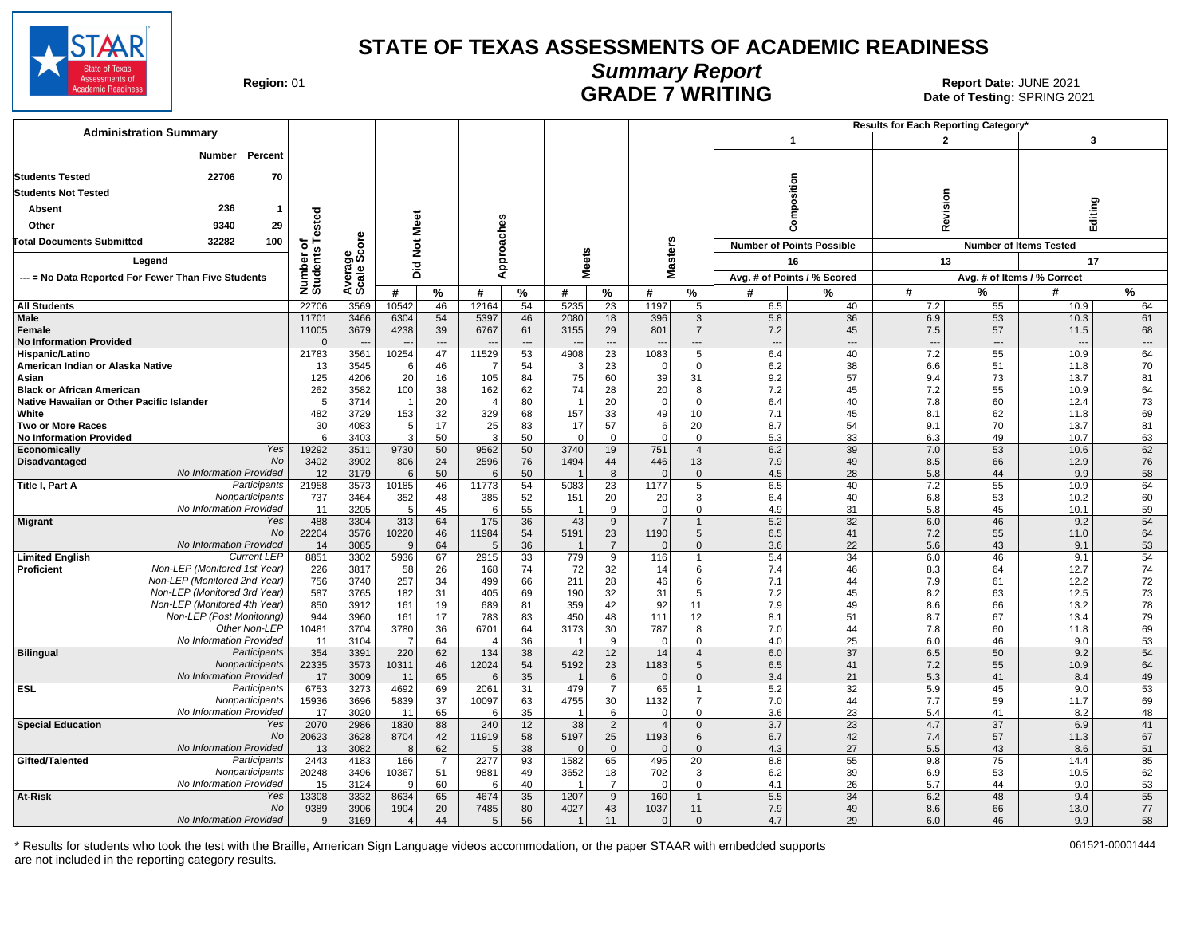# STATE OF TEXAS ASSESSMENTS OF ACADEMIC READINESS

## Summary Report

## GRADE 7 WRITING

**Region:** 01

**Report Date:** JUNE 2021

**Date of Testing:** SPRING 2021

**Administration Summary**

| | Number | Percent |
|---|---|---|
| Students Tested | 22706 | 70 |
| Students Not Tested | | |
| Absent | 236 | 1 |
| Other | 9340 | 29 |
| Total Documents Submitted | 32282 | 100 |

Legend

--- = No Data Reported For Fewer Than Five Students

| | | Number of Students Tested | Average Scale Score | Did Not Meet # | Did Not Meet % | Approaches # | Approaches % | Meets # | Meets % | Masters # | Masters % | 1 Composition # | 1 Composition % | 2 Revision # | 2 Revision % | 3 Editing # | 3 Editing % |
|---|---|---|---|---|---|---|---|---|---|---|---|---|---|---|---|---|---|
| | | | | | | | | | | | | Number of Points Possible: 16 | | Number of Items Tested: 13 | | 17 | |
| | | | | | | | | | | | | Avg. # of Points / % Scored | | Avg. # of Items / % Correct | | | |
| All Students | | 22706 | 3569 | 10542 | 46 | 12164 | 54 | 5235 | 23 | 1197 | 5 | 6.5 | 40 | 7.2 | 55 | 10.9 | 64 |
| Male | | 11701 | 3466 | 6304 | 54 | 5397 | 46 | 2080 | 18 | 396 | 3 | 5.8 | 36 | 6.9 | 53 | 10.3 | 61 |
| Female | | 11005 | 3679 | 4238 | 39 | 6767 | 61 | 3155 | 29 | 801 | 7 | 7.2 | 45 | 7.5 | 57 | 11.5 | 68 |
| No Information Provided | | 0 | --- | --- | --- | --- | --- | --- | --- | --- | --- | --- | --- | --- | --- | --- | --- |
| Hispanic/Latino | | 21783 | 3561 | 10254 | 47 | 11529 | 53 | 4908 | 23 | 1083 | 5 | 6.4 | 40 | 7.2 | 55 | 10.9 | 64 |
| American Indian or Alaska Native | | 13 | 3545 | 6 | 46 | 7 | 54 | 3 | 23 | 0 | 0 | 6.2 | 38 | 6.6 | 51 | 11.8 | 70 |
| Asian | | 125 | 4206 | 20 | 16 | 105 | 84 | 75 | 60 | 39 | 31 | 9.2 | 57 | 9.4 | 73 | 13.7 | 81 |
| Black or African American | | 262 | 3582 | 100 | 38 | 162 | 62 | 74 | 28 | 20 | 8 | 7.2 | 45 | 7.2 | 55 | 10.9 | 64 |
| Native Hawaiian or Other Pacific Islander | | 5 | 3714 | 1 | 20 | 4 | 80 | 1 | 20 | 0 | 0 | 6.4 | 40 | 7.8 | 60 | 12.4 | 73 |
| White | | 482 | 3729 | 153 | 32 | 329 | 68 | 157 | 33 | 49 | 10 | 7.1 | 45 | 8.1 | 62 | 11.8 | 69 |
| Two or More Races | | 30 | 4083 | 5 | 17 | 25 | 83 | 17 | 57 | 6 | 20 | 8.7 | 54 | 9.1 | 70 | 13.7 | 81 |
| No Information Provided | | 6 | 3403 | 3 | 50 | 3 | 50 | 0 | 0 | 0 | 0 | 5.3 | 33 | 6.3 | 49 | 10.7 | 63 |
| Economically Disadvantaged | Yes | 19292 | 3511 | 9730 | 50 | 9562 | 50 | 3740 | 19 | 751 | 4 | 6.2 | 39 | 7.0 | 53 | 10.6 | 62 |
| | No | 3402 | 3902 | 806 | 24 | 2596 | 76 | 1494 | 44 | 446 | 13 | 7.9 | 49 | 8.5 | 66 | 12.9 | 76 |
| | No Information Provided | 12 | 3179 | 6 | 50 | 6 | 50 | 1 | 8 | 0 | 0 | 4.5 | 28 | 5.8 | 44 | 9.9 | 58 |
| Title I, Part A | Participants | 21958 | 3573 | 10185 | 46 | 11773 | 54 | 5083 | 23 | 1177 | 5 | 6.5 | 40 | 7.2 | 55 | 10.9 | 64 |
| | Nonparticipants | 737 | 3464 | 352 | 48 | 385 | 52 | 151 | 20 | 20 | 3 | 6.4 | 40 | 6.8 | 53 | 10.2 | 60 |
| | No Information Provided | 11 | 3205 | 5 | 45 | 6 | 55 | 1 | 9 | 0 | 0 | 4.9 | 31 | 5.8 | 45 | 10.1 | 59 |
| Migrant | Yes | 488 | 3304 | 313 | 64 | 175 | 36 | 43 | 9 | 7 | 1 | 5.2 | 32 | 6.0 | 46 | 9.2 | 54 |
| | No | 22204 | 3576 | 10220 | 46 | 11984 | 54 | 5191 | 23 | 1190 | 5 | 6.5 | 41 | 7.2 | 55 | 11.0 | 64 |
| | No Information Provided | 14 | 3085 | 9 | 64 | 5 | 36 | 1 | 7 | 0 | 0 | 3.6 | 22 | 5.6 | 43 | 9.1 | 53 |
| Limited English Proficient | Current LEP | 8851 | 3302 | 5936 | 67 | 2915 | 33 | 779 | 9 | 116 | 1 | 5.4 | 34 | 6.0 | 46 | 9.1 | 54 |
| | Non-LEP (Monitored 1st Year) | 226 | 3817 | 58 | 26 | 168 | 74 | 72 | 32 | 14 | 6 | 7.4 | 46 | 8.3 | 64 | 12.7 | 74 |
| | Non-LEP (Monitored 2nd Year) | 756 | 3740 | 257 | 34 | 499 | 66 | 211 | 28 | 46 | 6 | 7.1 | 44 | 7.9 | 61 | 12.2 | 72 |
| | Non-LEP (Monitored 3rd Year) | 587 | 3765 | 182 | 31 | 405 | 69 | 190 | 32 | 31 | 5 | 7.2 | 45 | 8.2 | 63 | 12.5 | 73 |
| | Non-LEP (Monitored 4th Year) | 850 | 3912 | 161 | 19 | 689 | 81 | 359 | 42 | 92 | 11 | 7.9 | 49 | 8.6 | 66 | 13.2 | 78 |
| | Non-LEP (Post Monitoring) | 944 | 3960 | 161 | 17 | 783 | 83 | 450 | 48 | 111 | 12 | 8.1 | 51 | 8.7 | 67 | 13.4 | 79 |
| | Other Non-LEP | 10481 | 3704 | 3780 | 36 | 6701 | 64 | 3173 | 30 | 787 | 8 | 7.0 | 44 | 7.8 | 60 | 11.8 | 69 |
| | No Information Provided | 11 | 3104 | 7 | 64 | 4 | 36 | 1 | 9 | 0 | 0 | 4.0 | 25 | 6.0 | 46 | 9.0 | 53 |
| Bilingual | Participants | 354 | 3391 | 220 | 62 | 134 | 38 | 42 | 12 | 14 | 4 | 6.0 | 37 | 6.5 | 50 | 9.2 | 54 |
| | Nonparticipants | 22335 | 3573 | 10311 | 46 | 12024 | 54 | 5192 | 23 | 1183 | 5 | 6.5 | 41 | 7.2 | 55 | 10.9 | 64 |
| | No Information Provided | 17 | 3009 | 11 | 65 | 6 | 35 | 1 | 6 | 0 | 0 | 3.4 | 21 | 5.3 | 41 | 8.4 | 49 |
| ESL | Participants | 6753 | 3273 | 4692 | 69 | 2061 | 31 | 479 | 7 | 65 | 1 | 5.2 | 32 | 5.9 | 45 | 9.0 | 53 |
| | Nonparticipants | 15936 | 3696 | 5839 | 37 | 10097 | 63 | 4755 | 30 | 1132 | 7 | 7.0 | 44 | 7.7 | 59 | 11.7 | 69 |
| | No Information Provided | 17 | 3020 | 11 | 65 | 6 | 35 | 1 | 6 | 0 | 0 | 3.6 | 23 | 5.4 | 41 | 8.2 | 48 |
| Special Education | Yes | 2070 | 2986 | 1830 | 88 | 240 | 12 | 38 | 2 | 4 | 0 | 3.7 | 23 | 4.7 | 37 | 6.9 | 41 |
| | No | 20623 | 3628 | 8704 | 42 | 11919 | 58 | 5197 | 25 | 1193 | 6 | 6.7 | 42 | 7.4 | 57 | 11.3 | 67 |
| | No Information Provided | 13 | 3082 | 8 | 62 | 5 | 38 | 0 | 0 | 0 | 0 | 4.3 | 27 | 5.5 | 43 | 8.6 | 51 |
| Gifted/Talented | Participants | 2443 | 4183 | 166 | 7 | 2277 | 93 | 1582 | 65 | 495 | 20 | 8.8 | 55 | 9.8 | 75 | 14.4 | 85 |
| | Nonparticipants | 20248 | 3496 | 10367 | 51 | 9881 | 49 | 3652 | 18 | 702 | 3 | 6.2 | 39 | 6.9 | 53 | 10.5 | 62 |
| | No Information Provided | 15 | 3124 | 9 | 60 | 6 | 40 | 1 | 7 | 0 | 0 | 4.1 | 26 | 5.7 | 44 | 9.0 | 53 |
| At-Risk | Yes | 13308 | 3332 | 8634 | 65 | 4674 | 35 | 1207 | 9 | 160 | 1 | 5.5 | 34 | 6.2 | 48 | 9.4 | 55 |
| | No | 9389 | 3906 | 1904 | 20 | 7485 | 80 | 4027 | 43 | 1037 | 11 | 7.9 | 49 | 8.6 | 66 | 13.0 | 77 |
| | No Information Provided | 9 | 3169 | 4 | 44 | 5 | 56 | 1 | 11 | 0 | 0 | 4.7 | 29 | 6.0 | 46 | 9.9 | 58 |

\* Results for students who took the test with the Braille, American Sign Language videos accommodation, or the paper STAAR with embedded supports are not included in the reporting category results.

061521-00001444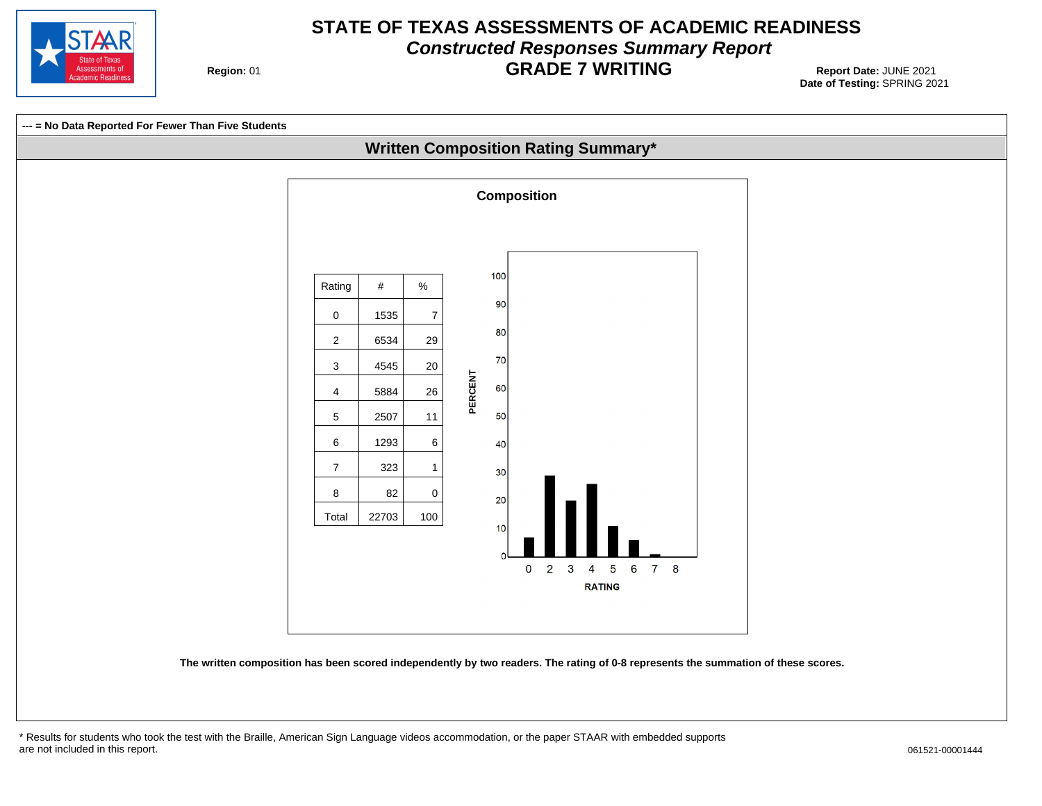# STATE OF TEXAS ASSESSMENTS OF ACADEMIC READINESS

## *Constructed Responses Summary Report*

## GRADE 7 WRITING

**Region:** 01

**Report Date:** JUNE 2021
**Date of Testing:** SPRING 2021

**--- = No Data Reported For Fewer Than Five Students**

## Written Composition Rating Summary*

### Composition

| Rating | # | % |
|---|---|---|
| 0 | 1535 | 7 |
| 2 | 6534 | 29 |
| 3 | 4545 | 20 |
| 4 | 5884 | 26 |
| 5 | 2507 | 11 |
| 6 | 1293 | 6 |
| 7 | 323 | 1 |
| 8 | 82 | 0 |
| Total | 22703 | 100 |

**The written composition has been scored independently by two readers. The rating of 0-8 represents the summation of these scores.**

* Results for students who took the test with the Braille, American Sign Language videos accommodation, or the paper STAAR with embedded supports are not included in this report.

061521-00001444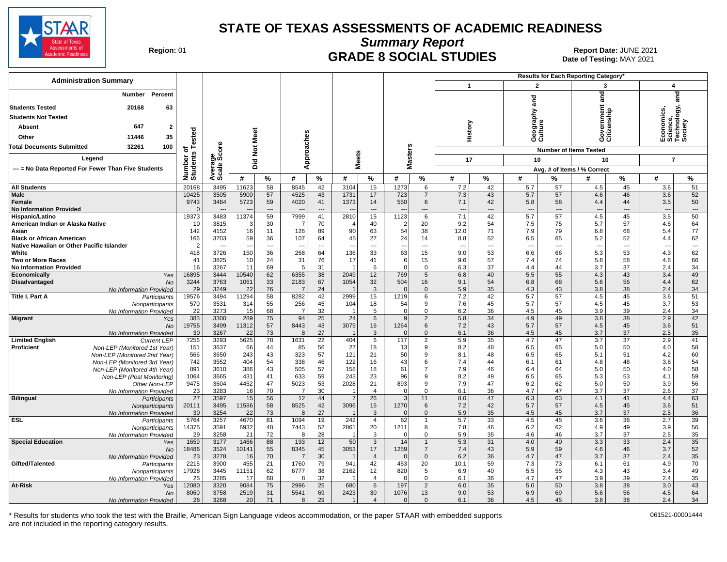# STATE OF TEXAS ASSESSMENTS OF ACADEMIC READINESS

## Summary Report

## GRADE 8 SOCIAL STUDIES

**Region:** 01

**Report Date:** JUNE 2021
**Date of Testing:** MAY 2021

**Administration Summary**

| | Number | Percent |
|---|---|---|
| Students Tested | 20168 | 63 |
| Students Not Tested | | |
| Absent | 647 | 2 |
| Other | 11446 | 35 |
| Total Documents Submitted | 32261 | 100 |

Legend: --- = No Data Reported For Fewer Than Five Students

Results for Each Reporting Category*: 1 = History (17 items); 2 = Geography and Culture (10 items); 3 = Government and Citizenship (10 items); 4 = Economics, Science, Technology, and Society (7 items). Values are Avg. # of Items / % Correct.

| Group | | Number of Students Tested | Average Scale Score | Did Not Meet # | Did Not Meet % | Approaches # | Approaches % | Meets # | Meets % | Masters # | Masters % | 1 History # | 1 History % | 2 Geography and Culture # | 2 Geography and Culture % | 3 Government and Citizenship # | 3 Government and Citizenship % | 4 Economics, Science, Technology, and Society # | 4 Economics, Science, Technology, and Society % |
|---|---|---|---|---|---|---|---|---|---|---|---|---|---|---|---|---|---|---|---|
| All Students | | 20168 | 3495 | 11623 | 58 | 8545 | 42 | 3104 | 15 | 1273 | 6 | 7.2 | 42 | 5.7 | 57 | 4.5 | 45 | 3.6 | 51 |
| Male | | 10425 | 3505 | 5900 | 57 | 4525 | 43 | 1731 | 17 | 723 | 7 | 7.3 | 43 | 5.7 | 57 | 4.6 | 46 | 3.6 | 52 |
| Female | | 9743 | 3484 | 5723 | 59 | 4020 | 41 | 1373 | 14 | 550 | 6 | 7.1 | 42 | 5.8 | 58 | 4.4 | 44 | 3.5 | 50 |
| No Information Provided | | 0 | --- | --- | --- | --- | --- | --- | --- | --- | --- | --- | --- | --- | --- | --- | --- | --- | --- |
| Hispanic/Latino | | 19373 | 3483 | 11374 | 59 | 7999 | 41 | 2810 | 15 | 1123 | 6 | 7.1 | 42 | 5.7 | 57 | 4.5 | 45 | 3.5 | 50 |
| American Indian or Alaska Native | | 10 | 3815 | 3 | 30 | 7 | 70 | 4 | 40 | 2 | 20 | 9.2 | 54 | 7.5 | 75 | 5.7 | 57 | 4.5 | 64 |
| Asian | | 142 | 4152 | 16 | 11 | 126 | 89 | 90 | 63 | 54 | 38 | 12.0 | 71 | 7.9 | 79 | 6.8 | 68 | 5.4 | 77 |
| Black or African American | | 166 | 3703 | 59 | 36 | 107 | 64 | 45 | 27 | 24 | 14 | 8.8 | 52 | 6.5 | 65 | 5.2 | 52 | 4.4 | 62 |
| Native Hawaiian or Other Pacific Islander | | 2 | --- | --- | --- | --- | --- | --- | --- | --- | --- | --- | --- | --- | --- | --- | --- | --- | --- |
| White | | 418 | 3726 | 150 | 36 | 268 | 64 | 136 | 33 | 63 | 15 | 9.0 | 53 | 6.6 | 66 | 5.3 | 53 | 4.3 | 62 |
| Two or More Races | | 41 | 3825 | 10 | 24 | 31 | 76 | 17 | 41 | 6 | 15 | 9.6 | 57 | 7.4 | 74 | 5.8 | 58 | 4.6 | 66 |
| No Information Provided | | 16 | 3267 | 11 | 69 | 5 | 31 | 1 | 6 | 0 | 0 | 6.3 | 37 | 4.4 | 44 | 3.7 | 37 | 2.4 | 34 |
| Economically Disadvantaged | Yes | 16895 | 3444 | 10540 | 62 | 6355 | 38 | 2049 | 12 | 769 | 5 | 6.8 | 40 | 5.5 | 55 | 4.3 | 43 | 3.4 | 49 |
| | No | 3244 | 3763 | 1061 | 33 | 2183 | 67 | 1054 | 32 | 504 | 16 | 9.1 | 54 | 6.8 | 68 | 5.6 | 56 | 4.4 | 62 |
| | No Information Provided | 29 | 3249 | 22 | 76 | 7 | 24 | 1 | 3 | 0 | 0 | 5.9 | 35 | 4.3 | 43 | 3.8 | 38 | 2.4 | 34 |
| Title I, Part A | Participants | 19576 | 3494 | 11294 | 58 | 8282 | 42 | 2999 | 15 | 1219 | 6 | 7.2 | 42 | 5.7 | 57 | 4.5 | 45 | 3.6 | 51 |
| | Nonparticipants | 570 | 3531 | 314 | 55 | 256 | 45 | 104 | 18 | 54 | 9 | 7.6 | 45 | 5.7 | 57 | 4.5 | 45 | 3.7 | 53 |
| | No Information Provided | 22 | 3273 | 15 | 68 | 7 | 32 | 1 | 5 | 0 | 0 | 6.2 | 36 | 4.5 | 45 | 3.9 | 39 | 2.4 | 34 |
| Migrant | Yes | 383 | 3300 | 289 | 75 | 94 | 25 | 24 | 6 | 9 | 2 | 5.8 | 34 | 4.9 | 49 | 3.8 | 38 | 2.9 | 42 |
| | No | 19755 | 3499 | 11312 | 57 | 8443 | 43 | 3079 | 16 | 1264 | 6 | 7.2 | 43 | 5.7 | 57 | 4.5 | 45 | 3.6 | 51 |
| | No Information Provided | 30 | 3267 | 22 | 73 | 8 | 27 | 1 | 3 | 0 | 0 | 6.1 | 36 | 4.5 | 45 | 3.7 | 37 | 2.5 | 35 |
| Limited English Proficient | Current LEP | 7256 | 3293 | 5625 | 78 | 1631 | 22 | 404 | 6 | 117 | 2 | 5.9 | 35 | 4.7 | 47 | 3.7 | 37 | 2.9 | 41 |
| | Non-LEP (Monitored 1st Year) | 151 | 3637 | 66 | 44 | 85 | 56 | 27 | 18 | 13 | 9 | 8.2 | 48 | 6.5 | 65 | 5.0 | 50 | 4.0 | 58 |
| | Non-LEP (Monitored 2nd Year) | 566 | 3650 | 243 | 43 | 323 | 57 | 121 | 21 | 50 | 9 | 8.1 | 48 | 6.5 | 65 | 5.1 | 51 | 4.2 | 60 |
| | Non-LEP (Monitored 3rd Year) | 742 | 3552 | 404 | 54 | 338 | 46 | 122 | 16 | 43 | 6 | 7.4 | 44 | 6.1 | 61 | 4.8 | 48 | 3.8 | 54 |
| | Non-LEP (Monitored 4th Year) | 891 | 3610 | 386 | 43 | 505 | 57 | 158 | 18 | 61 | 7 | 7.9 | 46 | 6.4 | 64 | 5.0 | 50 | 4.0 | 58 |
| | Non-LEP (Post Monitoring) | 1064 | 3665 | 431 | 41 | 633 | 59 | 243 | 23 | 96 | 9 | 8.2 | 49 | 6.5 | 65 | 5.3 | 53 | 4.1 | 59 |
| | Other Non-LEP | 9475 | 3604 | 4452 | 47 | 5023 | 53 | 2028 | 21 | 893 | 9 | 7.9 | 47 | 6.2 | 62 | 5.0 | 50 | 3.9 | 56 |
| | No Information Provided | 23 | 3283 | 16 | 70 | 7 | 30 | 1 | 4 | 0 | 0 | 6.1 | 36 | 4.7 | 47 | 3.7 | 37 | 2.6 | 37 |
| Bilingual | Participants | 27 | 3597 | 15 | 56 | 12 | 44 | 7 | 26 | 3 | 11 | 8.0 | 47 | 6.3 | 63 | 4.1 | 41 | 4.4 | 63 |
| | Nonparticipants | 20111 | 3495 | 11586 | 58 | 8525 | 42 | 3096 | 15 | 1270 | 6 | 7.2 | 42 | 5.7 | 57 | 4.5 | 45 | 3.6 | 51 |
| | No Information Provided | 30 | 3254 | 22 | 73 | 8 | 27 | 1 | 3 | 0 | 0 | 5.9 | 35 | 4.5 | 45 | 3.7 | 37 | 2.5 | 36 |
| ESL | Participants | 5764 | 3257 | 4670 | 81 | 1094 | 19 | 242 | 4 | 62 | 1 | 5.7 | 33 | 4.5 | 45 | 3.6 | 36 | 2.7 | 39 |
| | Nonparticipants | 14375 | 3591 | 6932 | 48 | 7443 | 52 | 2861 | 20 | 1211 | 8 | 7.8 | 46 | 6.2 | 62 | 4.9 | 49 | 3.9 | 56 |
| | No Information Provided | 29 | 3258 | 21 | 72 | 8 | 28 | 1 | 3 | 0 | 0 | 5.9 | 35 | 4.6 | 46 | 3.7 | 37 | 2.5 | 35 |
| Special Education | Yes | 1659 | 3177 | 1466 | 88 | 193 | 12 | 50 | 3 | 14 | 1 | 5.3 | 31 | 4.0 | 40 | 3.3 | 33 | 2.4 | 35 |
| | No | 18486 | 3524 | 10141 | 55 | 8345 | 45 | 3053 | 17 | 1259 | 7 | 7.4 | 43 | 5.9 | 59 | 4.6 | 46 | 3.7 | 52 |
| | No Information Provided | 23 | 3278 | 16 | 70 | 7 | 30 | 1 | 4 | 0 | 0 | 6.2 | 36 | 4.7 | 47 | 3.7 | 37 | 2.4 | 35 |
| Gifted/Talented | Participants | 2215 | 3900 | 455 | 21 | 1760 | 79 | 941 | 42 | 453 | 20 | 10.1 | 59 | 7.3 | 73 | 6.1 | 61 | 4.9 | 70 |
| | Nonparticipants | 17928 | 3445 | 11151 | 62 | 6777 | 38 | 2162 | 12 | 820 | 5 | 6.9 | 40 | 5.5 | 55 | 4.3 | 43 | 3.4 | 49 |
| | No Information Provided | 25 | 3285 | 17 | 68 | 8 | 32 | 1 | 4 | 0 | 0 | 6.1 | 36 | 4.7 | 47 | 3.9 | 39 | 2.4 | 35 |
| At-Risk | Yes | 12080 | 3320 | 9084 | 75 | 2996 | 25 | 680 | 6 | 197 | 2 | 6.0 | 35 | 5.0 | 50 | 3.8 | 38 | 3.0 | 43 |
| | No | 8060 | 3758 | 2519 | 31 | 5541 | 69 | 2423 | 30 | 1076 | 13 | 9.0 | 53 | 6.9 | 69 | 5.6 | 56 | 4.5 | 64 |
| | No Information Provided | 28 | 3268 | 20 | 71 | 8 | 29 | 1 | 4 | 0 | 0 | 6.1 | 36 | 4.5 | 45 | 3.8 | 38 | 2.4 | 34 |

\* Results for students who took the test with the Braille, American Sign Language videos accommodation, or the paper STAAR with embedded supports are not included in the reporting category results.

061521-00001444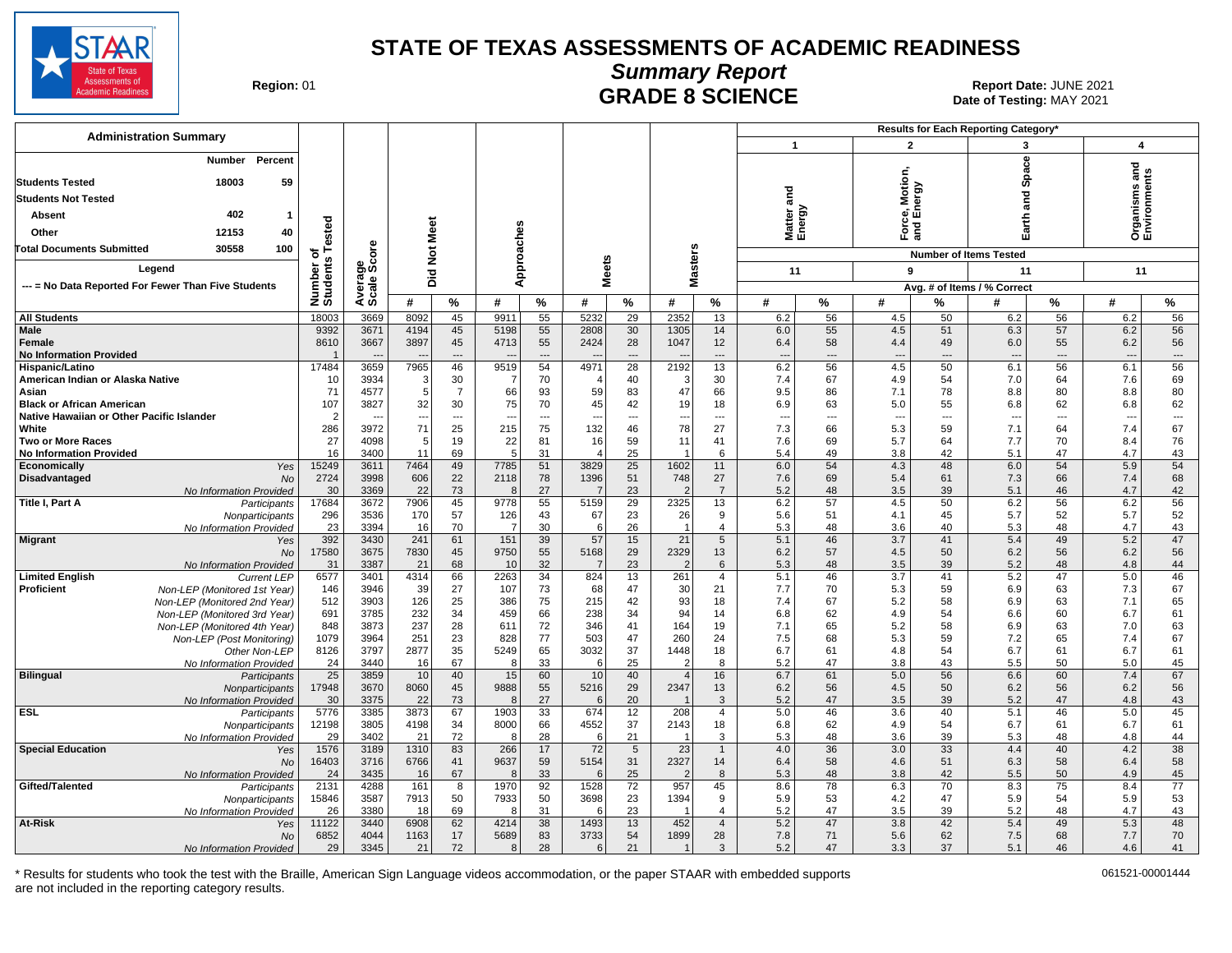# STATE OF TEXAS ASSESSMENTS OF ACADEMIC READINESS

## Summary Report

## GRADE 8 SCIENCE

**Region:** 01

**Report Date:** JUNE 2021

**Date of Testing:** MAY 2021

### Administration Summary

| | Number | Percent |
|---|---|---|
| Students Tested | 18003 | 59 |
| Students Not Tested | | |
| Absent | 402 | 1 |
| Other | 12153 | 40 |
| Total Documents Submitted | 30558 | 100 |

Legend

--- = No Data Reported For Fewer Than Five Students

Results for Each Reporting Category*: 1 = Matter and Energy (11 items); 2 = Force, Motion, and Energy (9 items); 3 = Earth and Space (11 items); 4 = Organisms and Environments (11 items). Values are Avg. # of Items / % Correct.

| Group | | Number of Students Tested | Average Scale Score | Did Not Meet # | Did Not Meet % | Approaches # | Approaches % | Meets # | Meets % | Masters # | Masters % | Cat 1 # | Cat 1 % | Cat 2 # | Cat 2 % | Cat 3 # | Cat 3 % | Cat 4 # | Cat 4 % |
|---|---|---|---|---|---|---|---|---|---|---|---|---|---|---|---|---|---|---|---|
| All Students | | 18003 | 3669 | 8092 | 45 | 9911 | 55 | 5232 | 29 | 2352 | 13 | 6.2 | 56 | 4.5 | 50 | 6.2 | 56 | 6.2 | 56 |
| Male | | 9392 | 3671 | 4194 | 45 | 5198 | 55 | 2808 | 30 | 1305 | 14 | 6.0 | 55 | 4.5 | 51 | 6.3 | 57 | 6.2 | 56 |
| Female | | 8610 | 3667 | 3897 | 45 | 4713 | 55 | 2424 | 28 | 1047 | 12 | 6.4 | 58 | 4.4 | 49 | 6.0 | 55 | 6.2 | 56 |
| No Information Provided | | 1 | --- | --- | --- | --- | --- | --- | --- | --- | --- | --- | --- | --- | --- | --- | --- | --- | --- |
| Hispanic/Latino | | 17484 | 3659 | 7965 | 46 | 9519 | 54 | 4971 | 28 | 2192 | 13 | 6.2 | 56 | 4.5 | 50 | 6.1 | 56 | 6.1 | 56 |
| American Indian or Alaska Native | | 10 | 3934 | 3 | 30 | 7 | 70 | 4 | 40 | 3 | 30 | 7.4 | 67 | 4.9 | 54 | 7.0 | 64 | 7.6 | 69 |
| Asian | | 71 | 4577 | 5 | 7 | 66 | 93 | 59 | 83 | 47 | 66 | 9.5 | 86 | 7.1 | 78 | 8.8 | 80 | 8.8 | 80 |
| Black or African American | | 107 | 3827 | 32 | 30 | 75 | 70 | 45 | 42 | 19 | 18 | 6.9 | 63 | 5.0 | 55 | 6.8 | 62 | 6.8 | 62 |
| Native Hawaiian or Other Pacific Islander | | 2 | --- | --- | --- | --- | --- | --- | --- | --- | --- | --- | --- | --- | --- | --- | --- | --- | --- |
| White | | 286 | 3972 | 71 | 25 | 215 | 75 | 132 | 46 | 78 | 27 | 7.3 | 66 | 5.3 | 59 | 7.1 | 64 | 7.4 | 67 |
| Two or More Races | | 27 | 4098 | 5 | 19 | 22 | 81 | 16 | 59 | 11 | 41 | 7.6 | 69 | 5.7 | 64 | 7.7 | 70 | 8.4 | 76 |
| No Information Provided | | 16 | 3400 | 11 | 69 | 5 | 31 | 4 | 25 | 1 | 6 | 5.4 | 49 | 3.8 | 42 | 5.1 | 47 | 4.7 | 43 |
| Economically Disadvantaged | Yes | 15249 | 3611 | 7464 | 49 | 7785 | 51 | 3829 | 25 | 1602 | 11 | 6.0 | 54 | 4.3 | 48 | 6.0 | 54 | 5.9 | 54 |
| | No | 2724 | 3998 | 606 | 22 | 2118 | 78 | 1396 | 51 | 748 | 27 | 7.6 | 69 | 5.4 | 61 | 7.3 | 66 | 7.4 | 68 |
| | No Information Provided | 30 | 3369 | 22 | 73 | 8 | 27 | 7 | 23 | 2 | 7 | 5.2 | 48 | 3.5 | 39 | 5.1 | 46 | 4.7 | 42 |
| Title I, Part A | Participants | 17684 | 3672 | 7906 | 45 | 9778 | 55 | 5159 | 29 | 2325 | 13 | 6.2 | 57 | 4.5 | 50 | 6.2 | 56 | 6.2 | 56 |
| | Nonparticipants | 296 | 3536 | 170 | 57 | 126 | 43 | 67 | 23 | 26 | 9 | 5.6 | 51 | 4.1 | 45 | 5.7 | 52 | 5.7 | 52 |
| | No Information Provided | 23 | 3394 | 16 | 70 | 7 | 30 | 6 | 26 | 1 | 4 | 5.3 | 48 | 3.6 | 40 | 5.3 | 48 | 4.7 | 43 |
| Migrant | Yes | 392 | 3430 | 241 | 61 | 151 | 39 | 57 | 15 | 21 | 5 | 5.1 | 46 | 3.7 | 41 | 5.4 | 49 | 5.2 | 47 |
| | No | 17580 | 3675 | 7830 | 45 | 9750 | 55 | 5168 | 29 | 2329 | 13 | 6.2 | 57 | 4.5 | 50 | 6.2 | 56 | 6.2 | 56 |
| | No Information Provided | 31 | 3387 | 21 | 68 | 10 | 32 | 7 | 23 | 2 | 6 | 5.3 | 48 | 3.5 | 39 | 5.2 | 48 | 4.8 | 44 |
| Limited English Proficient | Current LEP | 6577 | 3401 | 4314 | 66 | 2263 | 34 | 824 | 13 | 261 | 4 | 5.1 | 46 | 3.7 | 41 | 5.2 | 47 | 5.0 | 46 |
| | Non-LEP (Monitored 1st Year) | 146 | 3946 | 39 | 27 | 107 | 73 | 68 | 47 | 30 | 21 | 7.7 | 70 | 5.3 | 59 | 6.9 | 63 | 7.3 | 67 |
| | Non-LEP (Monitored 2nd Year) | 512 | 3903 | 126 | 25 | 386 | 75 | 215 | 42 | 93 | 18 | 7.4 | 67 | 5.2 | 58 | 6.9 | 63 | 7.1 | 65 |
| | Non-LEP (Monitored 3rd Year) | 691 | 3785 | 232 | 34 | 459 | 66 | 238 | 34 | 94 | 14 | 6.8 | 62 | 4.9 | 54 | 6.6 | 60 | 6.7 | 61 |
| | Non-LEP (Monitored 4th Year) | 848 | 3873 | 237 | 28 | 611 | 72 | 346 | 41 | 164 | 19 | 7.1 | 65 | 5.2 | 58 | 6.9 | 63 | 7.0 | 63 |
| | Non-LEP (Post Monitoring) | 1079 | 3964 | 251 | 23 | 828 | 77 | 503 | 47 | 260 | 24 | 7.5 | 68 | 5.3 | 59 | 7.2 | 65 | 7.4 | 67 |
| | Other Non-LEP | 8126 | 3797 | 2877 | 35 | 5249 | 65 | 3032 | 37 | 1448 | 18 | 6.7 | 61 | 4.8 | 54 | 6.7 | 61 | 6.7 | 61 |
| | No Information Provided | 24 | 3440 | 16 | 67 | 8 | 33 | 6 | 25 | 2 | 8 | 5.2 | 47 | 3.8 | 43 | 5.5 | 50 | 5.0 | 45 |
| Bilingual | Participants | 25 | 3859 | 10 | 40 | 15 | 60 | 10 | 40 | 4 | 16 | 6.7 | 61 | 5.0 | 56 | 6.6 | 60 | 7.4 | 67 |
| | Nonparticipants | 17948 | 3670 | 8060 | 45 | 9888 | 55 | 5216 | 29 | 2347 | 13 | 6.2 | 56 | 4.5 | 50 | 6.2 | 56 | 6.2 | 56 |
| | No Information Provided | 30 | 3375 | 22 | 73 | 8 | 27 | 6 | 20 | 1 | 3 | 5.2 | 47 | 3.5 | 39 | 5.2 | 47 | 4.8 | 43 |
| ESL | Participants | 5776 | 3385 | 3873 | 67 | 1903 | 33 | 674 | 12 | 208 | 4 | 5.0 | 46 | 3.6 | 40 | 5.1 | 46 | 5.0 | 45 |
| | Nonparticipants | 12198 | 3805 | 4198 | 34 | 8000 | 66 | 4552 | 37 | 2143 | 18 | 6.8 | 62 | 4.9 | 54 | 6.7 | 61 | 6.7 | 61 |
| | No Information Provided | 29 | 3402 | 21 | 72 | 8 | 28 | 6 | 21 | 1 | 3 | 5.3 | 48 | 3.6 | 39 | 5.3 | 48 | 4.8 | 44 |
| Special Education | Yes | 1576 | 3189 | 1310 | 83 | 266 | 17 | 72 | 5 | 23 | 1 | 4.0 | 36 | 3.0 | 33 | 4.4 | 40 | 4.2 | 38 |
| | No | 16403 | 3716 | 6766 | 41 | 9637 | 59 | 5154 | 31 | 2327 | 14 | 6.4 | 58 | 4.6 | 51 | 6.3 | 58 | 6.4 | 58 |
| | No Information Provided | 24 | 3435 | 16 | 67 | 8 | 33 | 6 | 25 | 2 | 8 | 5.3 | 48 | 3.8 | 42 | 5.5 | 50 | 4.9 | 45 |
| Gifted/Talented | Participants | 2131 | 4288 | 161 | 8 | 1970 | 92 | 1528 | 72 | 957 | 45 | 8.6 | 78 | 6.3 | 70 | 8.3 | 75 | 8.4 | 77 |
| | Nonparticipants | 15846 | 3587 | 7913 | 50 | 7933 | 50 | 3698 | 23 | 1394 | 9 | 5.9 | 53 | 4.2 | 47 | 5.9 | 54 | 5.9 | 53 |
| | No Information Provided | 26 | 3380 | 18 | 69 | 8 | 31 | 6 | 23 | 1 | 4 | 5.2 | 47 | 3.5 | 39 | 5.2 | 48 | 4.7 | 43 |
| At-Risk | Yes | 11122 | 3440 | 6908 | 62 | 4214 | 38 | 1493 | 13 | 452 | 4 | 5.2 | 47 | 3.8 | 42 | 5.4 | 49 | 5.3 | 48 |
| | No | 6852 | 4044 | 1163 | 17 | 5689 | 83 | 3733 | 54 | 1899 | 28 | 7.8 | 71 | 5.6 | 62 | 7.5 | 68 | 7.7 | 70 |
| | No Information Provided | 29 | 3345 | 21 | 72 | 8 | 28 | 6 | 21 | 1 | 3 | 5.2 | 47 | 3.3 | 37 | 5.1 | 46 | 4.6 | 41 |

* Results for students who took the test with the Braille, American Sign Language videos accommodation, or the paper STAAR with embedded supports are not included in the reporting category results.

061521-00001444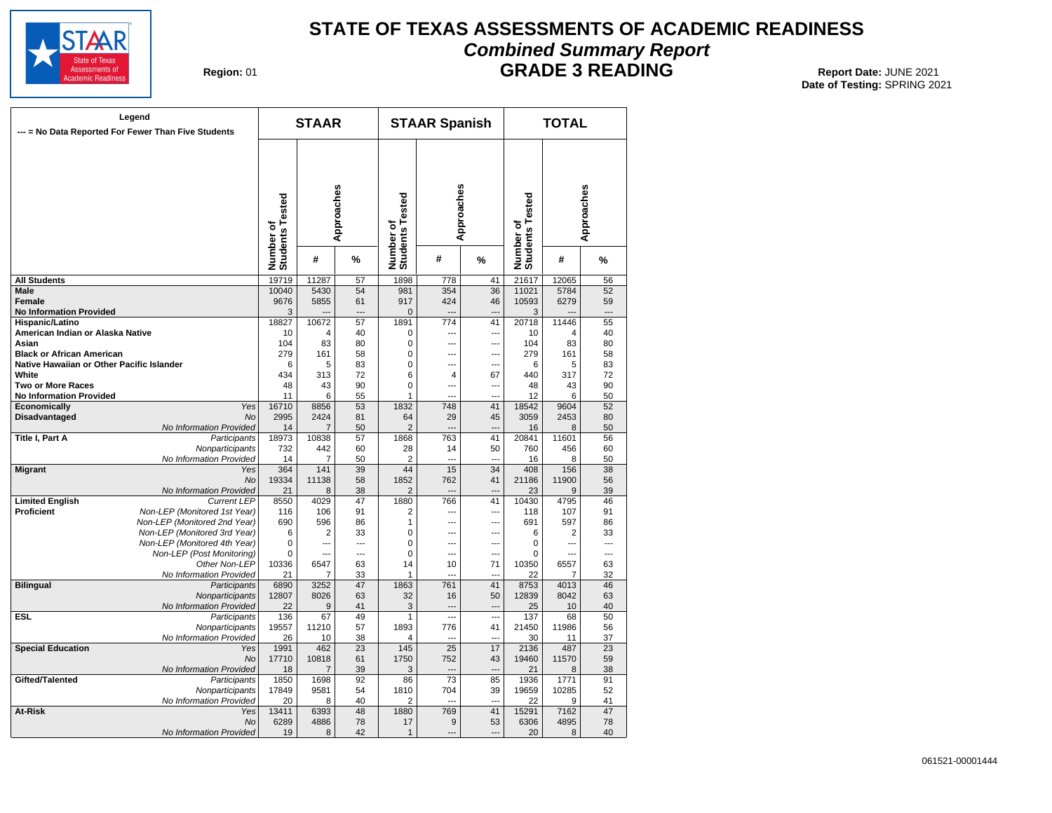# STATE OF TEXAS ASSESSMENTS OF ACADEMIC READINESS

## *Combined Summary Report*

## GRADE 3 READING

**Region:** 01

**Report Date:** JUNE 2021
**Date of Testing:** SPRING 2021

**Legend**
--- = No Data Reported For Fewer Than Five Students

| | | STAAR | | | STAAR Spanish | | | TOTAL | | |
|---|---|---|---|---|---|---|---|---|---|---|
| | | Number of Students Tested | Approaches | | Number of Students Tested | Approaches | | Number of Students Tested | Approaches | |
| | | | # | % | | # | % | | # | % |
| **All Students** | | 19719 | 11287 | 57 | 1898 | 778 | 41 | 21617 | 12065 | 56 |
| **Male** | | 10040 | 5430 | 54 | 981 | 354 | 36 | 11021 | 5784 | 52 |
| **Female** | | 9676 | 5855 | 61 | 917 | 424 | 46 | 10593 | 6279 | 59 |
| **No Information Provided** | | 3 | --- | --- | 0 | --- | --- | 3 | --- | --- |
| **Hispanic/Latino** | | 18827 | 10672 | 57 | 1891 | 774 | 41 | 20718 | 11446 | 55 |
| **American Indian or Alaska Native** | | 10 | 4 | 40 | 0 | --- | --- | 10 | 4 | 40 |
| **Asian** | | 104 | 83 | 80 | 0 | --- | --- | 104 | 83 | 80 |
| **Black or African American** | | 279 | 161 | 58 | 0 | --- | --- | 279 | 161 | 58 |
| **Native Hawaiian or Other Pacific Islander** | | 6 | 5 | 83 | 0 | --- | --- | 6 | 5 | 83 |
| **White** | | 434 | 313 | 72 | 6 | 4 | 67 | 440 | 317 | 72 |
| **Two or More Races** | | 48 | 43 | 90 | 0 | --- | --- | 48 | 43 | 90 |
| **No Information Provided** | | 11 | 6 | 55 | 1 | --- | --- | 12 | 6 | 50 |
| **Economically Disadvantaged** | *Yes* | 16710 | 8856 | 53 | 1832 | 748 | 41 | 18542 | 9604 | 52 |
| | *No* | 2995 | 2424 | 81 | 64 | 29 | 45 | 3059 | 2453 | 80 |
| | *No Information Provided* | 14 | 7 | 50 | 2 | --- | --- | 16 | 8 | 50 |
| **Title I, Part A** | *Participants* | 18973 | 10838 | 57 | 1868 | 763 | 41 | 20841 | 11601 | 56 |
| | *Nonparticipants* | 732 | 442 | 60 | 28 | 14 | 50 | 760 | 456 | 60 |
| | *No Information Provided* | 14 | 7 | 50 | 2 | --- | --- | 16 | 8 | 50 |
| **Migrant** | *Yes* | 364 | 141 | 39 | 44 | 15 | 34 | 408 | 156 | 38 |
| | *No* | 19334 | 11138 | 58 | 1852 | 762 | 41 | 21186 | 11900 | 56 |
| | *No Information Provided* | 21 | 8 | 38 | 2 | --- | --- | 23 | 9 | 39 |
| **Limited English Proficient** | *Current LEP* | 8550 | 4029 | 47 | 1880 | 766 | 41 | 10430 | 4795 | 46 |
| | *Non-LEP (Monitored 1st Year)* | 116 | 106 | 91 | 2 | --- | --- | 118 | 107 | 91 |
| | *Non-LEP (Monitored 2nd Year)* | 690 | 596 | 86 | 1 | --- | --- | 691 | 597 | 86 |
| | *Non-LEP (Monitored 3rd Year)* | 6 | 2 | 33 | 0 | --- | --- | 6 | 2 | 33 |
| | *Non-LEP (Monitored 4th Year)* | 0 | --- | --- | 0 | --- | --- | 0 | --- | --- |
| | *Non-LEP (Post Monitoring)* | 0 | --- | --- | 0 | --- | --- | 0 | --- | --- |
| | *Other Non-LEP* | 10336 | 6547 | 63 | 14 | 10 | 71 | 10350 | 6557 | 63 |
| | *No Information Provided* | 21 | 7 | 33 | 1 | --- | --- | 22 | 7 | 32 |
| **Bilingual** | *Participants* | 6890 | 3252 | 47 | 1863 | 761 | 41 | 8753 | 4013 | 46 |
| | *Nonparticipants* | 12807 | 8026 | 63 | 32 | 16 | 50 | 12839 | 8042 | 63 |
| | *No Information Provided* | 22 | 9 | 41 | 3 | --- | --- | 25 | 10 | 40 |
| **ESL** | *Participants* | 136 | 67 | 49 | 1 | --- | --- | 137 | 68 | 50 |
| | *Nonparticipants* | 19557 | 11210 | 57 | 1893 | 776 | 41 | 21450 | 11986 | 56 |
| | *No Information Provided* | 26 | 10 | 38 | 4 | --- | --- | 30 | 11 | 37 |
| **Special Education** | *Yes* | 1991 | 462 | 23 | 145 | 25 | 17 | 2136 | 487 | 23 |
| | *No* | 17710 | 10818 | 61 | 1750 | 752 | 43 | 19460 | 11570 | 59 |
| | *No Information Provided* | 18 | 7 | 39 | 3 | --- | --- | 21 | 8 | 38 |
| **Gifted/Talented** | *Participants* | 1850 | 1698 | 92 | 86 | 73 | 85 | 1936 | 1771 | 91 |
| | *Nonparticipants* | 17849 | 9581 | 54 | 1810 | 704 | 39 | 19659 | 10285 | 52 |
| | *No Information Provided* | 20 | 8 | 40 | 2 | --- | --- | 22 | 9 | 41 |
| **At-Risk** | *Yes* | 13411 | 6393 | 48 | 1880 | 769 | 41 | 15291 | 7162 | 47 |
| | *No* | 6289 | 4886 | 78 | 17 | 9 | 53 | 6306 | 4895 | 78 |
| | *No Information Provided* | 19 | 8 | 42 | 1 | --- | --- | 20 | 8 | 40 |

061521-00001444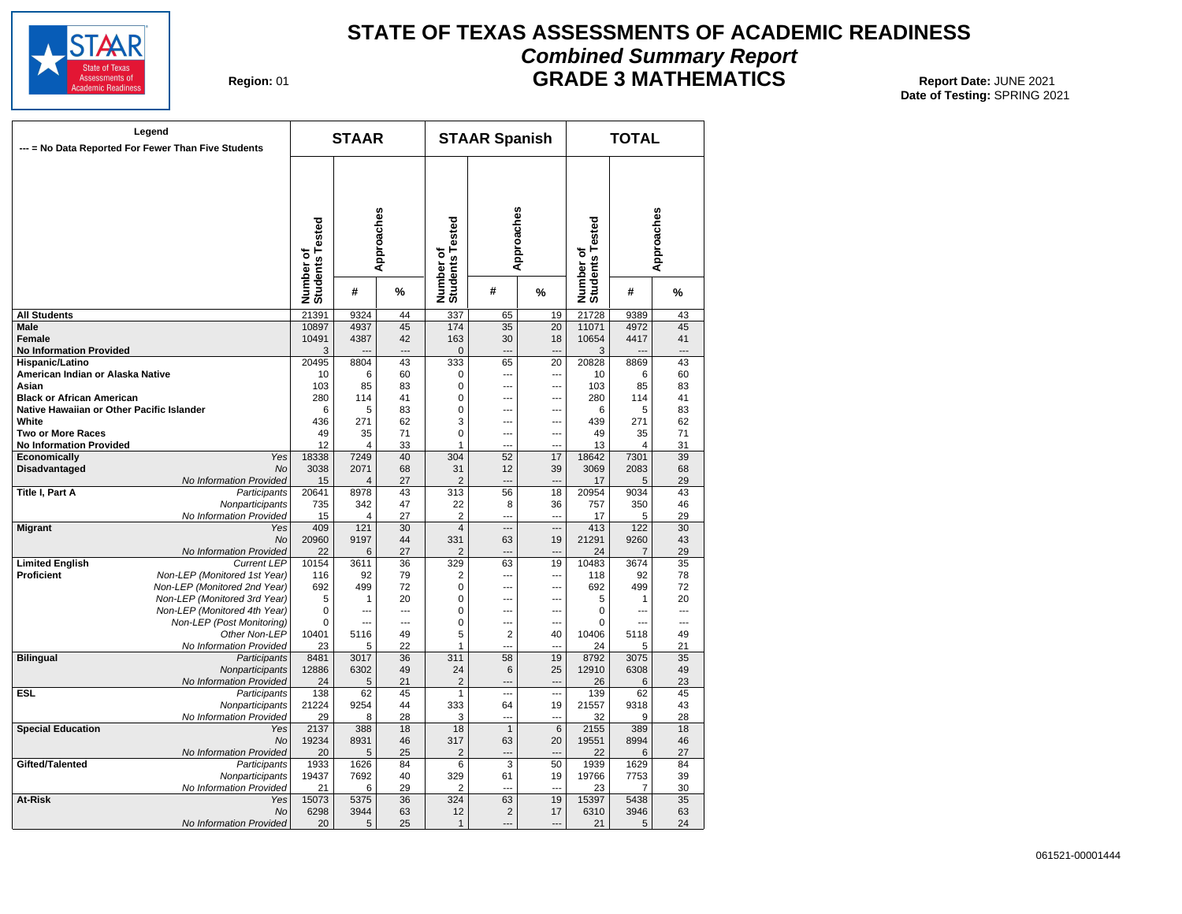# STATE OF TEXAS ASSESSMENTS OF ACADEMIC READINESS

## *Combined Summary Report*

## GRADE 3 MATHEMATICS

**Region:** 01

**Report Date:** JUNE 2021
**Date of Testing:** SPRING 2021

Legend
--- = No Data Reported For Fewer Than Five Students

| | | STAAR | | | STAAR Spanish | | | TOTAL | | |
|---|---|---|---|---|---|---|---|---|---|---|
| | | Number of Students Tested | Approaches # | Approaches % | Number of Students Tested | Approaches # | Approaches % | Number of Students Tested | Approaches # | Approaches % |
| **All Students** | | 21391 | 9324 | 44 | 337 | 65 | 19 | 21728 | 9389 | 43 |
| **Male** | | 10897 | 4937 | 45 | 174 | 35 | 20 | 11071 | 4972 | 45 |
| **Female** | | 10491 | 4387 | 42 | 163 | 30 | 18 | 10654 | 4417 | 41 |
| **No Information Provided** | | 3 | --- | --- | 0 | --- | --- | 3 | --- | --- |
| **Hispanic/Latino** | | 20495 | 8804 | 43 | 333 | 65 | 20 | 20828 | 8869 | 43 |
| **American Indian or Alaska Native** | | 10 | 6 | 60 | 0 | --- | --- | 10 | 6 | 60 |
| **Asian** | | 103 | 85 | 83 | 0 | --- | --- | 103 | 85 | 83 |
| **Black or African American** | | 280 | 114 | 41 | 0 | --- | --- | 280 | 114 | 41 |
| **Native Hawaiian or Other Pacific Islander** | | 6 | 5 | 83 | 0 | --- | --- | 6 | 5 | 83 |
| **White** | | 436 | 271 | 62 | 3 | --- | --- | 439 | 271 | 62 |
| **Two or More Races** | | 49 | 35 | 71 | 0 | --- | --- | 49 | 35 | 71 |
| **No Information Provided** | | 12 | 4 | 33 | 1 | --- | --- | 13 | 4 | 31 |
| **Economically Disadvantaged** | *Yes* | 18338 | 7249 | 40 | 304 | 52 | 17 | 18642 | 7301 | 39 |
| | *No* | 3038 | 2071 | 68 | 31 | 12 | 39 | 3069 | 2083 | 68 |
| | *No Information Provided* | 15 | 4 | 27 | 2 | --- | --- | 17 | 5 | 29 |
| **Title I, Part A** | *Participants* | 20641 | 8978 | 43 | 313 | 56 | 18 | 20954 | 9034 | 43 |
| | *Nonparticipants* | 735 | 342 | 47 | 22 | 8 | 36 | 757 | 350 | 46 |
| | *No Information Provided* | 15 | 4 | 27 | 2 | --- | --- | 17 | 5 | 29 |
| **Migrant** | *Yes* | 409 | 121 | 30 | 4 | --- | --- | 413 | 122 | 30 |
| | *No* | 20960 | 9197 | 44 | 331 | 63 | 19 | 21291 | 9260 | 43 |
| | *No Information Provided* | 22 | 6 | 27 | 2 | --- | --- | 24 | 7 | 29 |
| **Limited English Proficient** | *Current LEP* | 10154 | 3611 | 36 | 329 | 63 | 19 | 10483 | 3674 | 35 |
| | *Non-LEP (Monitored 1st Year)* | 116 | 92 | 79 | 2 | --- | --- | 118 | 92 | 78 |
| | *Non-LEP (Monitored 2nd Year)* | 692 | 499 | 72 | 0 | --- | --- | 692 | 499 | 72 |
| | *Non-LEP (Monitored 3rd Year)* | 5 | 1 | 20 | 0 | --- | --- | 5 | 1 | 20 |
| | *Non-LEP (Monitored 4th Year)* | 0 | --- | --- | 0 | --- | --- | 0 | --- | --- |
| | *Non-LEP (Post Monitoring)* | 0 | --- | --- | 0 | --- | --- | 0 | --- | --- |
| | *Other Non-LEP* | 10401 | 5116 | 49 | 5 | 2 | 40 | 10406 | 5118 | 49 |
| | *No Information Provided* | 23 | 5 | 22 | 1 | --- | --- | 24 | 5 | 21 |
| **Bilingual** | *Participants* | 8481 | 3017 | 36 | 311 | 58 | 19 | 8792 | 3075 | 35 |
| | *Nonparticipants* | 12886 | 6302 | 49 | 24 | 6 | 25 | 12910 | 6308 | 49 |
| | *No Information Provided* | 24 | 5 | 21 | 2 | --- | --- | 26 | 6 | 23 |
| **ESL** | *Participants* | 138 | 62 | 45 | 1 | --- | --- | 139 | 62 | 45 |
| | *Nonparticipants* | 21224 | 9254 | 44 | 333 | 64 | 19 | 21557 | 9318 | 43 |
| | *No Information Provided* | 29 | 8 | 28 | 3 | --- | --- | 32 | 9 | 28 |
| **Special Education** | *Yes* | 2137 | 388 | 18 | 18 | 1 | 6 | 2155 | 389 | 18 |
| | *No* | 19234 | 8931 | 46 | 317 | 63 | 20 | 19551 | 8994 | 46 |
| | *No Information Provided* | 20 | 5 | 25 | 2 | --- | --- | 22 | 6 | 27 |
| **Gifted/Talented** | *Participants* | 1933 | 1626 | 84 | 6 | 3 | 50 | 1939 | 1629 | 84 |
| | *Nonparticipants* | 19437 | 7692 | 40 | 329 | 61 | 19 | 19766 | 7753 | 39 |
| | *No Information Provided* | 21 | 6 | 29 | 2 | --- | --- | 23 | 7 | 30 |
| **At-Risk** | *Yes* | 15073 | 5375 | 36 | 324 | 63 | 19 | 15397 | 5438 | 35 |
| | *No* | 6298 | 3944 | 63 | 12 | 2 | 17 | 6310 | 3946 | 63 |
| | *No Information Provided* | 20 | 5 | 25 | 1 | --- | --- | 21 | 5 | 24 |

061521-00001444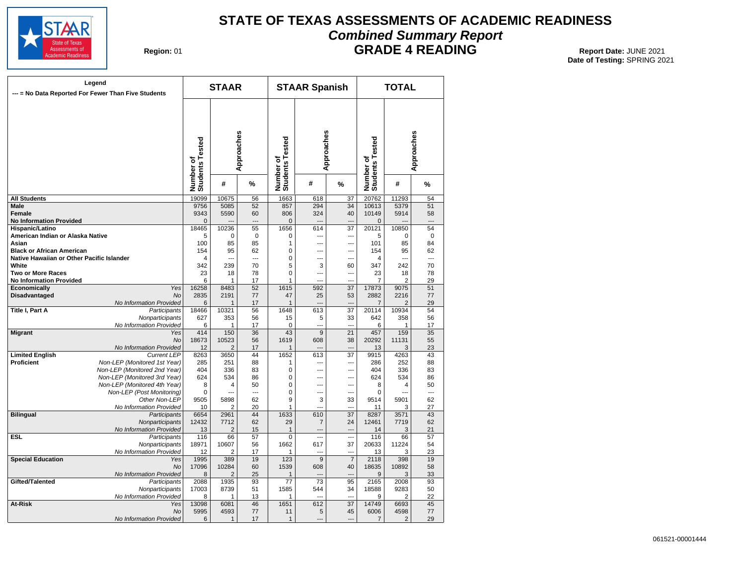# STATE OF TEXAS ASSESSMENTS OF ACADEMIC READINESS

## *Combined Summary Report*

## GRADE 4 READING

**Region:** 01

**Report Date:** JUNE 2021
**Date of Testing:** SPRING 2021

**Legend**
--- = No Data Reported For Fewer Than Five Students

| | | STAAR | | | STAAR Spanish | | | TOTAL | | |
|---|---|---|---|---|---|---|---|---|---|---|
| | | Number of Students Tested | Approaches # | Approaches % | Number of Students Tested | Approaches # | Approaches % | Number of Students Tested | Approaches # | Approaches % |
| **All Students** | | 19099 | 10675 | 56 | 1663 | 618 | 37 | 20762 | 11293 | 54 |
| **Male** | | 9756 | 5085 | 52 | 857 | 294 | 34 | 10613 | 5379 | 51 |
| **Female** | | 9343 | 5590 | 60 | 806 | 324 | 40 | 10149 | 5914 | 58 |
| **No Information Provided** | | 0 | --- | --- | 0 | --- | --- | 0 | --- | --- |
| **Hispanic/Latino** | | 18465 | 10236 | 55 | 1656 | 614 | 37 | 20121 | 10850 | 54 |
| **American Indian or Alaska Native** | | 5 | 0 | 0 | 0 | --- | --- | 5 | 0 | 0 |
| **Asian** | | 100 | 85 | 85 | 1 | --- | --- | 101 | 85 | 84 |
| **Black or African American** | | 154 | 95 | 62 | 0 | --- | --- | 154 | 95 | 62 |
| **Native Hawaiian or Other Pacific Islander** | | 4 | --- | --- | 0 | --- | --- | 4 | --- | --- |
| **White** | | 342 | 239 | 70 | 5 | 3 | 60 | 347 | 242 | 70 |
| **Two or More Races** | | 23 | 18 | 78 | 0 | --- | --- | 23 | 18 | 78 |
| **No Information Provided** | | 6 | 1 | 17 | 1 | --- | --- | 7 | 2 | 29 |
| **Economically Disadvantaged** | *Yes* | 16258 | 8483 | 52 | 1615 | 592 | 37 | 17873 | 9075 | 51 |
| | *No* | 2835 | 2191 | 77 | 47 | 25 | 53 | 2882 | 2216 | 77 |
| | *No Information Provided* | 6 | 1 | 17 | 1 | --- | --- | 7 | 2 | 29 |
| **Title I, Part A** | *Participants* | 18466 | 10321 | 56 | 1648 | 613 | 37 | 20114 | 10934 | 54 |
| | *Nonparticipants* | 627 | 353 | 56 | 15 | 5 | 33 | 642 | 358 | 56 |
| | *No Information Provided* | 6 | 1 | 17 | 0 | --- | --- | 6 | 1 | 17 |
| **Migrant** | *Yes* | 414 | 150 | 36 | 43 | 9 | 21 | 457 | 159 | 35 |
| | *No* | 18673 | 10523 | 56 | 1619 | 608 | 38 | 20292 | 11131 | 55 |
| | *No Information Provided* | 12 | 2 | 17 | 1 | --- | --- | 13 | 3 | 23 |
| **Limited English Proficient** | *Current LEP* | 8263 | 3650 | 44 | 1652 | 613 | 37 | 9915 | 4263 | 43 |
| | *Non-LEP (Monitored 1st Year)* | 285 | 251 | 88 | 1 | --- | --- | 286 | 252 | 88 |
| | *Non-LEP (Monitored 2nd Year)* | 404 | 336 | 83 | 0 | --- | --- | 404 | 336 | 83 |
| | *Non-LEP (Monitored 3rd Year)* | 624 | 534 | 86 | 0 | --- | --- | 624 | 534 | 86 |
| | *Non-LEP (Monitored 4th Year)* | 8 | 4 | 50 | 0 | --- | --- | 8 | 4 | 50 |
| | *Non-LEP (Post Monitoring)* | 0 | --- | --- | 0 | --- | --- | 0 | --- | --- |
| | *Other Non-LEP* | 9505 | 5898 | 62 | 9 | 3 | 33 | 9514 | 5901 | 62 |
| | *No Information Provided* | 10 | 2 | 20 | 1 | --- | --- | 11 | 3 | 27 |
| **Bilingual** | *Participants* | 6654 | 2961 | 44 | 1633 | 610 | 37 | 8287 | 3571 | 43 |
| | *Nonparticipants* | 12432 | 7712 | 62 | 29 | 7 | 24 | 12461 | 7719 | 62 |
| | *No Information Provided* | 13 | 2 | 15 | 1 | --- | --- | 14 | 3 | 21 |
| **ESL** | *Participants* | 116 | 66 | 57 | 0 | --- | --- | 116 | 66 | 57 |
| | *Nonparticipants* | 18971 | 10607 | 56 | 1662 | 617 | 37 | 20633 | 11224 | 54 |
| | *No Information Provided* | 12 | 2 | 17 | 1 | --- | --- | 13 | 3 | 23 |
| **Special Education** | *Yes* | 1995 | 389 | 19 | 123 | 9 | 7 | 2118 | 398 | 19 |
| | *No* | 17096 | 10284 | 60 | 1539 | 608 | 40 | 18635 | 10892 | 58 |
| | *No Information Provided* | 8 | 2 | 25 | 1 | --- | --- | 9 | 3 | 33 |
| **Gifted/Talented** | *Participants* | 2088 | 1935 | 93 | 77 | 73 | 95 | 2165 | 2008 | 93 |
| | *Nonparticipants* | 17003 | 8739 | 51 | 1585 | 544 | 34 | 18588 | 9283 | 50 |
| | *No Information Provided* | 8 | 1 | 13 | 1 | --- | --- | 9 | 2 | 22 |
| **At-Risk** | *Yes* | 13098 | 6081 | 46 | 1651 | 612 | 37 | 14749 | 6693 | 45 |
| | *No* | 5995 | 4593 | 77 | 11 | 5 | 45 | 6006 | 4598 | 77 |
| | *No Information Provided* | 6 | 1 | 17 | 1 | --- | --- | 7 | 2 | 29 |

061521-00001444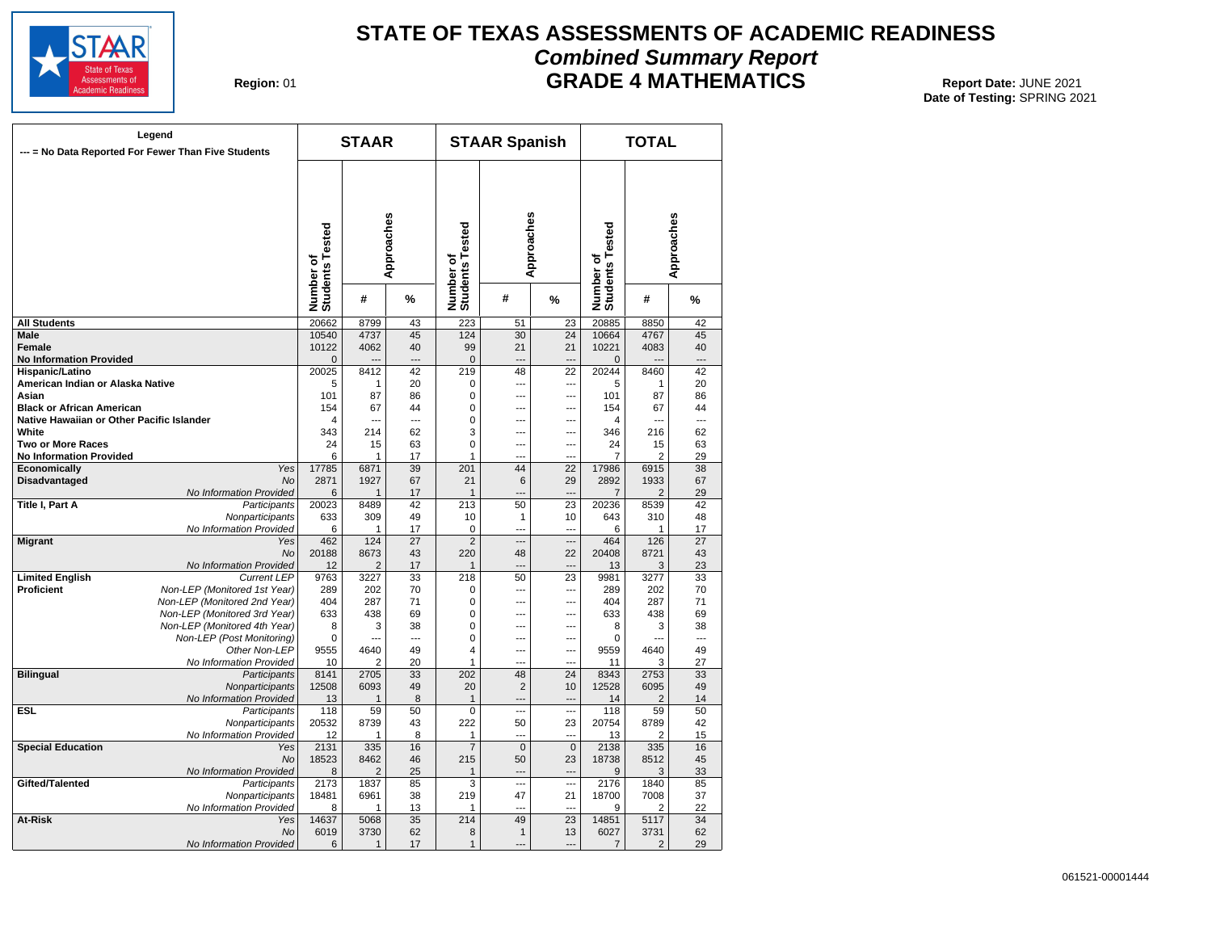# STATE OF TEXAS ASSESSMENTS OF ACADEMIC READINESS

## *Combined Summary Report*

## GRADE 4 MATHEMATICS

**Region:** 01

**Report Date:** JUNE 2021
**Date of Testing:** SPRING 2021

**Legend**
**--- = No Data Reported For Fewer Than Five Students**

| | | STAAR | | | STAAR Spanish | | | TOTAL | | |
|---|---|---|---|---|---|---|---|---|---|---|
| | | Number of Students Tested | Approaches | | Number of Students Tested | Approaches | | Number of Students Tested | Approaches | |
| | | | # | % | | # | % | | # | % |
| **All Students** | | 20662 | 8799 | 43 | 223 | 51 | 23 | 20885 | 8850 | 42 |
| **Male** | | 10540 | 4737 | 45 | 124 | 30 | 24 | 10664 | 4767 | 45 |
| **Female** | | 10122 | 4062 | 40 | 99 | 21 | 21 | 10221 | 4083 | 40 |
| **No Information Provided** | | 0 | --- | --- | 0 | --- | --- | 0 | --- | --- |
| **Hispanic/Latino** | | 20025 | 8412 | 42 | 219 | 48 | 22 | 20244 | 8460 | 42 |
| **American Indian or Alaska Native** | | 5 | 1 | 20 | 0 | --- | --- | 5 | 1 | 20 |
| **Asian** | | 101 | 87 | 86 | 0 | --- | --- | 101 | 87 | 86 |
| **Black or African American** | | 154 | 67 | 44 | 0 | --- | --- | 154 | 67 | 44 |
| **Native Hawaiian or Other Pacific Islander** | | 4 | --- | --- | 0 | --- | --- | 4 | --- | --- |
| **White** | | 343 | 214 | 62 | 3 | --- | --- | 346 | 216 | 62 |
| **Two or More Races** | | 24 | 15 | 63 | 0 | --- | --- | 24 | 15 | 63 |
| **No Information Provided** | | 6 | 1 | 17 | 1 | --- | --- | 7 | 2 | 29 |
| **Economically Disadvantaged** | *Yes* | 17785 | 6871 | 39 | 201 | 44 | 22 | 17986 | 6915 | 38 |
| | *No* | 2871 | 1927 | 67 | 21 | 6 | 29 | 2892 | 1933 | 67 |
| | *No Information Provided* | 6 | 1 | 17 | 1 | --- | --- | 7 | 2 | 29 |
| **Title I, Part A** | *Participants* | 20023 | 8489 | 42 | 213 | 50 | 23 | 20236 | 8539 | 42 |
| | *Nonparticipants* | 633 | 309 | 49 | 10 | 1 | 10 | 643 | 310 | 48 |
| | *No Information Provided* | 6 | 1 | 17 | 0 | --- | --- | 6 | 1 | 17 |
| **Migrant** | *Yes* | 462 | 124 | 27 | 2 | --- | --- | 464 | 126 | 27 |
| | *No* | 20188 | 8673 | 43 | 220 | 48 | 22 | 20408 | 8721 | 43 |
| | *No Information Provided* | 12 | 2 | 17 | 1 | --- | --- | 13 | 3 | 23 |
| **Limited English Proficient** | *Current LEP* | 9763 | 3227 | 33 | 218 | 50 | 23 | 9981 | 3277 | 33 |
| | *Non-LEP (Monitored 1st Year)* | 289 | 202 | 70 | 0 | --- | --- | 289 | 202 | 70 |
| | *Non-LEP (Monitored 2nd Year)* | 404 | 287 | 71 | 0 | --- | --- | 404 | 287 | 71 |
| | *Non-LEP (Monitored 3rd Year)* | 633 | 438 | 69 | 0 | --- | --- | 633 | 438 | 69 |
| | *Non-LEP (Monitored 4th Year)* | 8 | 3 | 38 | 0 | --- | --- | 8 | 3 | 38 |
| | *Non-LEP (Post Monitoring)* | 0 | --- | --- | 0 | --- | --- | 0 | --- | --- |
| | *Other Non-LEP* | 9555 | 4640 | 49 | 4 | --- | --- | 9559 | 4640 | 49 |
| | *No Information Provided* | 10 | 2 | 20 | 1 | --- | --- | 11 | 3 | 27 |
| **Bilingual** | *Participants* | 8141 | 2705 | 33 | 202 | 48 | 24 | 8343 | 2753 | 33 |
| | *Nonparticipants* | 12508 | 6093 | 49 | 20 | 2 | 10 | 12528 | 6095 | 49 |
| | *No Information Provided* | 13 | 1 | 8 | 1 | --- | --- | 14 | 2 | 14 |
| **ESL** | *Participants* | 118 | 59 | 50 | 0 | --- | --- | 118 | 59 | 50 |
| | *Nonparticipants* | 20532 | 8739 | 43 | 222 | 50 | 23 | 20754 | 8789 | 42 |
| | *No Information Provided* | 12 | 1 | 8 | 1 | --- | --- | 13 | 2 | 15 |
| **Special Education** | *Yes* | 2131 | 335 | 16 | 7 | 0 | 0 | 2138 | 335 | 16 |
| | *No* | 18523 | 8462 | 46 | 215 | 50 | 23 | 18738 | 8512 | 45 |
| | *No Information Provided* | 8 | 2 | 25 | 1 | --- | --- | 9 | 3 | 33 |
| **Gifted/Talented** | *Participants* | 2173 | 1837 | 85 | 3 | --- | --- | 2176 | 1840 | 85 |
| | *Nonparticipants* | 18481 | 6961 | 38 | 219 | 47 | 21 | 18700 | 7008 | 37 |
| | *No Information Provided* | 8 | 1 | 13 | 1 | --- | --- | 9 | 2 | 22 |
| **At-Risk** | *Yes* | 14637 | 5068 | 35 | 214 | 49 | 23 | 14851 | 5117 | 34 |
| | *No* | 6019 | 3730 | 62 | 8 | 1 | 13 | 6027 | 3731 | 62 |
| | *No Information Provided* | 6 | 1 | 17 | 1 | --- | --- | 7 | 2 | 29 |

061521-00001444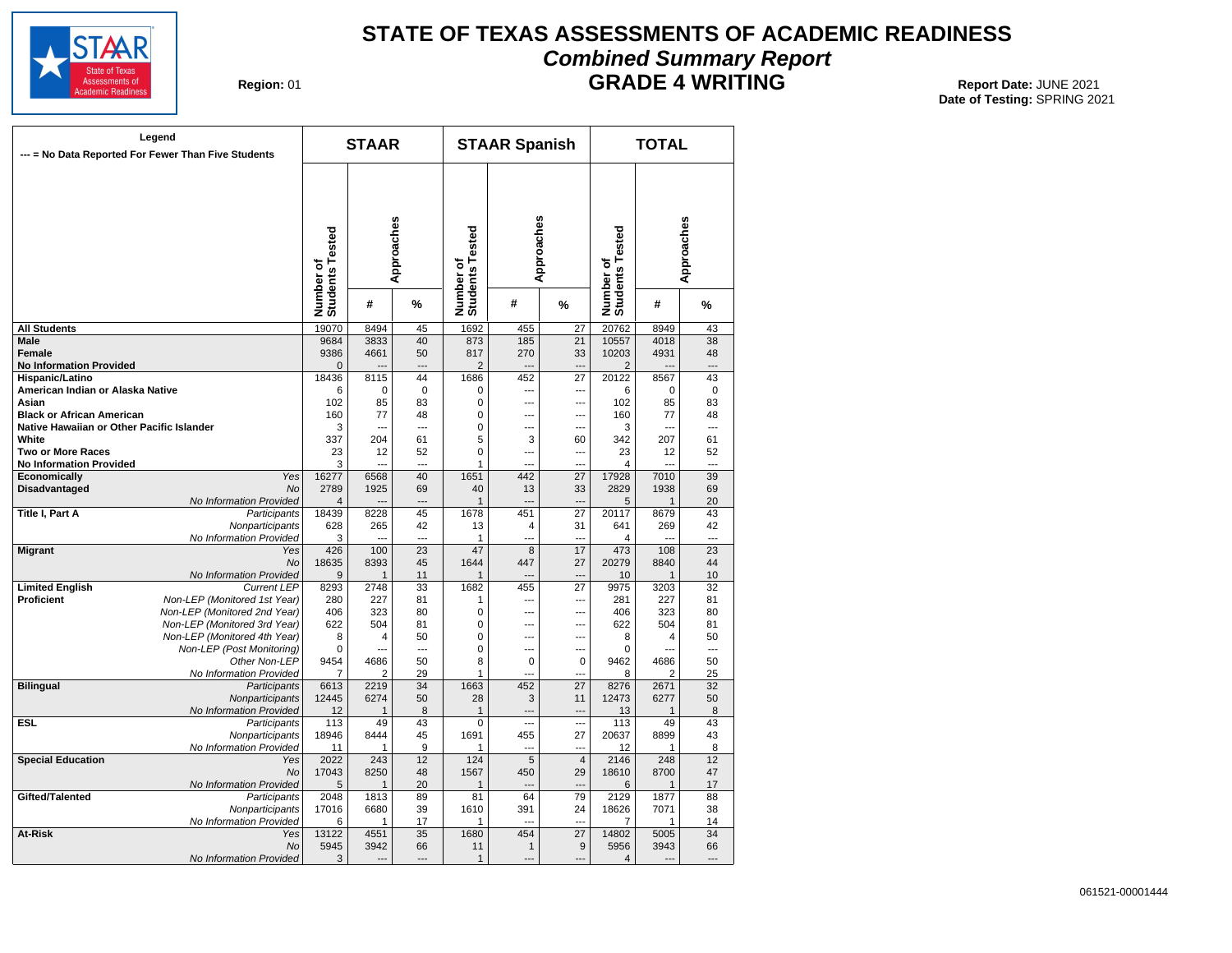# STATE OF TEXAS ASSESSMENTS OF ACADEMIC READINESS

## *Combined Summary Report*

## GRADE 4 WRITING

**Region:** 01

**Report Date:** JUNE 2021
**Date of Testing:** SPRING 2021

| Legend<br>--- = No Data Reported For Fewer Than Five Students | | STAAR | | | STAAR Spanish | | | TOTAL | | |
|---|---|---|---|---|---|---|---|---|---|---|
| | | Number of Students Tested | Approaches | | Number of Students Tested | Approaches | | Number of Students Tested | Approaches | |
| | | | # | % | | # | % | | # | % |
| **All Students** | | 19070 | 8494 | 45 | 1692 | 455 | 27 | 20762 | 8949 | 43 |
| **Male** | | 9684 | 3833 | 40 | 873 | 185 | 21 | 10557 | 4018 | 38 |
| **Female** | | 9386 | 4661 | 50 | 817 | 270 | 33 | 10203 | 4931 | 48 |
| **No Information Provided** | | 0 | --- | --- | 2 | --- | --- | 2 | --- | --- |
| **Hispanic/Latino** | | 18436 | 8115 | 44 | 1686 | 452 | 27 | 20122 | 8567 | 43 |
| **American Indian or Alaska Native** | | 6 | 0 | 0 | 0 | --- | --- | 6 | 0 | 0 |
| **Asian** | | 102 | 85 | 83 | 0 | --- | --- | 102 | 85 | 83 |
| **Black or African American** | | 160 | 77 | 48 | 0 | --- | --- | 160 | 77 | 48 |
| **Native Hawaiian or Other Pacific Islander** | | 3 | --- | --- | 0 | --- | --- | 3 | --- | --- |
| **White** | | 337 | 204 | 61 | 5 | 3 | 60 | 342 | 207 | 61 |
| **Two or More Races** | | 23 | 12 | 52 | 0 | --- | --- | 23 | 12 | 52 |
| **No Information Provided** | | 3 | --- | --- | 1 | --- | --- | 4 | --- | --- |
| **Economically Disadvantaged** | *Yes* | 16277 | 6568 | 40 | 1651 | 442 | 27 | 17928 | 7010 | 39 |
| | *No* | 2789 | 1925 | 69 | 40 | 13 | 33 | 2829 | 1938 | 69 |
| | *No Information Provided* | 4 | --- | --- | 1 | --- | --- | 5 | 1 | 20 |
| **Title I, Part A** | *Participants* | 18439 | 8228 | 45 | 1678 | 451 | 27 | 20117 | 8679 | 43 |
| | *Nonparticipants* | 628 | 265 | 42 | 13 | 4 | 31 | 641 | 269 | 42 |
| | *No Information Provided* | 3 | --- | --- | 1 | --- | --- | 4 | --- | --- |
| **Migrant** | *Yes* | 426 | 100 | 23 | 47 | 8 | 17 | 473 | 108 | 23 |
| | *No* | 18635 | 8393 | 45 | 1644 | 447 | 27 | 20279 | 8840 | 44 |
| | *No Information Provided* | 9 | 1 | 11 | 1 | --- | --- | 10 | 1 | 10 |
| **Limited English Proficient** | *Current LEP* | 8293 | 2748 | 33 | 1682 | 455 | 27 | 9975 | 3203 | 32 |
| | *Non-LEP (Monitored 1st Year)* | 280 | 227 | 81 | 1 | --- | --- | 281 | 227 | 81 |
| | *Non-LEP (Monitored 2nd Year)* | 406 | 323 | 80 | 0 | --- | --- | 406 | 323 | 80 |
| | *Non-LEP (Monitored 3rd Year)* | 622 | 504 | 81 | 0 | --- | --- | 622 | 504 | 81 |
| | *Non-LEP (Monitored 4th Year)* | 8 | 4 | 50 | 0 | --- | --- | 8 | 4 | 50 |
| | *Non-LEP (Post Monitoring)* | 0 | --- | --- | 0 | --- | --- | 0 | --- | --- |
| | *Other Non-LEP* | 9454 | 4686 | 50 | 8 | 0 | 0 | 9462 | 4686 | 50 |
| | *No Information Provided* | 7 | 2 | 29 | 1 | --- | --- | 8 | 2 | 25 |
| **Bilingual** | *Participants* | 6613 | 2219 | 34 | 1663 | 452 | 27 | 8276 | 2671 | 32 |
| | *Nonparticipants* | 12445 | 6274 | 50 | 28 | 3 | 11 | 12473 | 6277 | 50 |
| | *No Information Provided* | 12 | 1 | 8 | 1 | --- | --- | 13 | 1 | 8 |
| **ESL** | *Participants* | 113 | 49 | 43 | 0 | --- | --- | 113 | 49 | 43 |
| | *Nonparticipants* | 18946 | 8444 | 45 | 1691 | 455 | 27 | 20637 | 8899 | 43 |
| | *No Information Provided* | 11 | 1 | 9 | 1 | --- | --- | 12 | 1 | 8 |
| **Special Education** | *Yes* | 2022 | 243 | 12 | 124 | 5 | 4 | 2146 | 248 | 12 |
| | *No* | 17043 | 8250 | 48 | 1567 | 450 | 29 | 18610 | 8700 | 47 |
| | *No Information Provided* | 5 | 1 | 20 | 1 | --- | --- | 6 | 1 | 17 |
| **Gifted/Talented** | *Participants* | 2048 | 1813 | 89 | 81 | 64 | 79 | 2129 | 1877 | 88 |
| | *Nonparticipants* | 17016 | 6680 | 39 | 1610 | 391 | 24 | 18626 | 7071 | 38 |
| | *No Information Provided* | 6 | 1 | 17 | 1 | --- | --- | 7 | 1 | 14 |
| **At-Risk** | *Yes* | 13122 | 4551 | 35 | 1680 | 454 | 27 | 14802 | 5005 | 34 |
| | *No* | 5945 | 3942 | 66 | 11 | 1 | 9 | 5956 | 3943 | 66 |
| | *No Information Provided* | 3 | --- | --- | 1 | --- | --- | 4 | --- | --- |

061521-00001444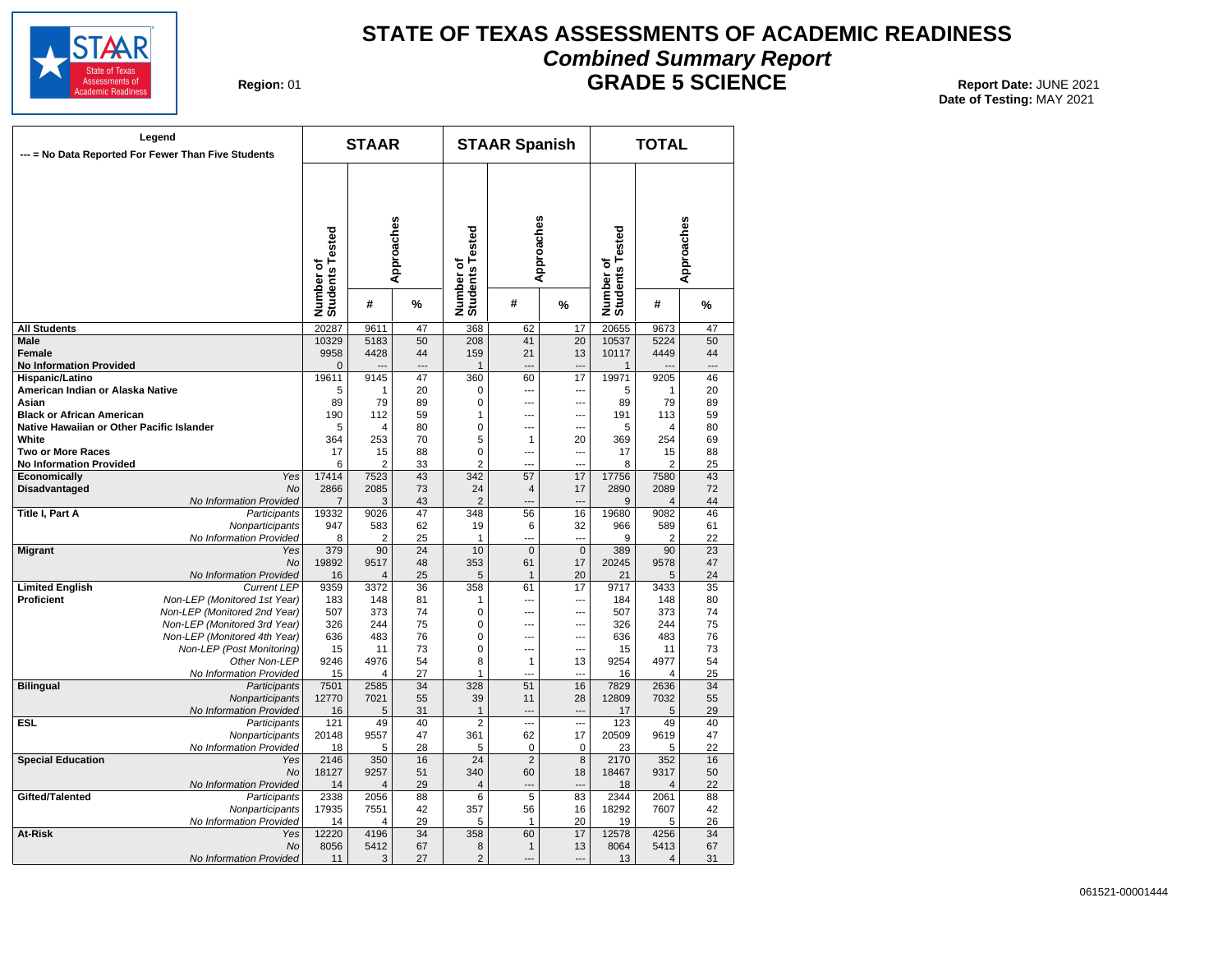# STATE OF TEXAS ASSESSMENTS OF ACADEMIC READINESS

## *Combined Summary Report*

## GRADE 5 SCIENCE

**Region:** 01

**Report Date:** JUNE 2021
**Date of Testing:** MAY 2021

| Legend<br>--- = No Data Reported For Fewer Than Five Students | | STAAR | | | STAAR Spanish | | | TOTAL | | |
|---|---|---|---|---|---|---|---|---|---|---|
| | | Number of Students Tested | Approaches # | Approaches % | Number of Students Tested | Approaches # | Approaches % | Number of Students Tested | Approaches # | Approaches % |
| **All Students** | | 20287 | 9611 | 47 | 368 | 62 | 17 | 20655 | 9673 | 47 |
| **Male** | | 10329 | 5183 | 50 | 208 | 41 | 20 | 10537 | 5224 | 50 |
| **Female** | | 9958 | 4428 | 44 | 159 | 21 | 13 | 10117 | 4449 | 44 |
| **No Information Provided** | | 0 | --- | --- | 1 | --- | --- | 1 | --- | --- |
| **Hispanic/Latino** | | 19611 | 9145 | 47 | 360 | 60 | 17 | 19971 | 9205 | 46 |
| **American Indian or Alaska Native** | | 5 | 1 | 20 | 0 | --- | --- | 5 | 1 | 20 |
| **Asian** | | 89 | 79 | 89 | 0 | --- | --- | 89 | 79 | 89 |
| **Black or African American** | | 190 | 112 | 59 | 1 | --- | --- | 191 | 113 | 59 |
| **Native Hawaiian or Other Pacific Islander** | | 5 | 4 | 80 | 0 | --- | --- | 5 | 4 | 80 |
| **White** | | 364 | 253 | 70 | 5 | 1 | 20 | 369 | 254 | 69 |
| **Two or More Races** | | 17 | 15 | 88 | 0 | --- | --- | 17 | 15 | 88 |
| **No Information Provided** | | 6 | 2 | 33 | 2 | --- | --- | 8 | 2 | 25 |
| **Economically Disadvantaged** | *Yes* | 17414 | 7523 | 43 | 342 | 57 | 17 | 17756 | 7580 | 43 |
| | *No* | 2866 | 2085 | 73 | 24 | 4 | 17 | 2890 | 2089 | 72 |
| | *No Information Provided* | 7 | 3 | 43 | 2 | --- | --- | 9 | 4 | 44 |
| **Title I, Part A** | *Participants* | 19332 | 9026 | 47 | 348 | 56 | 16 | 19680 | 9082 | 46 |
| | *Nonparticipants* | 947 | 583 | 62 | 19 | 6 | 32 | 966 | 589 | 61 |
| | *No Information Provided* | 8 | 2 | 25 | 1 | --- | --- | 9 | 2 | 22 |
| **Migrant** | *Yes* | 379 | 90 | 24 | 10 | 0 | 0 | 389 | 90 | 23 |
| | *No* | 19892 | 9517 | 48 | 353 | 61 | 17 | 20245 | 9578 | 47 |
| | *No Information Provided* | 16 | 4 | 25 | 5 | 1 | 20 | 21 | 5 | 24 |
| **Limited English Proficient** | *Current LEP* | 9359 | 3372 | 36 | 358 | 61 | 17 | 9717 | 3433 | 35 |
| | *Non-LEP (Monitored 1st Year)* | 183 | 148 | 81 | 1 | --- | --- | 184 | 148 | 80 |
| | *Non-LEP (Monitored 2nd Year)* | 507 | 373 | 74 | 0 | --- | --- | 507 | 373 | 74 |
| | *Non-LEP (Monitored 3rd Year)* | 326 | 244 | 75 | 0 | --- | --- | 326 | 244 | 75 |
| | *Non-LEP (Monitored 4th Year)* | 636 | 483 | 76 | 0 | --- | --- | 636 | 483 | 76 |
| | *Non-LEP (Post Monitoring)* | 15 | 11 | 73 | 0 | --- | --- | 15 | 11 | 73 |
| | *Other Non-LEP* | 9246 | 4976 | 54 | 8 | 1 | 13 | 9254 | 4977 | 54 |
| | *No Information Provided* | 15 | 4 | 27 | 1 | --- | --- | 16 | 4 | 25 |
| **Bilingual** | *Participants* | 7501 | 2585 | 34 | 328 | 51 | 16 | 7829 | 2636 | 34 |
| | *Nonparticipants* | 12770 | 7021 | 55 | 39 | 11 | 28 | 12809 | 7032 | 55 |
| | *No Information Provided* | 16 | 5 | 31 | 1 | --- | --- | 17 | 5 | 29 |
| **ESL** | *Participants* | 121 | 49 | 40 | 2 | --- | --- | 123 | 49 | 40 |
| | *Nonparticipants* | 20148 | 9557 | 47 | 361 | 62 | 17 | 20509 | 9619 | 47 |
| | *No Information Provided* | 18 | 5 | 28 | 5 | 0 | 0 | 23 | 5 | 22 |
| **Special Education** | *Yes* | 2146 | 350 | 16 | 24 | 2 | 8 | 2170 | 352 | 16 |
| | *No* | 18127 | 9257 | 51 | 340 | 60 | 18 | 18467 | 9317 | 50 |
| | *No Information Provided* | 14 | 4 | 29 | 4 | --- | --- | 18 | 4 | 22 |
| **Gifted/Talented** | *Participants* | 2338 | 2056 | 88 | 6 | 5 | 83 | 2344 | 2061 | 88 |
| | *Nonparticipants* | 17935 | 7551 | 42 | 357 | 56 | 16 | 18292 | 7607 | 42 |
| | *No Information Provided* | 14 | 4 | 29 | 5 | 1 | 20 | 19 | 5 | 26 |
| **At-Risk** | *Yes* | 12220 | 4196 | 34 | 358 | 60 | 17 | 12578 | 4256 | 34 |
| | *No* | 8056 | 5412 | 67 | 8 | 1 | 13 | 8064 | 5413 | 67 |
| | *No Information Provided* | 11 | 3 | 27 | 2 | --- | --- | 13 | 4 | 31 |

061521-00001444